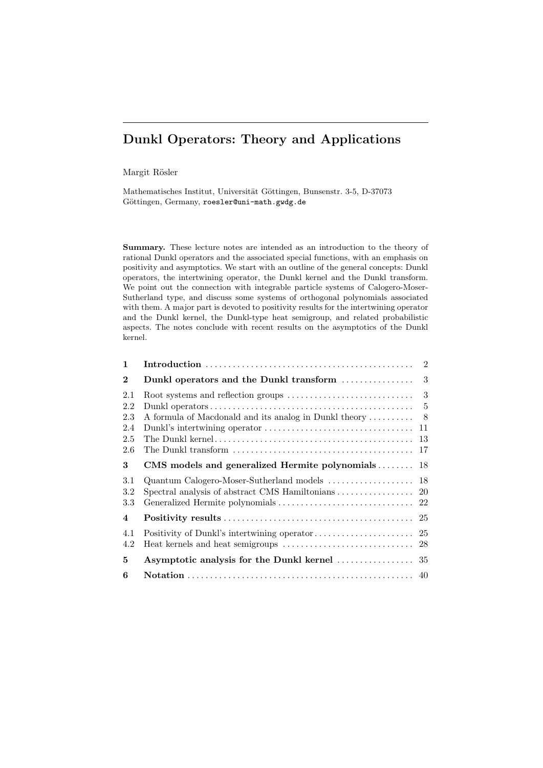# Dunkl Operators: Theory and Applications

Margit Rösler

Mathematisches Institut, Universität Göttingen, Bunsenstr. 3-5, D-37073 Göttingen, Germany, roesler@uni-math.gwdg.de

**Summary.** These lecture notes are intended as an introduction to the theory of rational Dunkl operators and the associated special functions, with an emphasis on positivity and asymptotics. We start with an outline of the general concepts: Dunkl operators, the intertwining operator, the Dunkl kernel and the Dunkl transform. We point out the connection with integrable particle systems of Calogero-Moser-Sutherland type, and discuss some systems of orthogonal polynomials associated with them. A major part is devoted to positivity results for the intertwining operator and the Dunkl kernel, the Dunkl-type heat semigroup, and related probabilistic aspects. The notes conclude with recent results on the asymptotics of the Dunkl kernel.

| | | |
|---|---|---|
| **1** | **Introduction** | 2 |
| **2** | **Dunkl operators and the Dunkl transform** | 3 |
| 2.1 | Root systems and reflection groups | 3 |
| 2.2 | Dunkl operators | 5 |
| 2.3 | A formula of Macdonald and its analog in Dunkl theory | 8 |
| 2.4 | Dunkl's intertwining operator | 11 |
| 2.5 | The Dunkl kernel | 13 |
| 2.6 | The Dunkl transform | 17 |
| **3** | **CMS models and generalized Hermite polynomials** | 18 |
| 3.1 | Quantum Calogero-Moser-Sutherland models | 18 |
| 3.2 | Spectral analysis of abstract CMS Hamiltonians | 20 |
| 3.3 | Generalized Hermite polynomials | 22 |
| **4** | **Positivity results** | 25 |
| 4.1 | Positivity of Dunkl's intertwining operator | 25 |
| 4.2 | Heat kernels and heat semigroups | 28 |
| **5** | **Asymptotic analysis for the Dunkl kernel** | 35 |
| **6** | **Notation** | 40 |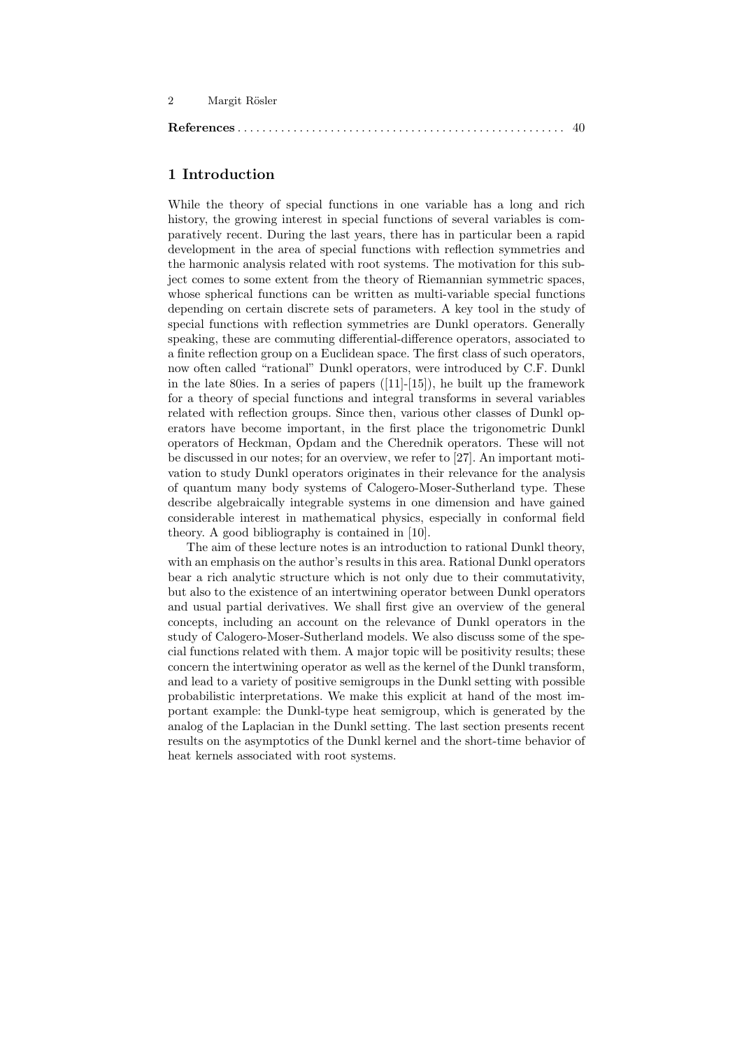**References** . . . . . . . . . . . . . . . . . . . . . . . . . . . . . . . . . . . . . . . . . . . . . . . . . . . . 40

# 1 Introduction

While the theory of special functions in one variable has a long and rich history, the growing interest in special functions of several variables is comparatively recent. During the last years, there has in particular been a rapid development in the area of special functions with reflection symmetries and the harmonic analysis related with root systems. The motivation for this subject comes to some extent from the theory of Riemannian symmetric spaces, whose spherical functions can be written as multi-variable special functions depending on certain discrete sets of parameters. A key tool in the study of special functions with reflection symmetries are Dunkl operators. Generally speaking, these are commuting differential-difference operators, associated to a finite reflection group on a Euclidean space. The first class of such operators, now often called "rational" Dunkl operators, were introduced by C.F. Dunkl in the late 80ies. In a series of papers ([11]-[15]), he built up the framework for a theory of special functions and integral transforms in several variables related with reflection groups. Since then, various other classes of Dunkl operators have become important, in the first place the trigonometric Dunkl operators of Heckman, Opdam and the Cherednik operators. These will not be discussed in our notes; for an overview, we refer to [27]. An important motivation to study Dunkl operators originates in their relevance for the analysis of quantum many body systems of Calogero-Moser-Sutherland type. These describe algebraically integrable systems in one dimension and have gained considerable interest in mathematical physics, especially in conformal field theory. A good bibliography is contained in [10].

The aim of these lecture notes is an introduction to rational Dunkl theory, with an emphasis on the author's results in this area. Rational Dunkl operators bear a rich analytic structure which is not only due to their commutativity, but also to the existence of an intertwining operator between Dunkl operators and usual partial derivatives. We shall first give an overview of the general concepts, including an account on the relevance of Dunkl operators in the study of Calogero-Moser-Sutherland models. We also discuss some of the special functions related with them. A major topic will be positivity results; these concern the intertwining operator as well as the kernel of the Dunkl transform, and lead to a variety of positive semigroups in the Dunkl setting with possible probabilistic interpretations. We make this explicit at hand of the most important example: the Dunkl-type heat semigroup, which is generated by the analog of the Laplacian in the Dunkl setting. The last section presents recent results on the asymptotics of the Dunkl kernel and the short-time behavior of heat kernels associated with root systems.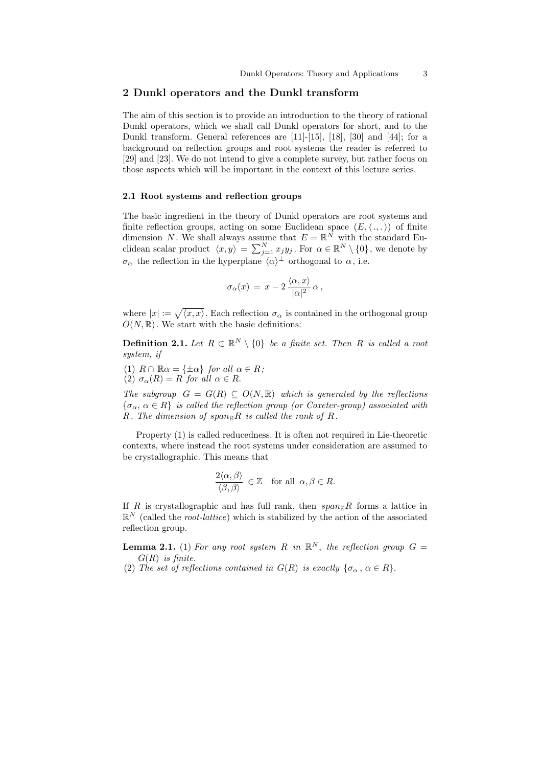## 2 Dunkl operators and the Dunkl transform

The aim of this section is to provide an introduction to the theory of rational Dunkl operators, which we shall call Dunkl operators for short, and to the Dunkl transform. General references are [11]-[15], [18], [30] and [44]; for a background on reflection groups and root systems the reader is referred to [29] and [23]. We do not intend to give a complete survey, but rather focus on those aspects which will be important in the context of this lecture series.

### 2.1 Root systems and reflection groups

The basic ingredient in the theory of Dunkl operators are root systems and finite reflection groups, acting on some Euclidean space $(E, \langle .,. \rangle)$ of finite dimension $N$. We shall always assume that $E = \mathbb{R}^N$ with the standard Euclidean scalar product $\langle x, y \rangle = \sum_{j=1}^N x_j y_j$. For $\alpha \in \mathbb{R}^N \setminus \{0\}$, we denote by $\sigma_\alpha$ the reflection in the hyperplane $\langle \alpha \rangle^\perp$ orthogonal to $\alpha$, i.e.

$$\sigma_\alpha(x) = x - 2\,\frac{\langle \alpha, x \rangle}{|\alpha|^2}\,\alpha\,,$$

where $|x| := \sqrt{\langle x, x \rangle}$. Each reflection $\sigma_\alpha$ is contained in the orthogonal group $O(N, \mathbb{R})$. We start with the basic definitions:

**Definition 2.1.** *Let $R \subset \mathbb{R}^N \setminus \{0\}$ be a finite set. Then $R$ is called a root system, if*

(1) *$R \cap \mathbb{R}\alpha = \{\pm\alpha\}$ for all $\alpha \in R$;*
(2) *$\sigma_\alpha(R) = R$ for all $\alpha \in R$.*

*The subgroup $G = G(R) \subseteq O(N, \mathbb{R})$ which is generated by the reflections $\{\sigma_\alpha, \alpha \in R\}$ is called the reflection group (or Coxeter-group) associated with $R$. The dimension of $span_\mathbb{R} R$ is called the rank of $R$.*

Property (1) is called reducedness. It is often not required in Lie-theoretic contexts, where instead the root systems under consideration are assumed to be crystallographic. This means that

$$\frac{2\langle \alpha, \beta \rangle}{\langle \beta, \beta \rangle} \in \mathbb{Z} \quad \text{for all } \alpha, \beta \in R.$$

If $R$ is crystallographic and has full rank, then $span_\mathbb{Z} R$ forms a lattice in $\mathbb{R}^N$ (called the *root-lattice*) which is stabilized by the action of the associated reflection group.

**Lemma 2.1.** (1) *For any root system $R$ in $\mathbb{R}^N$, the reflection group $G = G(R)$ is finite.*
(2) *The set of reflections contained in $G(R)$ is exactly $\{\sigma_\alpha, \alpha \in R\}$.*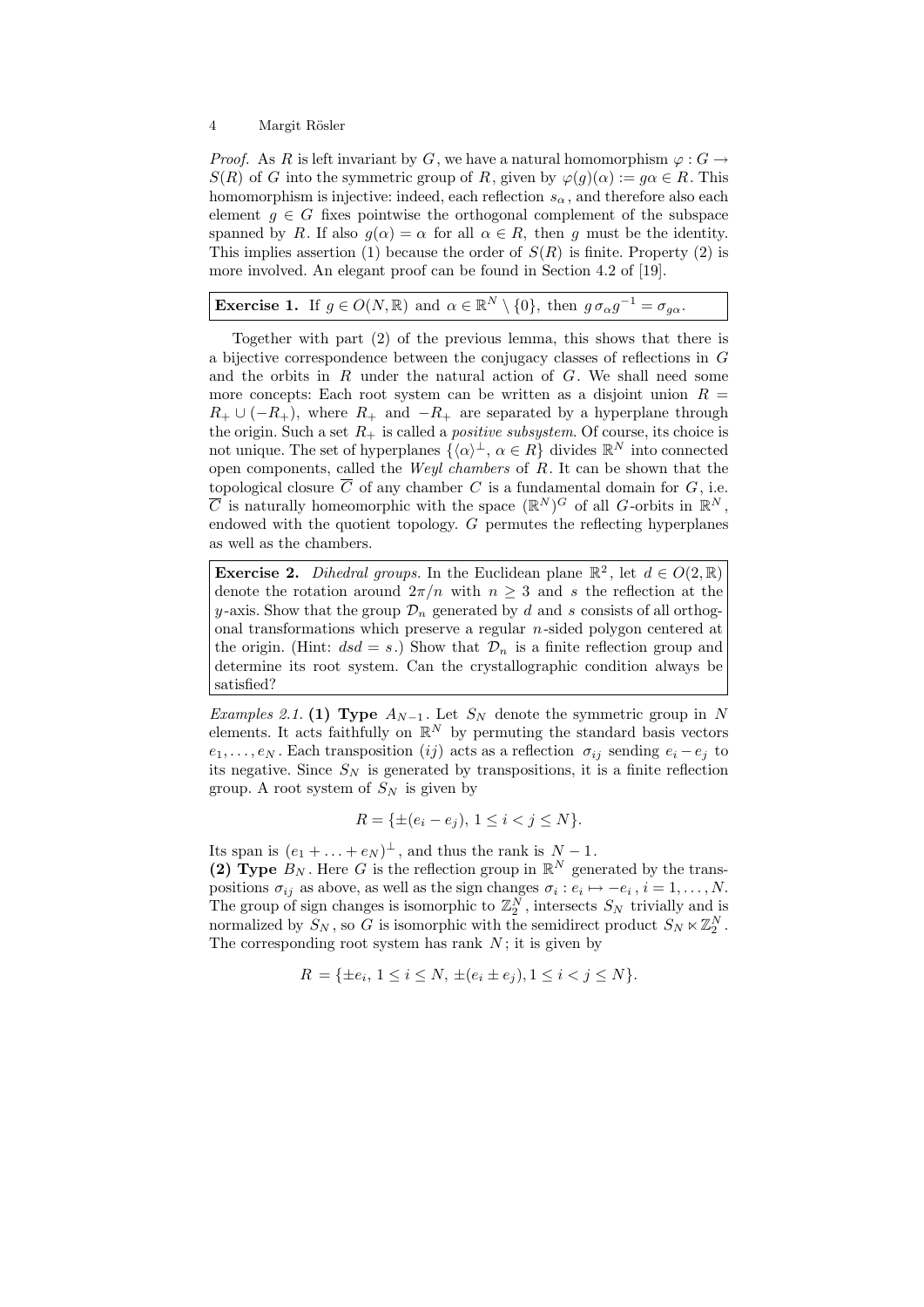*Proof.* As $R$ is left invariant by $G$, we have a natural homomorphism $\varphi : G \to S(R)$ of $G$ into the symmetric group of $R$, given by $\varphi(g)(\alpha) := g\alpha \in R$. This homomorphism is injective: indeed, each reflection $s_\alpha$, and therefore also each element $g \in G$ fixes pointwise the orthogonal complement of the subspace spanned by $R$. If also $g(\alpha) = \alpha$ for all $\alpha \in R$, then $g$ must be the identity. This implies assertion (1) because the order of $S(R)$ is finite. Property (2) is more involved. An elegant proof can be found in Section 4.2 of [19].

**Exercise 1.** If $g \in O(N, \mathbb{R})$ and $\alpha \in \mathbb{R}^N \setminus \{0\}$, then $g\,\sigma_\alpha g^{-1} = \sigma_{g\alpha}$.

Together with part (2) of the previous lemma, this shows that there is a bijective correspondence between the conjugacy classes of reflections in $G$ and the orbits in $R$ under the natural action of $G$. We shall need some more concepts: Each root system can be written as a disjoint union $R = R_+ \cup (-R_+)$, where $R_+$ and $-R_+$ are separated by a hyperplane through the origin. Such a set $R_+$ is called a *positive subsystem*. Of course, its choice is not unique. The set of hyperplanes $\{\langle\alpha\rangle^\perp, \alpha \in R\}$ divides $\mathbb{R}^N$ into connected open components, called the *Weyl chambers* of $R$. It can be shown that the topological closure $\overline{C}$ of any chamber $C$ is a fundamental domain for $G$, i.e. $\overline{C}$ is naturally homeomorphic with the space $(\mathbb{R}^N)^G$ of all $G$-orbits in $\mathbb{R}^N$, endowed with the quotient topology. $G$ permutes the reflecting hyperplanes as well as the chambers.

**Exercise 2.** *Dihedral groups.* In the Euclidean plane $\mathbb{R}^2$, let $d \in O(2, \mathbb{R})$ denote the rotation around $2\pi/n$ with $n \geq 3$ and $s$ the reflection at the $y$-axis. Show that the group $\mathcal{D}_n$ generated by $d$ and $s$ consists of all orthogonal transformations which preserve a regular $n$-sided polygon centered at the origin. (Hint: $dsd = s$.) Show that $\mathcal{D}_n$ is a finite reflection group and determine its root system. Can the crystallographic condition always be satisfied?

*Examples 2.1.* **(1) Type** $A_{N-1}$. Let $S_N$ denote the symmetric group in $N$ elements. It acts faithfully on $\mathbb{R}^N$ by permuting the standard basis vectors $e_1, \ldots, e_N$. Each transposition $(ij)$ acts as a reflection $\sigma_{ij}$ sending $e_i - e_j$ to its negative. Since $S_N$ is generated by transpositions, it is a finite reflection group. A root system of $S_N$ is given by

$$R = \{\pm(e_i - e_j),\ 1 \leq i < j \leq N\}.$$

Its span is $(e_1 + \ldots + e_N)^\perp$, and thus the rank is $N-1$.

**(2) Type** $B_N$. Here $G$ is the reflection group in $\mathbb{R}^N$ generated by the transpositions $\sigma_{ij}$ as above, as well as the sign changes $\sigma_i : e_i \mapsto -e_i$, $i = 1, \ldots, N$. The group of sign changes is isomorphic to $\mathbb{Z}_2^N$, intersects $S_N$ trivially and is normalized by $S_N$, so $G$ is isomorphic with the semidirect product $S_N \ltimes \mathbb{Z}_2^N$. The corresponding root system has rank $N$; it is given by

$$R = \{\pm e_i,\ 1 \leq i \leq N,\ \pm(e_i \pm e_j), 1 \leq i < j \leq N\}.$$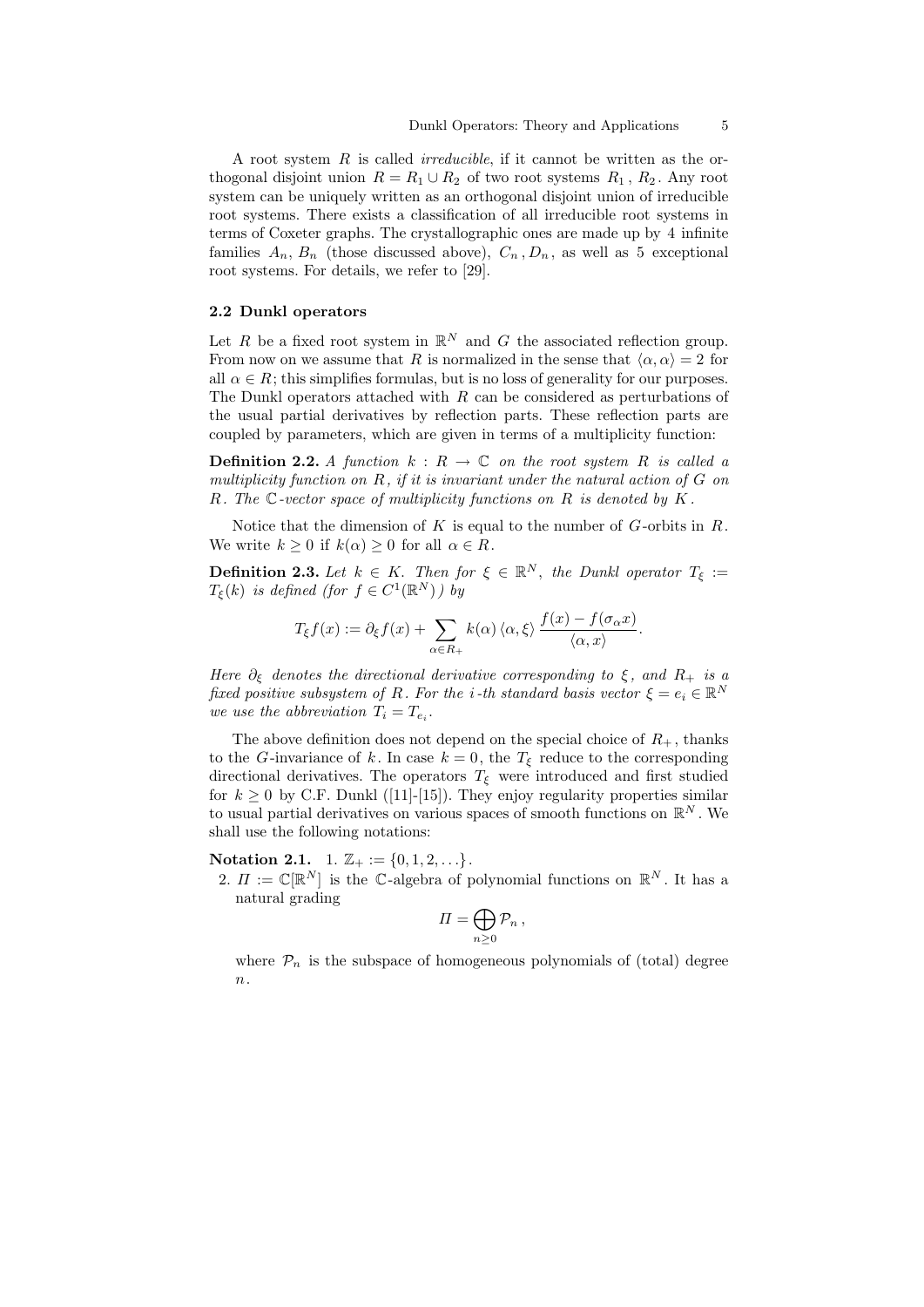A root system $R$ is called *irreducible*, if it cannot be written as the orthogonal disjoint union $R = R_1 \cup R_2$ of two root systems $R_1$, $R_2$. Any root system can be uniquely written as an orthogonal disjoint union of irreducible root systems. There exists a classification of all irreducible root systems in terms of Coxeter graphs. The crystallographic ones are made up by 4 infinite families $A_n, B_n$ (those discussed above), $C_n, D_n$, as well as 5 exceptional root systems. For details, we refer to [29].

### 2.2 Dunkl operators

Let $R$ be a fixed root system in $\mathbb{R}^N$ and $G$ the associated reflection group. From now on we assume that $R$ is normalized in the sense that $\langle \alpha, \alpha \rangle = 2$ for all $\alpha \in R$; this simplifies formulas, but is no loss of generality for our purposes. The Dunkl operators attached with $R$ can be considered as perturbations of the usual partial derivatives by reflection parts. These reflection parts are coupled by parameters, which are given in terms of a multiplicity function:

**Definition 2.2.** *A function $k : R \to \mathbb{C}$ on the root system $R$ is called a multiplicity function on $R$, if it is invariant under the natural action of $G$ on $R$. The $\mathbb{C}$-vector space of multiplicity functions on $R$ is denoted by $K$.*

Notice that the dimension of $K$ is equal to the number of $G$-orbits in $R$. We write $k \geq 0$ if $k(\alpha) \geq 0$ for all $\alpha \in R$.

**Definition 2.3.** *Let $k \in K$. Then for $\xi \in \mathbb{R}^N$, the Dunkl operator $T_\xi := T_\xi(k)$ is defined (for $f \in C^1(\mathbb{R}^N)$) by*

$$T_\xi f(x) := \partial_\xi f(x) + \sum_{\alpha \in R_+} k(\alpha) \, \langle \alpha, \xi \rangle \, \frac{f(x) - f(\sigma_\alpha x)}{\langle \alpha, x \rangle}.$$

*Here $\partial_\xi$ denotes the directional derivative corresponding to $\xi$, and $R_+$ is a fixed positive subsystem of $R$. For the $i$-th standard basis vector $\xi = e_i \in \mathbb{R}^N$ we use the abbreviation $T_i = T_{e_i}$.*

The above definition does not depend on the special choice of $R_+$, thanks to the $G$-invariance of $k$. In case $k = 0$, the $T_\xi$ reduce to the corresponding directional derivatives. The operators $T_\xi$ were introduced and first studied for $k \geq 0$ by C.F. Dunkl ([11]-[15]). They enjoy regularity properties similar to usual partial derivatives on various spaces of smooth functions on $\mathbb{R}^N$. We shall use the following notations:

**Notation 2.1.**
1. $\mathbb{Z}_+ := \{0, 1, 2, \ldots\}$.
2. $\Pi := \mathbb{C}[\mathbb{R}^N]$ is the $\mathbb{C}$-algebra of polynomial functions on $\mathbb{R}^N$. It has a natural grading

$$\Pi = \bigoplus_{n \geq 0} \mathcal{P}_n \,,$$

where $\mathcal{P}_n$ is the subspace of homogeneous polynomials of (total) degree $n$.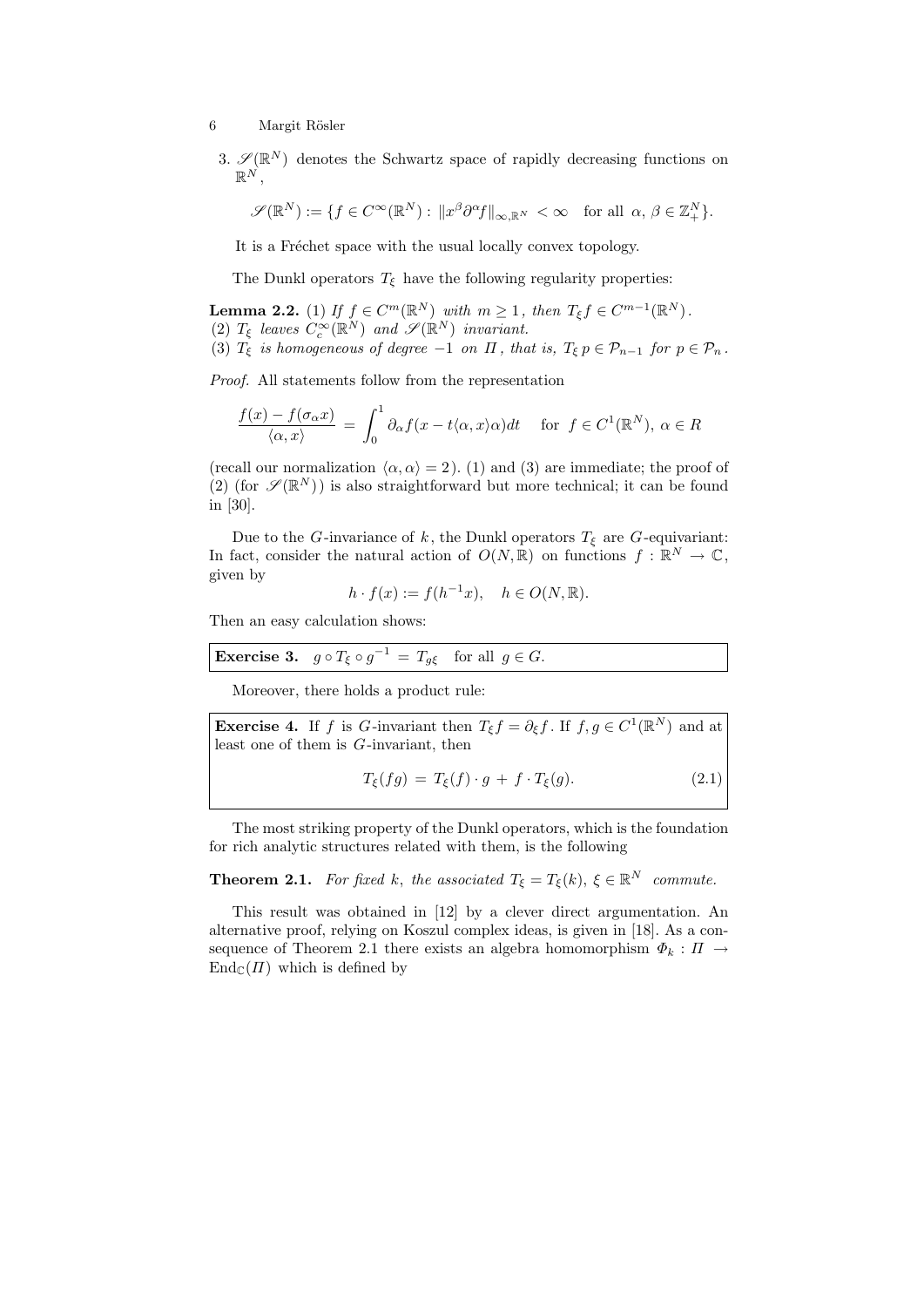3. $\mathscr{S}(\mathbb{R}^N)$ denotes the Schwartz space of rapidly decreasing functions on $\mathbb{R}^N$,

$$\mathscr{S}(\mathbb{R}^N) := \{f \in C^\infty(\mathbb{R}^N) : \|x^\beta \partial^\alpha f\|_{\infty, \mathbb{R}^N} < \infty \quad \text{for all } \alpha, \beta \in \mathbb{Z}_+^N\}.$$

It is a Fréchet space with the usual locally convex topology.

The Dunkl operators $T_\xi$ have the following regularity properties:

**Lemma 2.2.** *(1) If $f \in C^m(\mathbb{R}^N)$ with $m \geq 1$, then $T_\xi f \in C^{m-1}(\mathbb{R}^N)$.*
*(2) $T_\xi$ leaves $C_c^\infty(\mathbb{R}^N)$ and $\mathscr{S}(\mathbb{R}^N)$ invariant.*
*(3) $T_\xi$ is homogeneous of degree $-1$ on $\Pi$, that is, $T_\xi\, p \in \mathcal{P}_{n-1}$ for $p \in \mathcal{P}_n$.*

*Proof.* All statements follow from the representation

$$\frac{f(x) - f(\sigma_\alpha x)}{\langle \alpha, x\rangle} = \int_0^1 \partial_\alpha f(x - t\langle \alpha, x\rangle \alpha) dt \quad \text{for } f \in C^1(\mathbb{R}^N),\ \alpha \in R$$

(recall our normalization $\langle \alpha, \alpha \rangle = 2$). (1) and (3) are immediate; the proof of (2) (for $\mathscr{S}(\mathbb{R}^N)$) is also straightforward but more technical; it can be found in [30].

Due to the $G$-invariance of $k$, the Dunkl operators $T_\xi$ are $G$-equivariant: In fact, consider the natural action of $O(N, \mathbb{R})$ on functions $f : \mathbb{R}^N \to \mathbb{C}$, given by

$$h \cdot f(x) := f(h^{-1}x), \quad h \in O(N, \mathbb{R}).$$

Then an easy calculation shows:

**Exercise 3.** $g \circ T_\xi \circ g^{-1} = T_{g\xi}$ for all $g \in G$.

Moreover, there holds a product rule:

**Exercise 4.** If $f$ is $G$-invariant then $T_\xi f = \partial_\xi f$. If $f, g \in C^1(\mathbb{R}^N)$ and at least one of them is $G$-invariant, then

$$T_\xi(fg) = T_\xi(f) \cdot g + f \cdot T_\xi(g). \tag{2.1}$$

The most striking property of the Dunkl operators, which is the foundation for rich analytic structures related with them, is the following

**Theorem 2.1.** *For fixed $k$, the associated $T_\xi = T_\xi(k)$, $\xi \in \mathbb{R}^N$ commute.*

This result was obtained in [12] by a clever direct argumentation. An alternative proof, relying on Koszul complex ideas, is given in [18]. As a consequence of Theorem 2.1 there exists an algebra homomorphism $\Phi_k : \Pi \to \mathrm{End}_\mathbb{C}(\Pi)$ which is defined by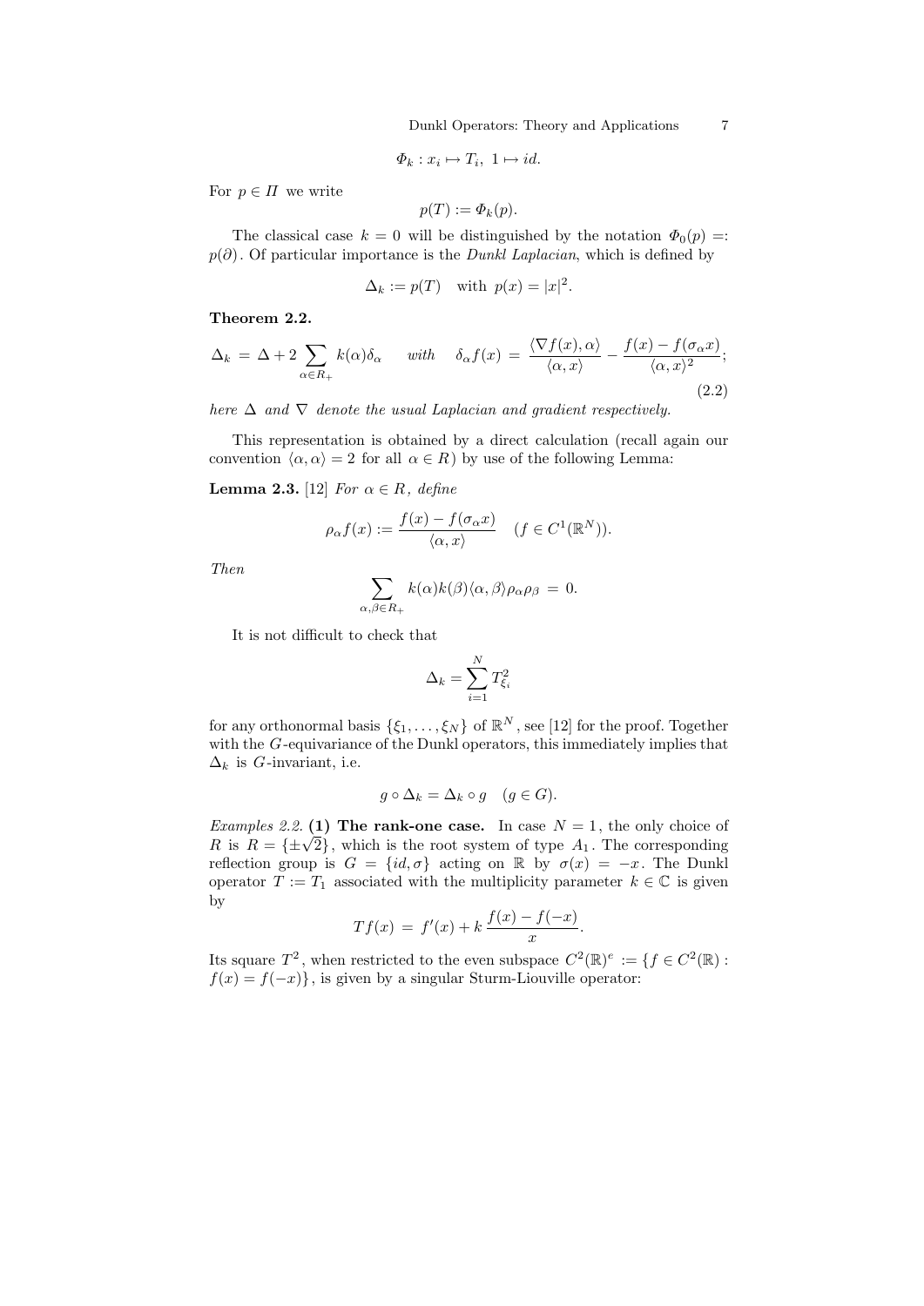$$\Phi_k : x_i \mapsto T_i,\ 1 \mapsto id.$$

For $p \in \Pi$ we write

$$p(T) := \Phi_k(p).$$

The classical case $k = 0$ will be distinguished by the notation $\Phi_0(p) =: p(\partial)$. Of particular importance is the *Dunkl Laplacian*, which is defined by

$$\Delta_k := p(T) \quad \text{with } p(x) = |x|^2.$$

**Theorem 2.2.**

$$\Delta_k \,=\, \Delta + 2\sum_{\alpha\in R_+} k(\alpha)\delta_\alpha \qquad \textit{with} \qquad \delta_\alpha f(x) \,=\, \frac{\langle \nabla f(x), \alpha\rangle}{\langle \alpha, x\rangle} - \frac{f(x) - f(\sigma_\alpha x)}{\langle \alpha, x\rangle^2}; \tag{2.2}$$

*here* $\Delta$ *and* $\nabla$ *denote the usual Laplacian and gradient respectively.*

This representation is obtained by a direct calculation (recall again our convention $\langle \alpha, \alpha\rangle = 2$ for all $\alpha \in R$) by use of the following Lemma:

**Lemma 2.3.** [12] *For* $\alpha \in R$*, define*

$$\rho_\alpha f(x) := \frac{f(x) - f(\sigma_\alpha x)}{\langle \alpha, x\rangle} \quad (f \in C^1(\mathbb{R}^N)).$$

*Then*

$$\sum_{\alpha,\beta\in R_+} k(\alpha)k(\beta)\langle \alpha, \beta\rangle \rho_\alpha\rho_\beta \,=\, 0.$$

It is not difficult to check that

$$\Delta_k = \sum_{i=1}^N T_{\xi_i}^2$$

for any orthonormal basis $\{\xi_1, \ldots, \xi_N\}$ of $\mathbb{R}^N$, see [12] for the proof. Together with the $G$-equivariance of the Dunkl operators, this immediately implies that $\Delta_k$ is $G$-invariant, i.e.

$$g \circ \Delta_k = \Delta_k \circ g \quad (g \in G).$$

*Examples 2.2.* **(1) The rank-one case.** In case $N = 1$, the only choice of $R$ is $R = \{\pm\sqrt{2}\}$, which is the root system of type $A_1$. The corresponding reflection group is $G = \{id, \sigma\}$ acting on $\mathbb{R}$ by $\sigma(x) = -x$. The Dunkl operator $T := T_1$ associated with the multiplicity parameter $k \in \mathbb{C}$ is given by

$$Tf(x) \,=\, f'(x) + k\,\frac{f(x) - f(-x)}{x}.$$

Its square $T^2$, when restricted to the even subspace $C^2(\mathbb{R})^e := \{f \in C^2(\mathbb{R}) : f(x) = f(-x)\}$, is given by a singular Sturm-Liouville operator: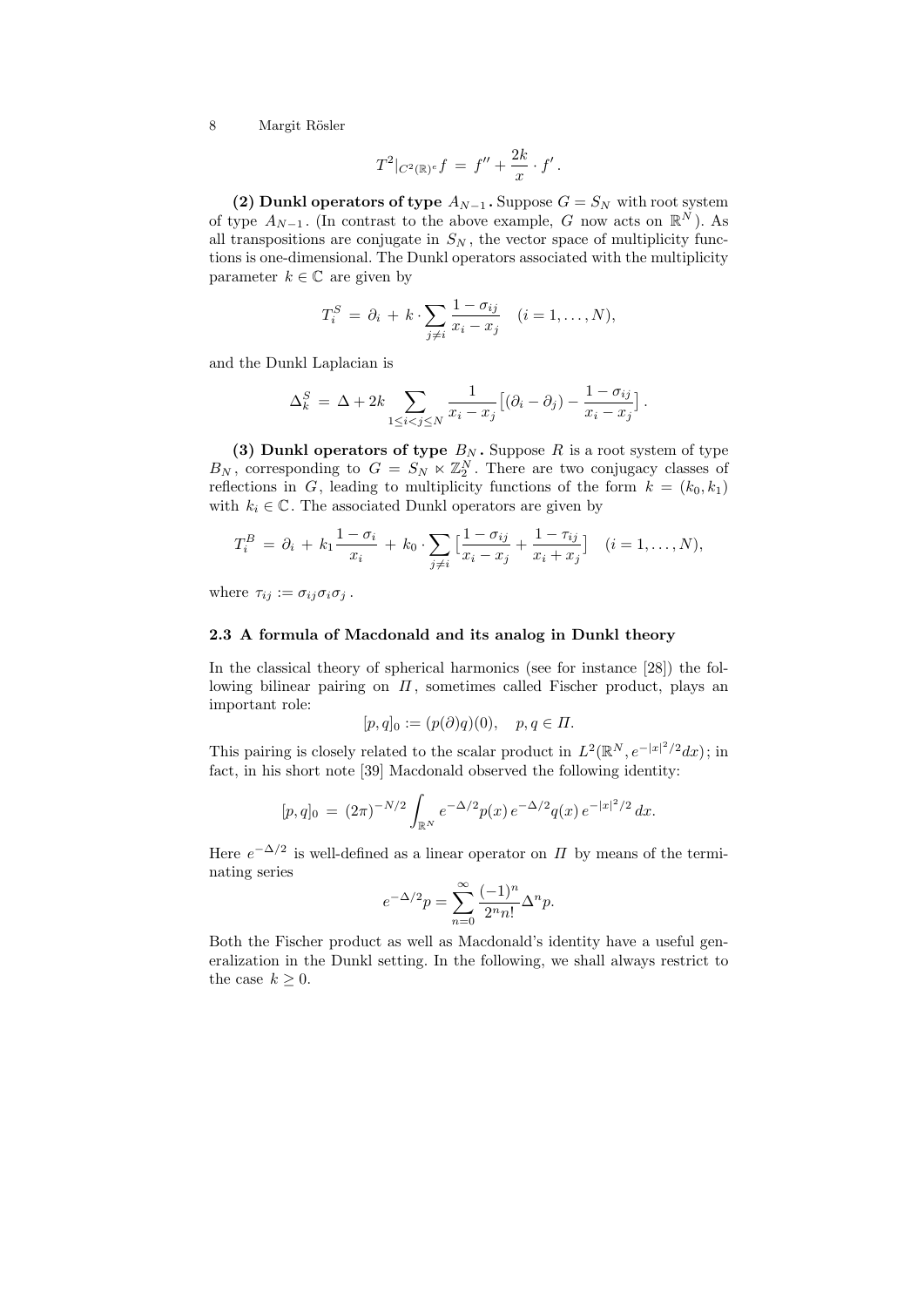$$T^2|_{C^2(\mathbb{R})^e} f \,=\, f'' + \frac{2k}{x}\cdot f'\,.$$

**(2) Dunkl operators of type $A_{N-1}$.** Suppose $G = S_N$ with root system of type $A_{N-1}$. (In contrast to the above example, $G$ now acts on $\mathbb{R}^N$). As all transpositions are conjugate in $S_N$, the vector space of multiplicity functions is one-dimensional. The Dunkl operators associated with the multiplicity parameter $k \in \mathbb{C}$ are given by

$$T_i^S \,=\, \partial_i \,+\, k\cdot \sum_{j\neq i} \frac{1-\sigma_{ij}}{x_i - x_j} \quad (i = 1,\ldots, N),$$

and the Dunkl Laplacian is

$$\Delta_k^S \,=\, \Delta + 2k \sum_{1\leq i<j\leq N} \frac{1}{x_i - x_j}\big[(\partial_i - \partial_j) - \frac{1-\sigma_{ij}}{x_i - x_j}\big]\,.$$

**(3) Dunkl operators of type $B_N$.** Suppose $R$ is a root system of type $B_N$, corresponding to $G = S_N \ltimes \mathbb{Z}_2^N$. There are two conjugacy classes of reflections in $G$, leading to multiplicity functions of the form $k = (k_0, k_1)$ with $k_i \in \mathbb{C}$. The associated Dunkl operators are given by

$$T_i^B \,=\, \partial_i \,+\, k_1 \frac{1-\sigma_i}{x_i} \,+\, k_0\cdot \sum_{j\neq i}\big[\frac{1-\sigma_{ij}}{x_i - x_j} + \frac{1-\tau_{ij}}{x_i + x_j}\big] \quad (i = 1,\ldots, N),$$

where $\tau_{ij} := \sigma_{ij}\sigma_i\sigma_j$ .

### 2.3 A formula of Macdonald and its analog in Dunkl theory

In the classical theory of spherical harmonics (see for instance [28]) the following bilinear pairing on $\Pi$, sometimes called Fischer product, plays an important role:

$$[p,q]_0 := (p(\partial)q)(0), \quad p,q \in \Pi.$$

This pairing is closely related to the scalar product in $L^2(\mathbb{R}^N, e^{-|x|^2/2}dx)$; in fact, in his short note [39] Macdonald observed the following identity:

$$[p,q]_0 \,=\, (2\pi)^{-N/2}\int_{\mathbb{R}^N} e^{-\Delta/2}p(x)\, e^{-\Delta/2}q(x)\, e^{-|x|^2/2}\, dx.$$

Here $e^{-\Delta/2}$ is well-defined as a linear operator on $\Pi$ by means of the terminating series

$$e^{-\Delta/2}p = \sum_{n=0}^\infty \frac{(-1)^n}{2^n n!}\Delta^n p.$$

Both the Fischer product as well as Macdonald's identity have a useful generalization in the Dunkl setting. In the following, we shall always restrict to the case $k \geq 0$.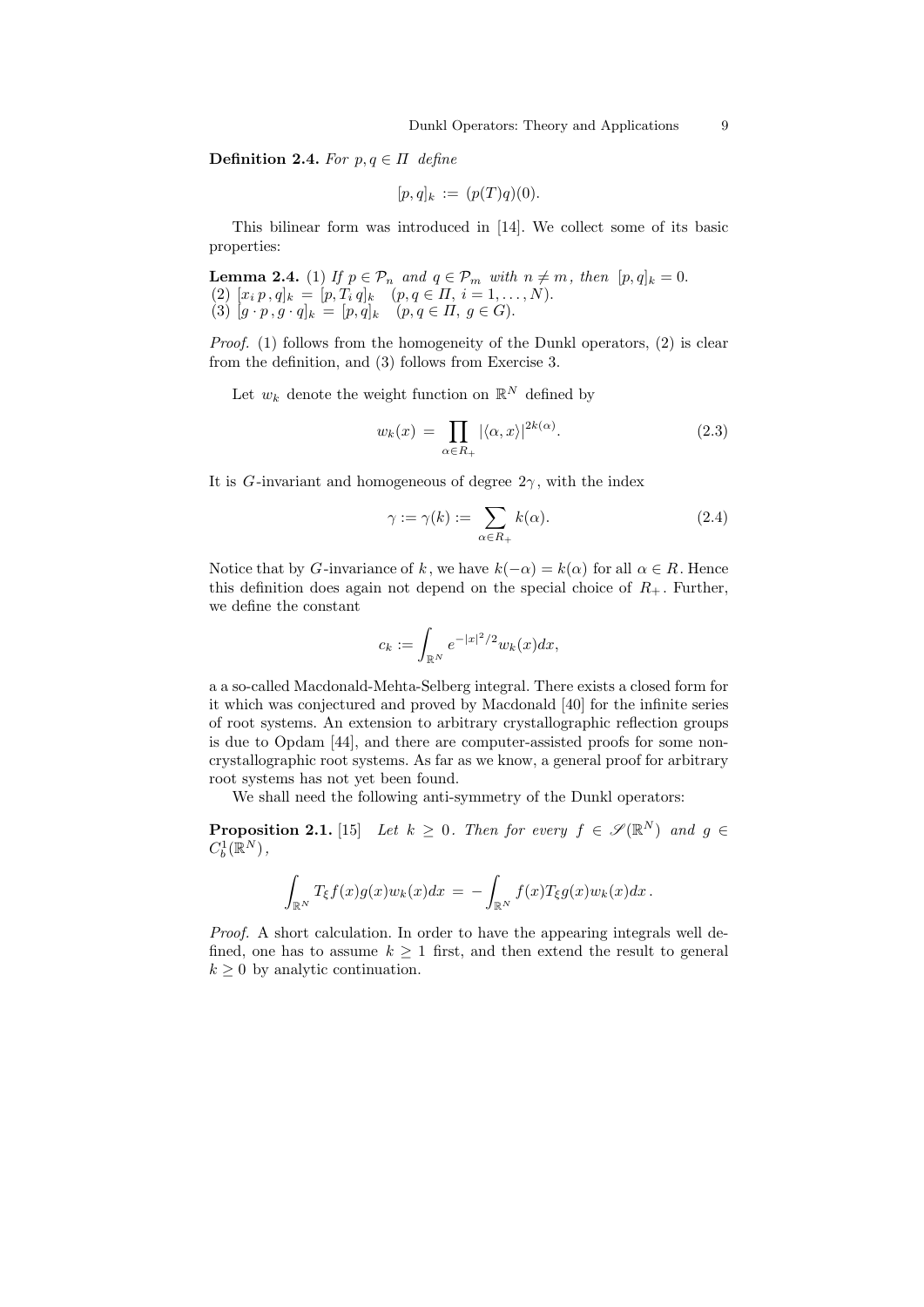**Definition 2.4.** *For $p, q \in \Pi$ define*

$$[p,q]_k := (p(T)q)(0).$$

This bilinear form was introduced in [14]. We collect some of its basic properties:

**Lemma 2.4.** (1) *If $p \in \mathcal{P}_n$ and $q \in \mathcal{P}_m$ with $n \neq m$, then $[p,q]_k = 0$.*
(2) $[x_i\, p\, , q]_k \,=\, [p, T_i\, q]_k \quad (p, q \in \Pi,\ i = 1, \ldots, N).$
(3) $[g \cdot p\, , g \cdot q]_k \,=\, [p, q]_k \quad (p, q \in \Pi,\ g \in G).$

*Proof.* (1) follows from the homogeneity of the Dunkl operators, (2) is clear from the definition, and (3) follows from Exercise 3.

Let $w_k$ denote the weight function on $\mathbb{R}^N$ defined by

$$w_k(x) \,=\, \prod_{\alpha \in R_+} |\langle \alpha, x\rangle|^{2k(\alpha)}. \tag{2.3}$$

It is $G$-invariant and homogeneous of degree $2\gamma$, with the index

$$\gamma := \gamma(k) := \sum_{\alpha \in R_+} k(\alpha). \tag{2.4}$$

Notice that by $G$-invariance of $k$, we have $k(-\alpha) = k(\alpha)$ for all $\alpha \in R$. Hence this definition does again not depend on the special choice of $R_+$. Further, we define the constant

$$c_k := \int_{\mathbb{R}^N} e^{-|x|^2/2} w_k(x) dx,$$

a a so-called Macdonald-Mehta-Selberg integral. There exists a closed form for it which was conjectured and proved by Macdonald [40] for the infinite series of root systems. An extension to arbitrary crystallographic reflection groups is due to Opdam [44], and there are computer-assisted proofs for some non-crystallographic root systems. As far as we know, a general proof for arbitrary root systems has not yet been found.

We shall need the following anti-symmetry of the Dunkl operators:

**Proposition 2.1.** [15] *Let $k \geq 0$. Then for every $f \in \mathscr{S}(\mathbb{R}^N)$ and $g \in C_b^1(\mathbb{R}^N)$,*

$$\int_{\mathbb{R}^N} T_\xi f(x) g(x) w_k(x) dx \,=\, -\int_{\mathbb{R}^N} f(x) T_\xi g(x) w_k(x) dx\,.$$

*Proof.* A short calculation. In order to have the appearing integrals well defined, one has to assume $k \geq 1$ first, and then extend the result to general $k \geq 0$ by analytic continuation.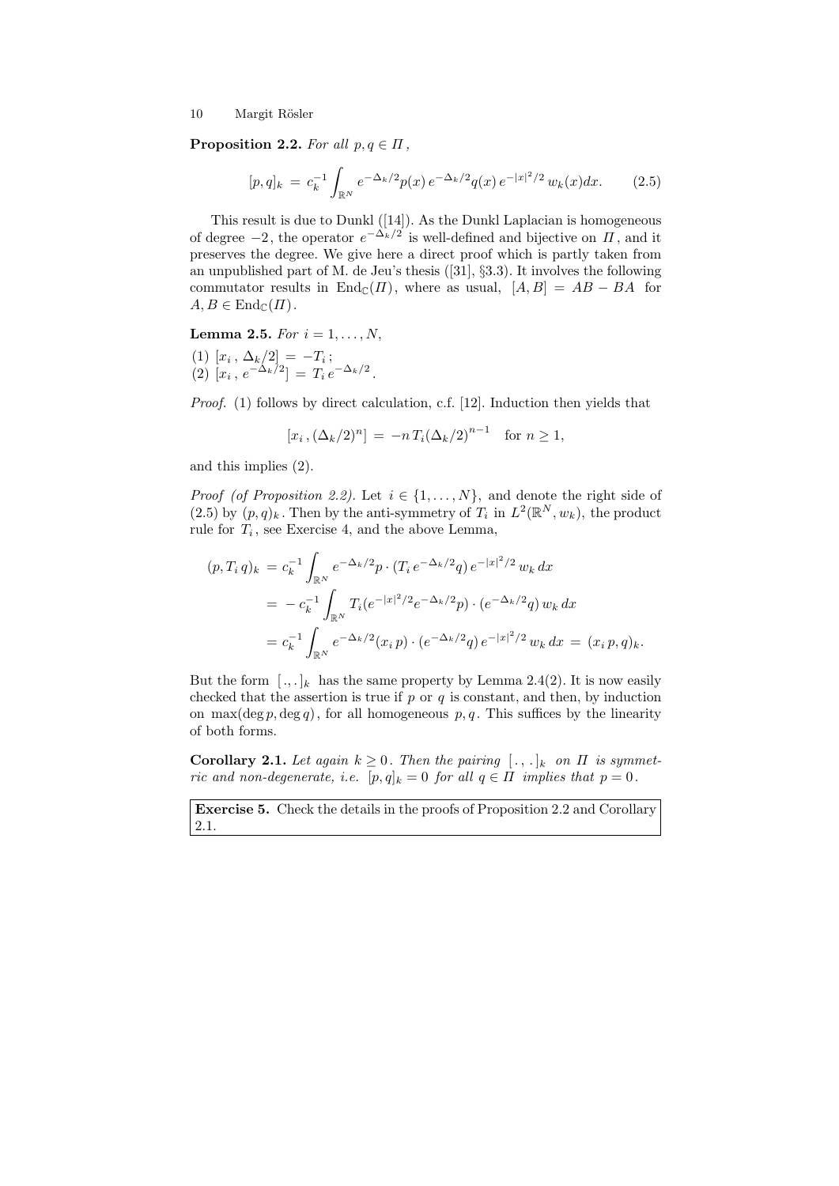**Proposition 2.2.** *For all $p, q \in \Pi$,*

$$[p,q]_k \,=\, c_k^{-1}\int_{\mathbb{R}^N} e^{-\Delta_k/2}p(x)\, e^{-\Delta_k/2}q(x)\, e^{-|x|^2/2}\, w_k(x)dx. \tag{2.5}$$

This result is due to Dunkl ([14]). As the Dunkl Laplacian is homogeneous of degree $-2$, the operator $e^{-\Delta_k/2}$ is well-defined and bijective on $\Pi$, and it preserves the degree. We give here a direct proof which is partly taken from an unpublished part of M. de Jeu's thesis ([31], §3.3). It involves the following commutator results in $\text{End}_{\mathbb{C}}(\Pi)$, where as usual, $[A,B] = AB - BA$ for $A, B \in \text{End}_{\mathbb{C}}(\Pi)$.

**Lemma 2.5.** *For $i = 1, \ldots, N$,*

(1) $[x_i\,,\,\Delta_k/2] \,=\, -T_i\,$;
(2) $[x_i\,,\,e^{-\Delta_k/2}] \,=\, T_i\, e^{-\Delta_k/2}$.

*Proof.* (1) follows by direct calculation, c.f. [12]. Induction then yields that

$$[x_i\,,(\Delta_k/2)^n] \,=\, -n\, T_i (\Delta_k/2)^{n-1} \quad \text{for } n \geq 1,$$

and this implies (2).

*Proof (of Proposition 2.2).* Let $i \in \{1, \ldots, N\}$, and denote the right side of (2.5) by $(p,q)_k$. Then by the anti-symmetry of $T_i$ in $L^2(\mathbb{R}^N, w_k)$, the product rule for $T_i$, see Exercise 4, and the above Lemma,

$$\begin{aligned}
(p, T_i\, q)_k \,&=\, c_k^{-1}\int_{\mathbb{R}^N} e^{-\Delta_k/2}p \cdot (T_i\, e^{-\Delta_k/2}q)\, e^{-|x|^2/2}\, w_k\, dx \\
&=\, -\, c_k^{-1}\int_{\mathbb{R}^N} T_i(e^{-|x|^2/2}e^{-\Delta_k/2}p) \cdot (e^{-\Delta_k/2}q)\, w_k\, dx \\
&=\, c_k^{-1}\int_{\mathbb{R}^N} e^{-\Delta_k/2}(x_i\, p) \cdot (e^{-\Delta_k/2}q)\, e^{-|x|^2/2}\, w_k\, dx \,=\, (x_i\, p, q)_k.
\end{aligned}$$

But the form $[\,.,.\,]_k$ has the same property by Lemma 2.4(2). It is now easily checked that the assertion is true if $p$ or $q$ is constant, and then, by induction on $\max(\deg p, \deg q)$, for all homogeneous $p, q$. This suffices by the linearity of both forms.

**Corollary 2.1.** *Let again $k \geq 0$. Then the pairing $[\,.\,,\,.\,]_k$ on $\Pi$ is symmetric and non-degenerate, i.e. $[p,q]_k = 0$ for all $q \in \Pi$ implies that $p = 0$.*

**Exercise 5.** Check the details in the proofs of Proposition 2.2 and Corollary 2.1.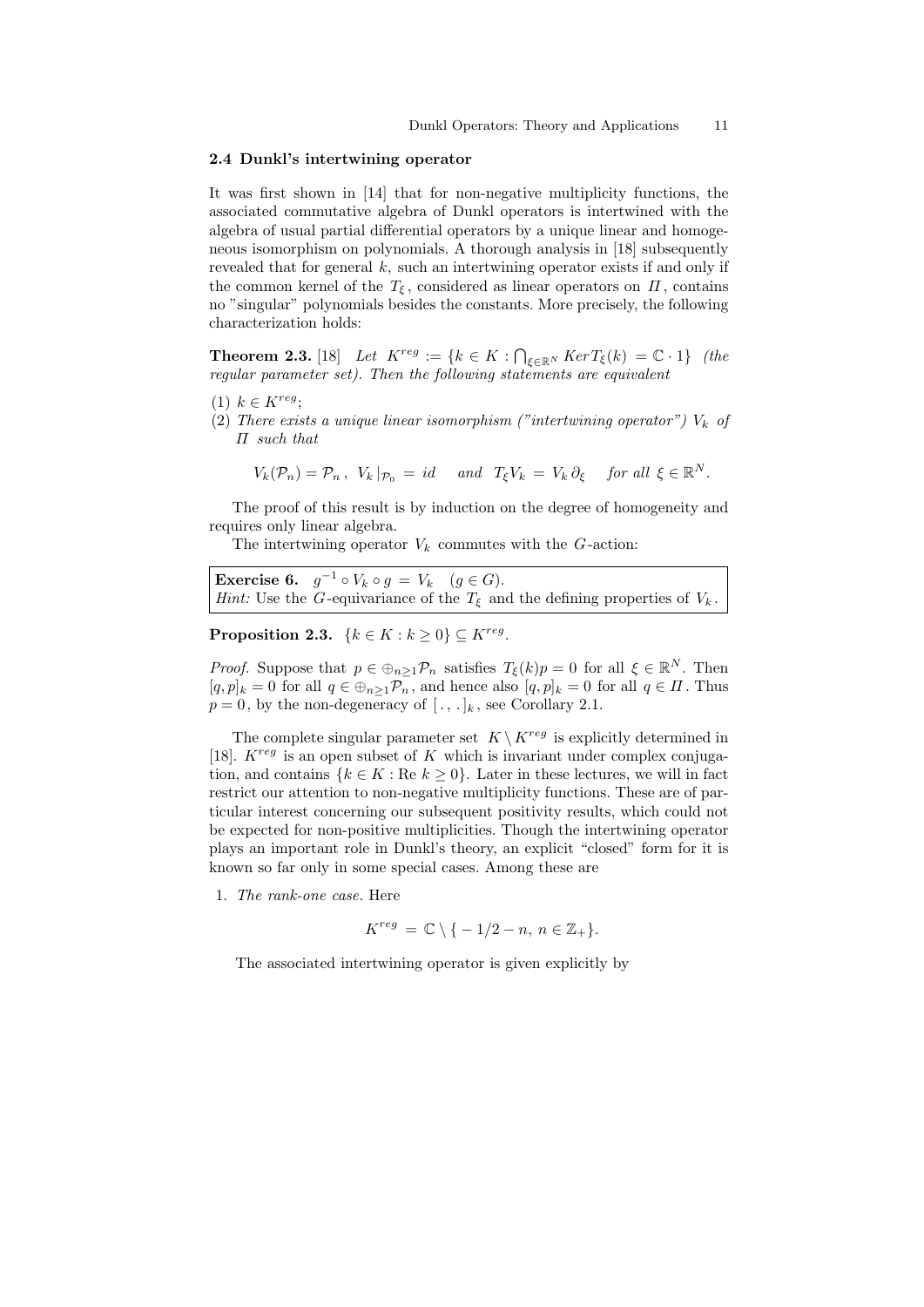### 2.4 Dunkl's intertwining operator

It was first shown in [14] that for non-negative multiplicity functions, the associated commutative algebra of Dunkl operators is intertwined with the algebra of usual partial differential operators by a unique linear and homogeneous isomorphism on polynomials. A thorough analysis in [18] subsequently revealed that for general $k$, such an intertwining operator exists if and only if the common kernel of the $T_\xi$, considered as linear operators on $\Pi$, contains no "singular" polynomials besides the constants. More precisely, the following characterization holds:

**Theorem 2.3.** [18] *Let* $K^{reg} := \{k \in K : \bigcap_{\xi\in\mathbb{R}^N} Ker T_\xi(k) = \mathbb{C}\cdot 1\}$ *(the regular parameter set). Then the following statements are equivalent*

(1) $k \in K^{reg}$;
(2) *There exists a unique linear isomorphism ("intertwining operator")* $V_k$ *of* $\Pi$ *such that*

$$V_k(\mathcal{P}_n) = \mathcal{P}_n\,,\;\; V_k\,|_{\mathcal{P}_0} \,=\, id \quad \text{ and } \;\; T_\xi V_k \,=\, V_k\,\partial_\xi \quad \text{ for all } \xi \in \mathbb{R}^N.$$

The proof of this result is by induction on the degree of homogeneity and requires only linear algebra.

The intertwining operator $V_k$ commutes with the $G$-action:

**Exercise 6.** $g^{-1}\circ V_k \circ g \,=\, V_k \quad (g \in G)$.
*Hint:* Use the $G$-equivariance of the $T_\xi$ and the defining properties of $V_k$.

**Proposition 2.3.** $\{k \in K : k \geq 0\} \subseteq K^{reg}$.

*Proof.* Suppose that $p \in \oplus_{n\geq 1}\mathcal{P}_n$ satisfies $T_\xi(k)p = 0$ for all $\xi \in \mathbb{R}^N$. Then $[q,p]_k = 0$ for all $q \in \oplus_{n\geq 1}\mathcal{P}_n$, and hence also $[q,p]_k = 0$ for all $q \in \Pi$. Thus $p = 0$, by the non-degeneracy of $[\,.\,,\,.\,]_k$, see Corollary 2.1.

The complete singular parameter set $K \setminus K^{reg}$ is explicitly determined in [18]. $K^{reg}$ is an open subset of $K$ which is invariant under complex conjugation, and contains $\{k \in K : \text{Re } k \geq 0\}$. Later in these lectures, we will in fact restrict our attention to non-negative multiplicity functions. These are of particular interest concerning our subsequent positivity results, which could not be expected for non-positive multiplicities. Though the intertwining operator plays an important role in Dunkl's theory, an explicit "closed" form for it is known so far only in some special cases. Among these are

1. *The rank-one case.* Here

$$K^{reg} \,=\, \mathbb{C} \setminus \{\,-1/2 - n,\; n \in \mathbb{Z}_+\}.$$

The associated intertwining operator is given explicitly by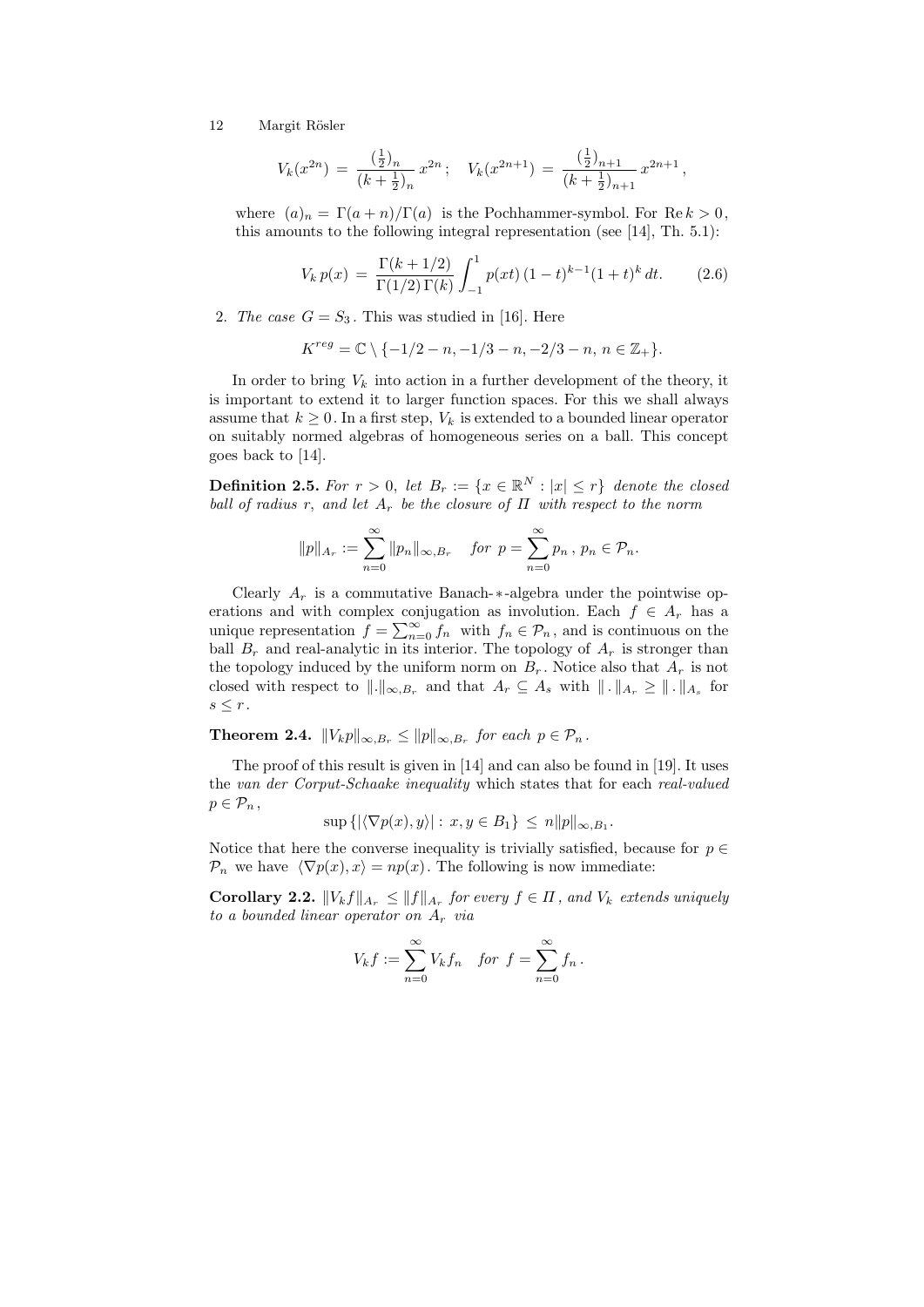$$V_k(x^{2n}) \,=\, \frac{(\frac{1}{2})_n}{(k+\frac{1}{2})_n}\, x^{2n}\,; \quad V_k(x^{2n+1}) \,=\, \frac{(\frac{1}{2})_{n+1}}{(k+\frac{1}{2})_{n+1}}\, x^{2n+1}\,,$$

where $(a)_n = \Gamma(a+n)/\Gamma(a)$ is the Pochhammer-symbol. For $\mathrm{Re}\, k > 0$, this amounts to the following integral representation (see [14], Th. 5.1):

$$V_k\, p(x) \,=\, \frac{\Gamma(k+1/2)}{\Gamma(1/2)\,\Gamma(k)} \int_{-1}^{1} p(xt)\,(1-t)^{k-1}(1+t)^k\, dt. \tag{2.6}$$

2. *The case $G = S_3$.* This was studied in [16]. Here

$$K^{reg} = \mathbb{C} \setminus \{-1/2-n, -1/3-n, -2/3-n,\, n \in \mathbb{Z}_+\}.$$

In order to bring $V_k$ into action in a further development of the theory, it is important to extend it to larger function spaces. For this we shall always assume that $k \geq 0$. In a first step, $V_k$ is extended to a bounded linear operator on suitably normed algebras of homogeneous series on a ball. This concept goes back to [14].

**Definition 2.5.** *For $r > 0$, let $B_r := \{x \in \mathbb{R}^N : |x| \leq r\}$ denote the closed ball of radius $r$, and let $A_r$ be the closure of $\Pi$ with respect to the norm*

$$\|p\|_{A_r} := \sum_{n=0}^{\infty} \|p_n\|_{\infty, B_r} \quad \textit{for } p = \sum_{n=0}^{\infty} p_n\,,\, p_n \in \mathcal{P}_n.$$

Clearly $A_r$ is a commutative Banach-$*$-algebra under the pointwise operations and with complex conjugation as involution. Each $f \in A_r$ has a unique representation $f = \sum_{n=0}^{\infty} f_n$ with $f_n \in \mathcal{P}_n$, and is continuous on the ball $B_r$ and real-analytic in its interior. The topology of $A_r$ is stronger than the topology induced by the uniform norm on $B_r$. Notice also that $A_r$ is not closed with respect to $\|.\|_{\infty, B_r}$ and that $A_r \subseteq A_s$ with $\|\,.\,\|_{A_r} \geq \|\,.\,\|_{A_s}$ for $s \leq r$.

**Theorem 2.4.** *$\|V_k p\|_{\infty, B_r} \leq \|p\|_{\infty, B_r}$ for each $p \in \mathcal{P}_n$.*

The proof of this result is given in [14] and can also be found in [19]. It uses the *van der Corput-Schaake inequality* which states that for each *real-valued* $p \in \mathcal{P}_n$,

$$\sup\{|\langle \nabla p(x), y\rangle| : \, x, y \in B_1\} \,\leq\, n\|p\|_{\infty, B_1}.$$

Notice that here the converse inequality is trivially satisfied, because for $p \in \mathcal{P}_n$ we have $\langle \nabla p(x), x\rangle = np(x)$. The following is now immediate:

**Corollary 2.2.** *$\|V_k f\|_{A_r} \leq \|f\|_{A_r}$ for every $f \in \Pi$, and $V_k$ extends uniquely to a bounded linear operator on $A_r$ via*

$$V_k f := \sum_{n=0}^{\infty} V_k f_n \quad \textit{for } f = \sum_{n=0}^{\infty} f_n\,.$$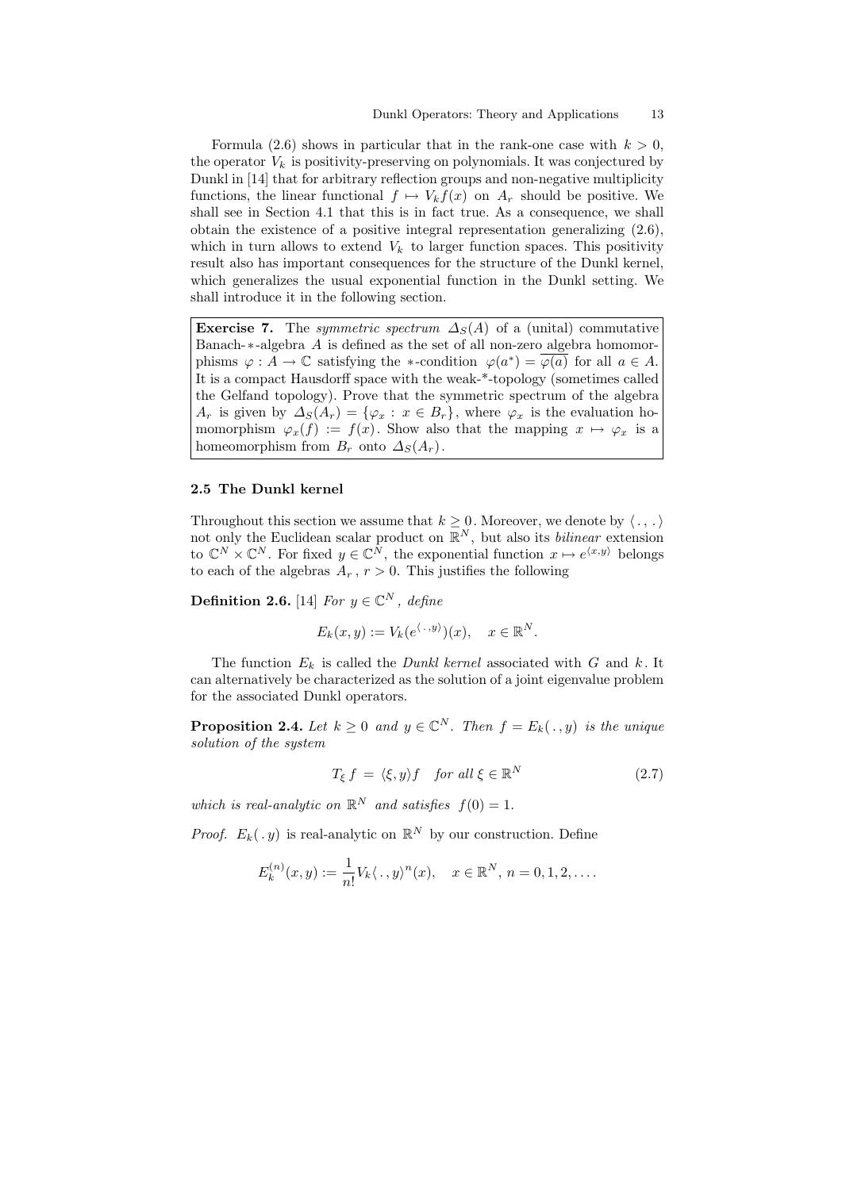Formula (2.6) shows in particular that in the rank-one case with $k > 0$, the operator $V_k$ is positivity-preserving on polynomials. It was conjectured by Dunkl in [14] that for arbitrary reflection groups and non-negative multiplicity functions, the linear functional $f \mapsto V_k f(x)$ on $A_r$ should be positive. We shall see in Section 4.1 that this is in fact true. As a consequence, we shall obtain the existence of a positive integral representation generalizing (2.6), which in turn allows to extend $V_k$ to larger function spaces. This positivity result also has important consequences for the structure of the Dunkl kernel, which generalizes the usual exponential function in the Dunkl setting. We shall introduce it in the following section.

**Exercise 7.** The *symmetric spectrum* $\Delta_S(A)$ of a (unital) commutative Banach-$*$-algebra $A$ is defined as the set of all non-zero algebra homomorphisms $\varphi : A \to \mathbb{C}$ satisfying the $*$-condition $\varphi(a^*) = \overline{\varphi(a)}$ for all $a \in A$. It is a compact Hausdorff space with the weak-*-topology (sometimes called the Gelfand topology). Prove that the symmetric spectrum of the algebra $A_r$ is given by $\Delta_S(A_r) = \{\varphi_x : x \in B_r\}$, where $\varphi_x$ is the evaluation homomorphism $\varphi_x(f) := f(x)$. Show also that the mapping $x \mapsto \varphi_x$ is a homeomorphism from $B_r$ onto $\Delta_S(A_r)$.

### 2.5 The Dunkl kernel

Throughout this section we assume that $k \geq 0$. Moreover, we denote by $\langle \,.\,,\,.\, \rangle$ not only the Euclidean scalar product on $\mathbb{R}^N$, but also its *bilinear* extension to $\mathbb{C}^N \times \mathbb{C}^N$. For fixed $y \in \mathbb{C}^N$, the exponential function $x \mapsto e^{\langle x,y\rangle}$ belongs to each of the algebras $A_r$, $r > 0$. This justifies the following

**Definition 2.6.** [14] *For $y \in \mathbb{C}^N$, define*

$$E_k(x,y) := V_k(e^{\langle \,.\,,y\rangle})(x), \quad x \in \mathbb{R}^N.$$

The function $E_k$ is called the *Dunkl kernel* associated with $G$ and $k$. It can alternatively be characterized as the solution of a joint eigenvalue problem for the associated Dunkl operators.

**Proposition 2.4.** *Let $k \geq 0$ and $y \in \mathbb{C}^N$. Then $f = E_k(\,.\,,y)$ is the unique solution of the system*

$$T_\xi f = \langle \xi, y\rangle f \quad \text{for all } \xi \in \mathbb{R}^N \tag{2.7}$$

*which is real-analytic on $\mathbb{R}^N$ and satisfies $f(0) = 1$.*

*Proof.* $E_k(\,.\,y)$ is real-analytic on $\mathbb{R}^N$ by our construction. Define

$$E_k^{(n)}(x,y) := \frac{1}{n!} V_k \langle \,.\,,y\rangle^n(x), \quad x \in \mathbb{R}^N,\, n = 0,1,2,\ldots.$$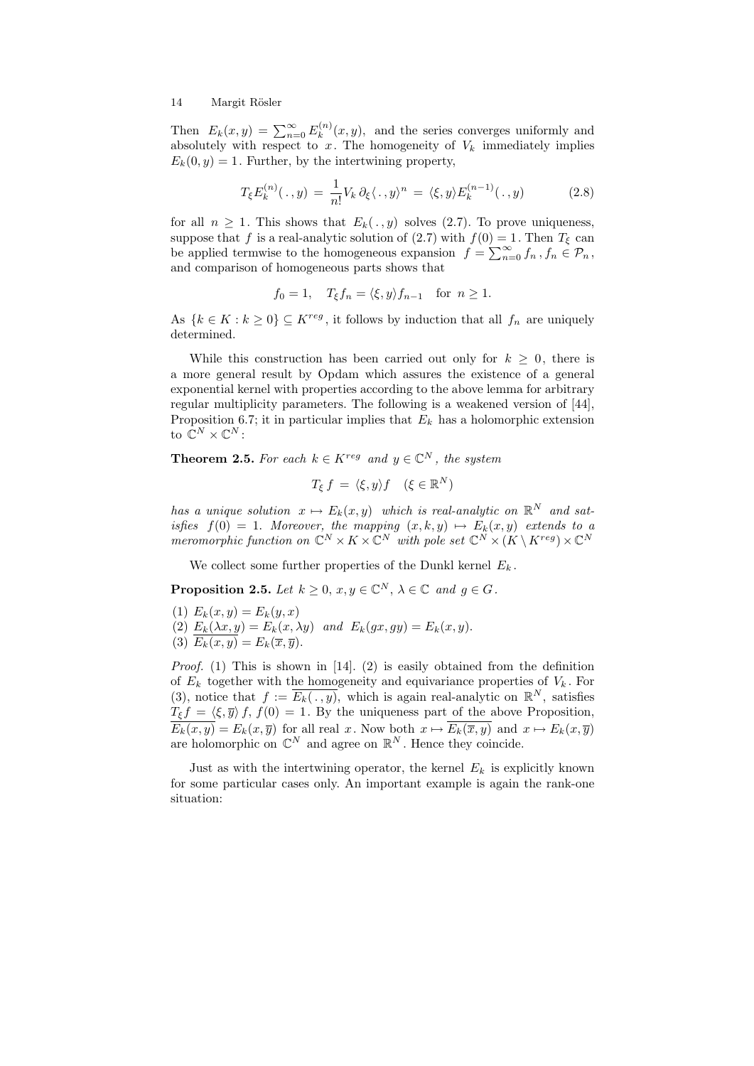Then $E_k(x,y) = \sum_{n=0}^\infty E_k^{(n)}(x,y)$, and the series converges uniformly and absolutely with respect to $x$. The homogeneity of $V_k$ immediately implies $E_k(0,y) = 1$. Further, by the intertwining property,

$$T_\xi E_k^{(n)}(\,.\,,y) \,=\, \frac{1}{n!} V_k\, \partial_\xi \langle\,.\,,y\rangle^n \,=\, \langle \xi, y\rangle E_k^{(n-1)}(\,.\,,y) \tag{2.8}$$

for all $n \geq 1$. This shows that $E_k(\,.\,,y)$ solves (2.7). To prove uniqueness, suppose that $f$ is a real-analytic solution of (2.7) with $f(0) = 1$. Then $T_\xi$ can be applied termwise to the homogeneous expansion $f = \sum_{n=0}^\infty f_n\,, f_n \in \mathcal{P}_n$, and comparison of homogeneous parts shows that

$$f_0 = 1, \quad T_\xi f_n = \langle \xi, y\rangle f_{n-1} \quad \text{for } n \geq 1.$$

As $\{k \in K : k \geq 0\} \subseteq K^{reg}$, it follows by induction that all $f_n$ are uniquely determined.

While this construction has been carried out only for $k \geq 0$, there is a more general result by Opdam which assures the existence of a general exponential kernel with properties according to the above lemma for arbitrary regular multiplicity parameters. The following is a weakened version of [44], Proposition 6.7; it in particular implies that $E_k$ has a holomorphic extension to $\mathbb{C}^N \times \mathbb{C}^N$:

**Theorem 2.5.** *For each $k \in K^{reg}$ and $y \in \mathbb{C}^N$, the system*

$$T_\xi\, f \,=\, \langle \xi, y\rangle f \quad (\xi \in \mathbb{R}^N)$$

*has a unique solution $x \mapsto E_k(x,y)$ which is real-analytic on $\mathbb{R}^N$ and satisfies $f(0) = 1$. Moreover, the mapping $(x,k,y) \mapsto E_k(x,y)$ extends to a meromorphic function on $\mathbb{C}^N \times K \times \mathbb{C}^N$ with pole set $\mathbb{C}^N \times (K \setminus K^{reg}) \times \mathbb{C}^N$*

We collect some further properties of the Dunkl kernel $E_k$.

**Proposition 2.5.** *Let $k \geq 0$, $x, y \in \mathbb{C}^N$, $\lambda \in \mathbb{C}$ and $g \in G$.*

(1) $E_k(x,y) = E_k(y,x)$
(2) $E_k(\lambda x, y) = E_k(x, \lambda y)$ *and* $E_k(gx, gy) = E_k(x,y)$.
(3) $\overline{E_k(x,y)} = E_k(\overline{x}, \overline{y})$.

*Proof.* (1) This is shown in [14]. (2) is easily obtained from the definition of $E_k$ together with the homogeneity and equivariance properties of $V_k$. For (3), notice that $f := \overline{E_k(\,.\,,y)}$, which is again real-analytic on $\mathbb{R}^N$, satisfies $T_\xi f = \langle \xi, \overline{y}\rangle\, f$, $f(0) = 1$. By the uniqueness part of the above Proposition, $\overline{E_k(x,y)} = E_k(x, \overline{y})$ for all real $x$. Now both $x \mapsto \overline{E_k(\overline{x}, y)}$ and $x \mapsto E_k(x, \overline{y})$ are holomorphic on $\mathbb{C}^N$ and agree on $\mathbb{R}^N$. Hence they coincide.

Just as with the intertwining operator, the kernel $E_k$ is explicitly known for some particular cases only. An important example is again the rank-one situation: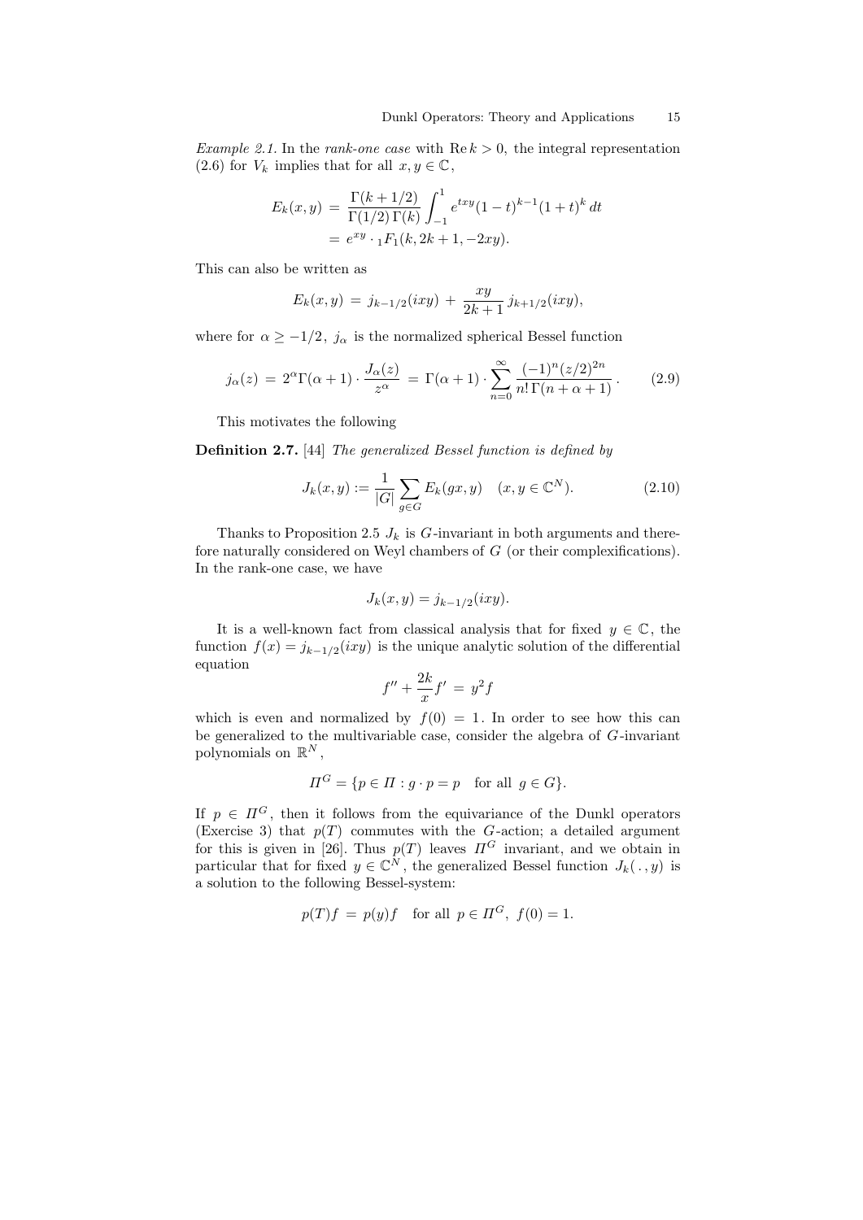*Example 2.1.* In the *rank-one case* with $\operatorname{Re} k > 0$, the integral representation (2.6) for $V_k$ implies that for all $x, y \in \mathbb{C}$,

$$
\begin{aligned}
E_k(x,y) \,&=\, \frac{\Gamma(k+1/2)}{\Gamma(1/2)\,\Gamma(k)} \int_{-1}^{1} e^{txy}(1-t)^{k-1}(1+t)^k\,dt \\
&= e^{xy} \cdot {}_1F_1(k, 2k+1, -2xy).
\end{aligned}
$$

This can also be written as

$$
E_k(x,y) \,=\, j_{k-1/2}(ixy) \,+\, \frac{xy}{2k+1}\, j_{k+1/2}(ixy),
$$

where for $\alpha \geq -1/2$, $j_\alpha$ is the normalized spherical Bessel function

$$
j_\alpha(z) \,=\, 2^\alpha \Gamma(\alpha+1) \cdot \frac{J_\alpha(z)}{z^\alpha} \,=\, \Gamma(\alpha+1) \cdot \sum_{n=0}^{\infty} \frac{(-1)^n (z/2)^{2n}}{n!\,\Gamma(n+\alpha+1)}\,. \tag{2.9}
$$

This motivates the following

**Definition 2.7.** [44] *The generalized Bessel function is defined by*

$$
J_k(x,y) := \frac{1}{|G|} \sum_{g \in G} E_k(gx, y) \quad (x, y \in \mathbb{C}^N). \tag{2.10}
$$

Thanks to Proposition 2.5 $J_k$ is $G$-invariant in both arguments and therefore naturally considered on Weyl chambers of $G$ (or their complexifications). In the rank-one case, we have

$$
J_k(x,y) = j_{k-1/2}(ixy).
$$

It is a well-known fact from classical analysis that for fixed $y \in \mathbb{C}$, the function $f(x) = j_{k-1/2}(ixy)$ is the unique analytic solution of the differential equation

$$
f'' + \frac{2k}{x} f' \,=\, y^2 f
$$

which is even and normalized by $f(0) = 1$. In order to see how this can be generalized to the multivariable case, consider the algebra of $G$-invariant polynomials on $\mathbb{R}^N$,

$$
\Pi^G = \{p \in \Pi : g \cdot p = p \quad \text{for all } \; g \in G\}.
$$

If $p \in \Pi^G$, then it follows from the equivariance of the Dunkl operators (Exercise 3) that $p(T)$ commutes with the $G$-action; a detailed argument for this is given in [26]. Thus $p(T)$ leaves $\Pi^G$ invariant, and we obtain in particular that for fixed $y \in \mathbb{C}^N$, the generalized Bessel function $J_k(\,.\,, y)$ is a solution to the following Bessel-system:

$$
p(T) f \,=\, p(y) f \quad \text{for all } \; p \in \Pi^G, \; f(0) = 1.
$$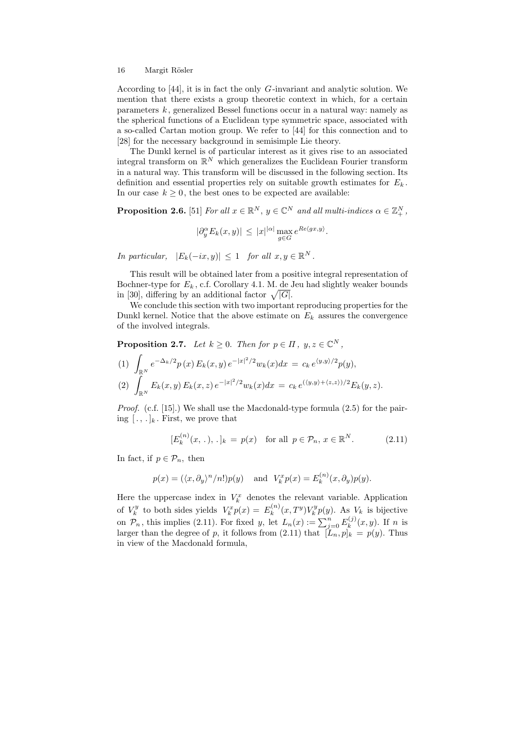According to [44], it is in fact the only $G$-invariant and analytic solution. We mention that there exists a group theoretic context in which, for a certain parameters $k$, generalized Bessel functions occur in a natural way: namely as the spherical functions of a Euclidean type symmetric space, associated with a so-called Cartan motion group. We refer to [44] for this connection and to [28] for the necessary background in semisimple Lie theory.

The Dunkl kernel is of particular interest as it gives rise to an associated integral transform on $\mathbb{R}^N$ which generalizes the Euclidean Fourier transform in a natural way. This transform will be discussed in the following section. Its definition and essential properties rely on suitable growth estimates for $E_k$. In our case $k \geq 0$, the best ones to be expected are available:

**Proposition 2.6.** [51] *For all $x \in \mathbb{R}^N$, $y \in \mathbb{C}^N$ and all multi-indices $\alpha \in \mathbb{Z}_+^N$,*

$$|\partial_y^\alpha E_k(x,y)| \leq |x|^{|\alpha|} \max_{g \in G} e^{Re\langle gx, y\rangle}.$$

*In particular,* $|E_k(-ix,y)| \leq 1$ *for all $x, y \in \mathbb{R}^N$.*

This result will be obtained later from a positive integral representation of Bochner-type for $E_k$, c.f. Corollary 4.1. M. de Jeu had slightly weaker bounds in [30], differing by an additional factor $\sqrt{|G|}$.

We conclude this section with two important reproducing properties for the Dunkl kernel. Notice that the above estimate on $E_k$ assures the convergence of the involved integrals.

**Proposition 2.7.** *Let $k \geq 0$. Then for $p \in \Pi$, $y, z \in \mathbb{C}^N$,*

$$(1) \;\; \int_{\mathbb{R}^N} e^{-\Delta_k/2} p\,(x)\, E_k(x,y)\, e^{-|x|^2/2} w_k(x) dx \,=\, c_k\, e^{\langle y,y\rangle/2} p(y),$$

$$(2) \;\; \int_{\mathbb{R}^N} E_k(x,y)\, E_k(x,z)\, e^{-|x|^2/2} w_k(x) dx \,=\, c_k\, e^{(\langle y,y\rangle + \langle z,z\rangle)/2} E_k(y,z).$$

*Proof.* (c.f. [15].) We shall use the Macdonald-type formula (2.5) for the pairing $[\,.\,,\,.\,]_k$. First, we prove that

$$[E_k^{(n)}(x,\,.\,),\,.\,]_k \,=\, p(x) \quad \text{for all } \; p \in \mathcal{P}_n,\; x \in \mathbb{R}^N. \tag{2.11}$$

In fact, if $p \in \mathcal{P}_n$, then

$$p(x) = (\langle x, \partial_y\rangle^n/n!)p(y) \quad \text{and} \quad V_k^x p(x) = E_k^{(n)}(x, \partial_y)p(y).$$

Here the uppercase index in $V_k^x$ denotes the relevant variable. Application of $V_k^y$ to both sides yields $V_k^x p(x) = E_k^{(n)}(x, T^y) V_k^y p(y)$. As $V_k$ is bijective on $\mathcal{P}_n$, this implies (2.11). For fixed $y$, let $L_n(x) := \sum_{j=0}^n E_k^{(j)}(x,y)$. If $n$ is larger than the degree of $p$, it follows from (2.11) that $[L_n, p]_k = p(y)$. Thus in view of the Macdonald formula,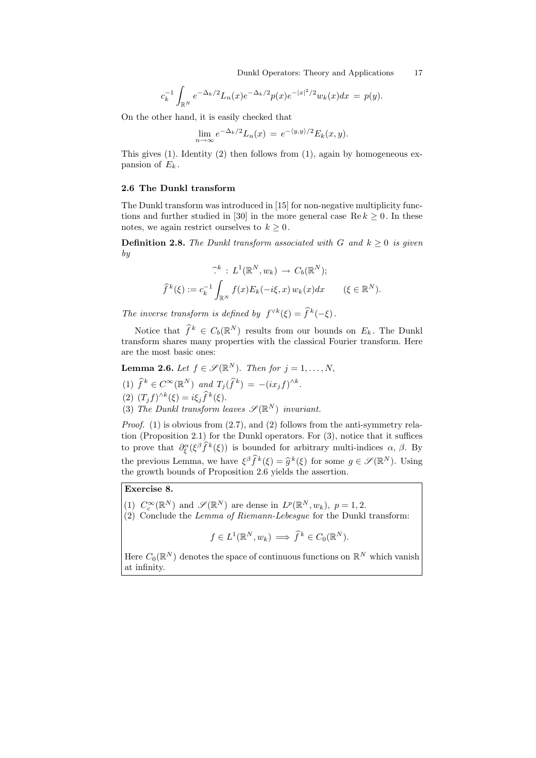$$c_k^{-1}\int_{\mathbb{R}^N} e^{-\Delta_k/2}L_n(x)e^{-\Delta_k/2}p(x)e^{-|x|^2/2}w_k(x)dx \,=\, p(y).$$

On the other hand, it is easily checked that

$$\lim_{n\to\infty} e^{-\Delta_k/2}L_n(x) \,=\, e^{-\langle y,y\rangle/2}E_k(x,y).$$

This gives (1). Identity (2) then follows from (1), again by homogeneous expansion of $E_k$.

### 2.6 The Dunkl transform

The Dunkl transform was introduced in [15] for non-negative multiplicity functions and further studied in [30] in the more general case $\operatorname{Re} k \geq 0$. In these notes, we again restrict ourselves to $k \geq 0$.

**Definition 2.8.** *The Dunkl transform associated with $G$ and $k \geq 0$ is given by*

$$\widehat{.}^{\,k} \,:\, L^1(\mathbb{R}^N, w_k) \,\to\, C_b(\mathbb{R}^N);$$
$$\widehat{f}^{\,k}(\xi) := c_k^{-1}\int_{\mathbb{R}^N} f(x)E_k(-i\xi, x)\, w_k(x)dx \qquad (\xi \in \mathbb{R}^N).$$

*The inverse transform is defined by* $f^{\vee k}(\xi) = \widehat{f}^{\,k}(-\xi)$.

Notice that $\widehat{f}^{\,k} \in C_b(\mathbb{R}^N)$ results from our bounds on $E_k$. The Dunkl transform shares many properties with the classical Fourier transform. Here are the most basic ones:

**Lemma 2.6.** *Let $f \in \mathscr{S}(\mathbb{R}^N)$. Then for $j = 1, \ldots, N$,*

(1) $\widehat{f}^{\,k} \in C^\infty(\mathbb{R}^N)$ *and* $T_j(\widehat{f}^{\,k}) \,=\, -(ix_jf)^{\wedge k}$.
(2) $(T_jf)^{\wedge k}(\xi) = i\xi_j\widehat{f}^{\,k}(\xi)$.
(3) *The Dunkl transform leaves $\mathscr{S}(\mathbb{R}^N)$ invariant.*

*Proof.* (1) is obvious from (2.7), and (2) follows from the anti-symmetry relation (Proposition 2.1) for the Dunkl operators. For (3), notice that it suffices to prove that $\partial_\xi^\alpha(\xi^\beta\widehat{f}^{\,k}(\xi))$ is bounded for arbitrary multi-indices $\alpha$, $\beta$. By the previous Lemma, we have $\xi^\beta\widehat{f}^{\,k}(\xi) = \widehat{g}^{\,k}(\xi)$ for some $g \in \mathscr{S}(\mathbb{R}^N)$. Using the growth bounds of Proposition 2.6 yields the assertion.

**Exercise 8.**

(1) $C_c^\infty(\mathbb{R}^N)$ and $\mathscr{S}(\mathbb{R}^N)$ are dense in $L^p(\mathbb{R}^N, w_k),\ p = 1, 2$.
(2) Conclude the *Lemma of Riemann-Lebesgue* for the Dunkl transform:

$$f \in L^1(\mathbb{R}^N, w_k) \implies \widehat{f}^{\,k} \in C_0(\mathbb{R}^N).$$

Here $C_0(\mathbb{R}^N)$ denotes the space of continuous functions on $\mathbb{R}^N$ which vanish at infinity.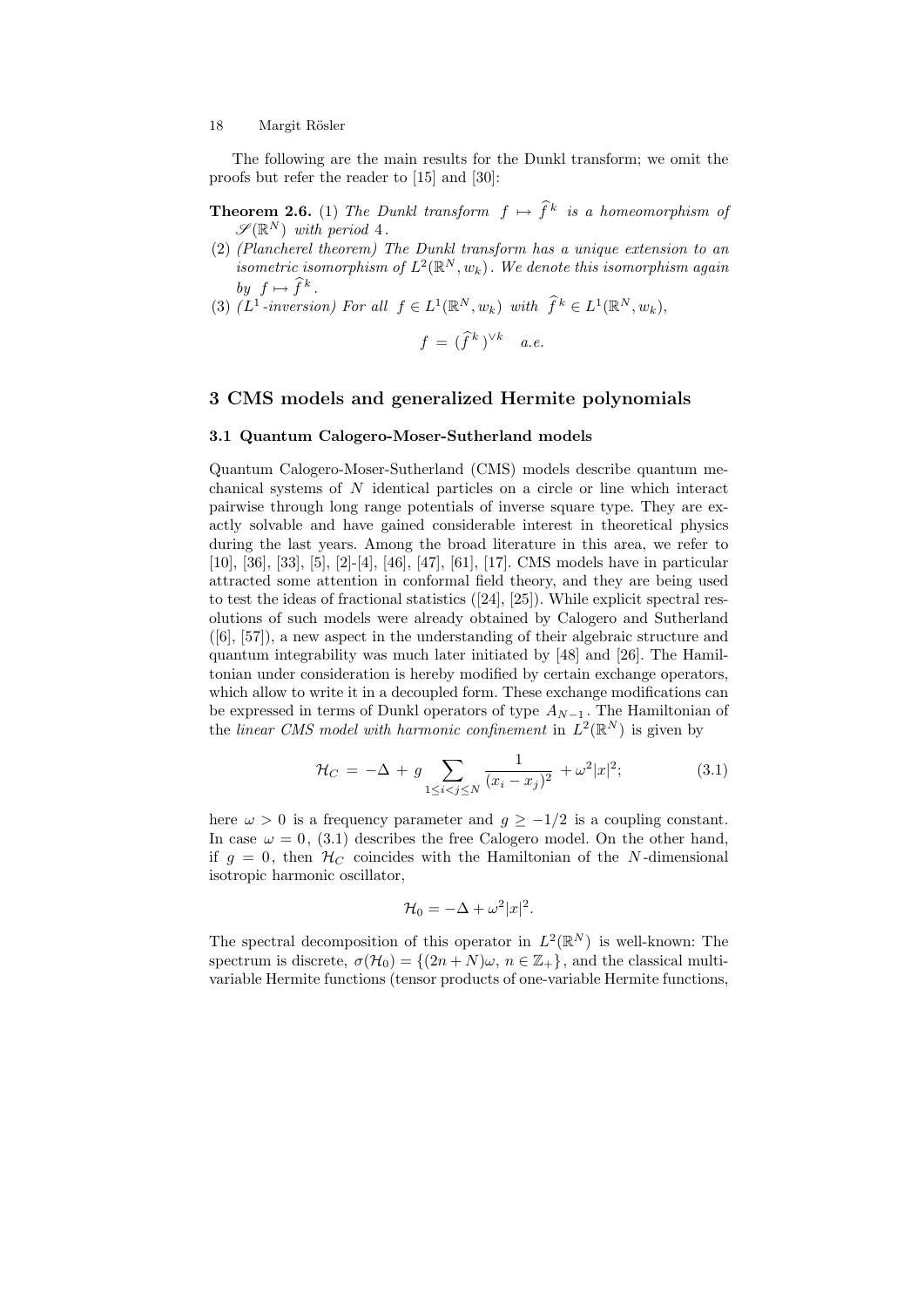The following are the main results for the Dunkl transform; we omit the proofs but refer the reader to [15] and [30]:

**Theorem 2.6.** (1) *The Dunkl transform* $f \mapsto \widehat{f}^{\,k}$ *is a homeomorphism of* $\mathscr{S}(\mathbb{R}^N)$ *with period* 4.

(2) *(Plancherel theorem) The Dunkl transform has a unique extension to an isometric isomorphism of* $L^2(\mathbb{R}^N, w_k)$. *We denote this isomorphism again by* $f \mapsto \widehat{f}^{\,k}$.

(3) *($L^1$-inversion) For all* $f \in L^1(\mathbb{R}^N, w_k)$ *with* $\widehat{f}^{\,k} \in L^1(\mathbb{R}^N, w_k)$,

$$f = (\widehat{f}^{\,k})^{\vee k} \quad a.e.$$

## 3 CMS models and generalized Hermite polynomials

### 3.1 Quantum Calogero-Moser-Sutherland models

Quantum Calogero-Moser-Sutherland (CMS) models describe quantum mechanical systems of $N$ identical particles on a circle or line which interact pairwise through long range potentials of inverse square type. They are exactly solvable and have gained considerable interest in theoretical physics during the last years. Among the broad literature in this area, we refer to [10], [36], [33], [5], [2]-[4], [46], [47], [61], [17]. CMS models have in particular attracted some attention in conformal field theory, and they are being used to test the ideas of fractional statistics ([24], [25]). While explicit spectral resolutions of such models were already obtained by Calogero and Sutherland ([6], [57]), a new aspect in the understanding of their algebraic structure and quantum integrability was much later initiated by [48] and [26]. The Hamiltonian under consideration is hereby modified by certain exchange operators, which allow to write it in a decoupled form. These exchange modifications can be expressed in terms of Dunkl operators of type $A_{N-1}$. The Hamiltonian of the *linear CMS model with harmonic confinement* in $L^2(\mathbb{R}^N)$ is given by

$$\mathcal{H}_C = -\Delta + g \sum_{1 \leq i < j \leq N} \frac{1}{(x_i - x_j)^2} + \omega^2 |x|^2; \tag{3.1}$$

here $\omega > 0$ is a frequency parameter and $g \geq -1/2$ is a coupling constant. In case $\omega = 0$, (3.1) describes the free Calogero model. On the other hand, if $g = 0$, then $\mathcal{H}_C$ coincides with the Hamiltonian of the $N$-dimensional isotropic harmonic oscillator,

$$\mathcal{H}_0 = -\Delta + \omega^2 |x|^2.$$

The spectral decomposition of this operator in $L^2(\mathbb{R}^N)$ is well-known: The spectrum is discrete, $\sigma(\mathcal{H}_0) = \{(2n + N)\omega,\, n \in \mathbb{Z}_+\}$, and the classical multivariable Hermite functions (tensor products of one-variable Hermite functions,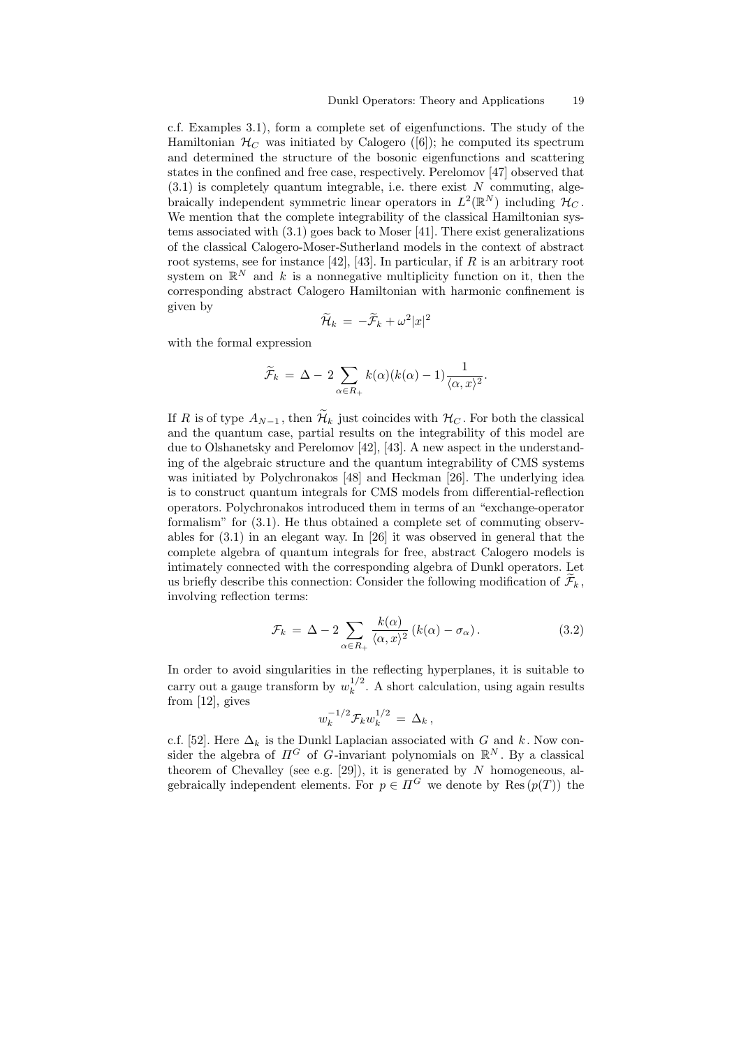c.f. Examples 3.1), form a complete set of eigenfunctions. The study of the Hamiltonian $\mathcal{H}_C$ was initiated by Calogero ([6]); he computed its spectrum and determined the structure of the bosonic eigenfunctions and scattering states in the confined and free case, respectively. Perelomov [47] observed that (3.1) is completely quantum integrable, i.e. there exist $N$ commuting, algebraically independent symmetric linear operators in $L^2(\mathbb{R}^N)$ including $\mathcal{H}_C$. We mention that the complete integrability of the classical Hamiltonian systems associated with (3.1) goes back to Moser [41]. There exist generalizations of the classical Calogero-Moser-Sutherland models in the context of abstract root systems, see for instance [42], [43]. In particular, if $R$ is an arbitrary root system on $\mathbb{R}^N$ and $k$ is a nonnegative multiplicity function on it, then the corresponding abstract Calogero Hamiltonian with harmonic confinement is given by

$$\widetilde{\mathcal{H}}_k \,=\, -\widetilde{\mathcal{F}}_k + \omega^2|x|^2$$

with the formal expression

$$\widetilde{\mathcal{F}}_k \,=\, \Delta - \,2\sum_{\alpha\in R_+} k(\alpha)(k(\alpha)-1)\frac{1}{\langle\alpha,x\rangle^2}.$$

If $R$ is of type $A_{N-1}$, then $\widetilde{\mathcal{H}}_k$ just coincides with $\mathcal{H}_C$. For both the classical and the quantum case, partial results on the integrability of this model are due to Olshanetsky and Perelomov [42], [43]. A new aspect in the understanding of the algebraic structure and the quantum integrability of CMS systems was initiated by Polychronakos [48] and Heckman [26]. The underlying idea is to construct quantum integrals for CMS models from differential-reflection operators. Polychronakos introduced them in terms of an "exchange-operator formalism" for (3.1). He thus obtained a complete set of commuting observables for (3.1) in an elegant way. In [26] it was observed in general that the complete algebra of quantum integrals for free, abstract Calogero models is intimately connected with the corresponding algebra of Dunkl operators. Let us briefly describe this connection: Consider the following modification of $\widetilde{\mathcal{F}}_k$, involving reflection terms:

$$\mathcal{F}_k \,=\, \Delta - 2\sum_{\alpha\in R_+}\frac{k(\alpha)}{\langle\alpha,x\rangle^2}\,(k(\alpha)-\sigma_\alpha)\,. \tag{3.2}$$

In order to avoid singularities in the reflecting hyperplanes, it is suitable to carry out a gauge transform by $w_k^{1/2}$. A short calculation, using again results from [12], gives

$$w_k^{-1/2}\mathcal{F}_k w_k^{1/2} \,=\, \Delta_k\,,$$

c.f. [52]. Here $\Delta_k$ is the Dunkl Laplacian associated with $G$ and $k$. Now consider the algebra of $\Pi^G$ of $G$-invariant polynomials on $\mathbb{R}^N$. By a classical theorem of Chevalley (see e.g. [29]), it is generated by $N$ homogeneous, algebraically independent elements. For $p\in\Pi^G$ we denote by $\mathrm{Res}\,(p(T))$ the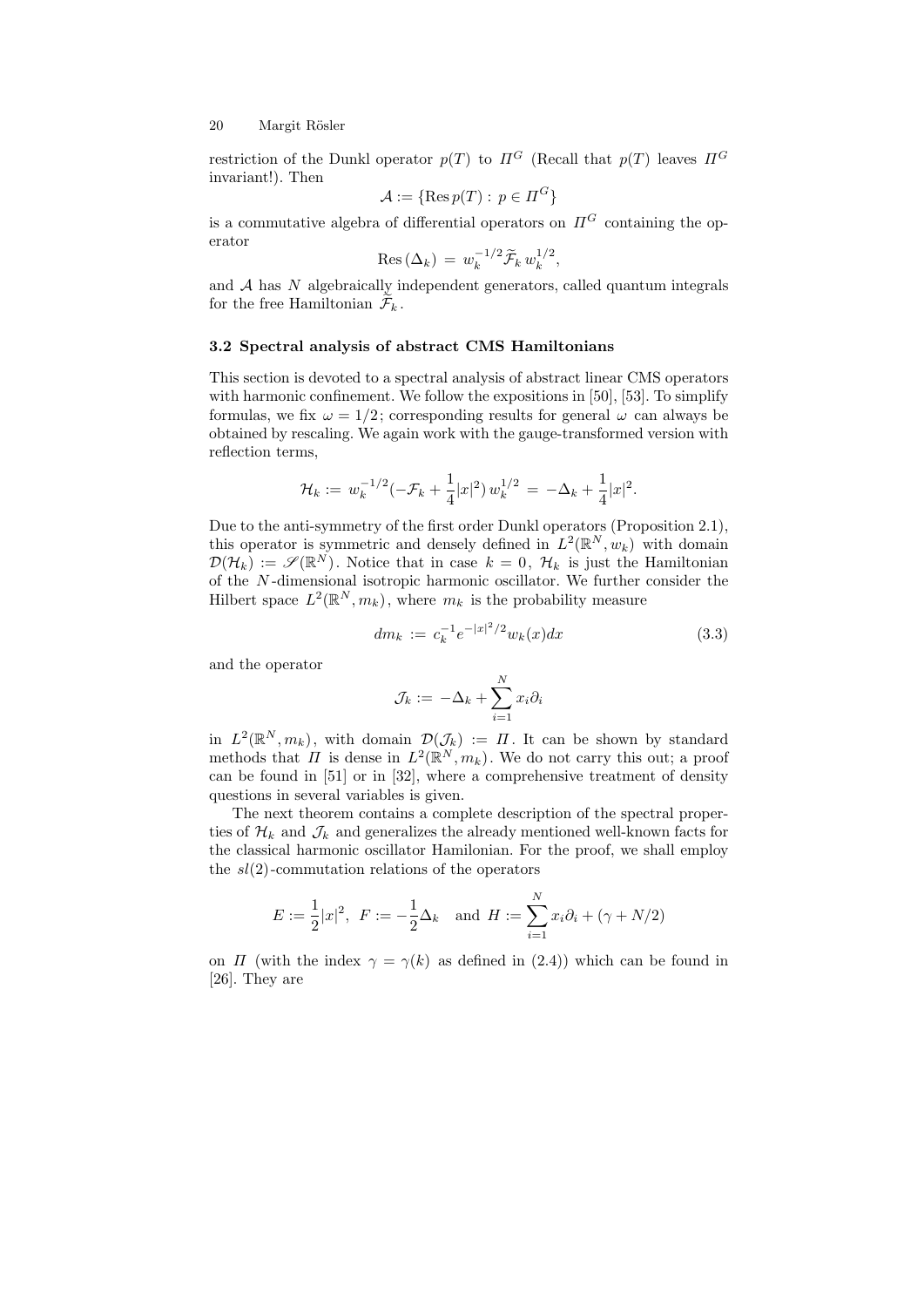restriction of the Dunkl operator $p(T)$ to $\Pi^G$ (Recall that $p(T)$ leaves $\Pi^G$ invariant!). Then

$$\mathcal{A} := \{\operatorname{Res} p(T) : \, p \in \Pi^G\}$$

is a commutative algebra of differential operators on $\Pi^G$ containing the operator

$$\operatorname{Res}(\Delta_k) \, = \, w_k^{-1/2} \widetilde{\mathcal{F}}_k \, w_k^{1/2},$$

and $\mathcal{A}$ has $N$ algebraically independent generators, called quantum integrals for the free Hamiltonian $\widetilde{\mathcal{F}}_k$.

### 3.2 Spectral analysis of abstract CMS Hamiltonians

This section is devoted to a spectral analysis of abstract linear CMS operators with harmonic confinement. We follow the expositions in [50], [53]. To simplify formulas, we fix $\omega = 1/2$; corresponding results for general $\omega$ can always be obtained by rescaling. We again work with the gauge-transformed version with reflection terms,

$$\mathcal{H}_k := \, w_k^{-1/2}(-\mathcal{F}_k + \frac{1}{4}|x|^2) \, w_k^{1/2} \, = \, -\Delta_k + \frac{1}{4}|x|^2.$$

Due to the anti-symmetry of the first order Dunkl operators (Proposition 2.1), this operator is symmetric and densely defined in $L^2(\mathbb{R}^N, w_k)$ with domain $\mathcal{D}(\mathcal{H}_k) := \mathscr{S}(\mathbb{R}^N)$. Notice that in case $k = 0$, $\mathcal{H}_k$ is just the Hamiltonian of the $N$-dimensional isotropic harmonic oscillator. We further consider the Hilbert space $L^2(\mathbb{R}^N, m_k)$, where $m_k$ is the probability measure

$$dm_k \, := \, c_k^{-1} e^{-|x|^2/2} w_k(x) dx \tag{3.3}$$

and the operator

$$\mathcal{J}_k := \, -\Delta_k + \sum_{i=1}^N x_i \partial_i$$

in $L^2(\mathbb{R}^N, m_k)$, with domain $\mathcal{D}(\mathcal{J}_k) := \Pi$. It can be shown by standard methods that $\Pi$ is dense in $L^2(\mathbb{R}^N, m_k)$. We do not carry this out; a proof can be found in [51] or in [32], where a comprehensive treatment of density questions in several variables is given.

The next theorem contains a complete description of the spectral properties of $\mathcal{H}_k$ and $\mathcal{J}_k$ and generalizes the already mentioned well-known facts for the classical harmonic oscillator Hamilonian. For the proof, we shall employ the $sl(2)$-commutation relations of the operators

$$E := \frac{1}{2}|x|^2, \;\; F := -\frac{1}{2}\Delta_k \quad \text{and} \; H := \sum_{i=1}^N x_i \partial_i + (\gamma + N/2)$$

on $\Pi$ (with the index $\gamma = \gamma(k)$ as defined in (2.4)) which can be found in [26]. They are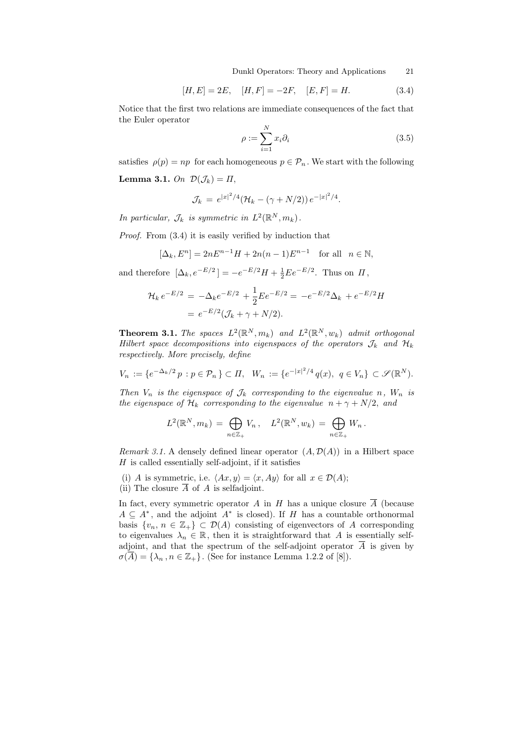$$[H, E] = 2E, \quad [H, F] = -2F, \quad [E, F] = H. \tag{3.4}$$

Notice that the first two relations are immediate consequences of the fact that the Euler operator

$$\rho := \sum_{i=1}^{N} x_i \partial_i \tag{3.5}$$

satisfies $\rho(p) = np$ for each homogeneous $p \in \mathcal{P}_n$. We start with the following

**Lemma 3.1.** *On* $\mathcal{D}(\mathcal{J}_k) = \Pi$,

$$\mathcal{J}_k \,=\, e^{|x|^2/4}(\mathcal{H}_k - (\gamma + N/2))\, e^{-|x|^2/4}.$$

*In particular,* $\mathcal{J}_k$ *is symmetric in* $L^2(\mathbb{R}^N, m_k)$.

*Proof.* From (3.4) it is easily verified by induction that

$$[\Delta_k, E^n] = 2nE^{n-1}H + 2n(n-1)E^{n-1} \quad \text{for all} \quad n \in \mathbb{N},$$

and therefore $[\Delta_k, e^{-E/2}\,] = -e^{-E/2}H + \frac{1}{2}Ee^{-E/2}$. Thus on $\Pi$,

$$\begin{aligned} \mathcal{H}_k\, e^{-E/2} \,&=\, -\Delta_k e^{-E/2} + \frac{1}{2}Ee^{-E/2} = -e^{-E/2}\Delta_k + e^{-E/2}H \\ &=\, e^{-E/2}(\mathcal{J}_k + \gamma + N/2). \end{aligned}$$

**Theorem 3.1.** *The spaces* $L^2(\mathbb{R}^N, m_k)$ *and* $L^2(\mathbb{R}^N, w_k)$ *admit orthogonal Hilbert space decompositions into eigenspaces of the operators* $\mathcal{J}_k$ *and* $\mathcal{H}_k$ *respectively. More precisely, define*

$$V_n := \{e^{-\Delta_k/2}\, p : p \in \mathcal{P}_n\,\} \subset \Pi, \quad W_n := \{e^{-|x|^2/4}\, q(x), \ q \in V_n\} \subset \mathscr{S}(\mathbb{R}^N).$$

*Then* $V_n$ *is the eigenspace of* $\mathcal{J}_k$ *corresponding to the eigenvalue* $n$, $W_n$ *is the eigenspace of* $\mathcal{H}_k$ *corresponding to the eigenvalue* $n + \gamma + N/2$, *and*

$$L^2(\mathbb{R}^N, m_k) \,=\, \bigoplus_{n \in \mathbb{Z}_+} V_n\,, \quad L^2(\mathbb{R}^N, w_k) \,=\, \bigoplus_{n \in \mathbb{Z}_+} W_n\,.$$

*Remark 3.1.* A densely defined linear operator $(A, \mathcal{D}(A))$ in a Hilbert space $H$ is called essentially self-adjoint, if it satisfies

(i) $A$ is symmetric, i.e. $\langle Ax, y\rangle = \langle x, Ay\rangle$ for all $x \in \mathcal{D}(A)$;
(ii) The closure $\overline{A}$ of $A$ is selfadjoint.

In fact, every symmetric operator $A$ in $H$ has a unique closure $\overline{A}$ (because $A \subseteq A^*$, and the adjoint $A^*$ is closed). If $H$ has a countable orthonormal basis $\{v_n,\, n \in \mathbb{Z}_+\} \subset \mathcal{D}(A)$ consisting of eigenvectors of $A$ corresponding to eigenvalues $\lambda_n \in \mathbb{R}$, then it is straightforward that $A$ is essentially self-adjoint, and that the spectrum of the self-adjoint operator $\overline{A}$ is given by $\sigma(\overline{A}) = \{\lambda_n\,, n \in \mathbb{Z}_+\}$. (See for instance Lemma 1.2.2 of [8]).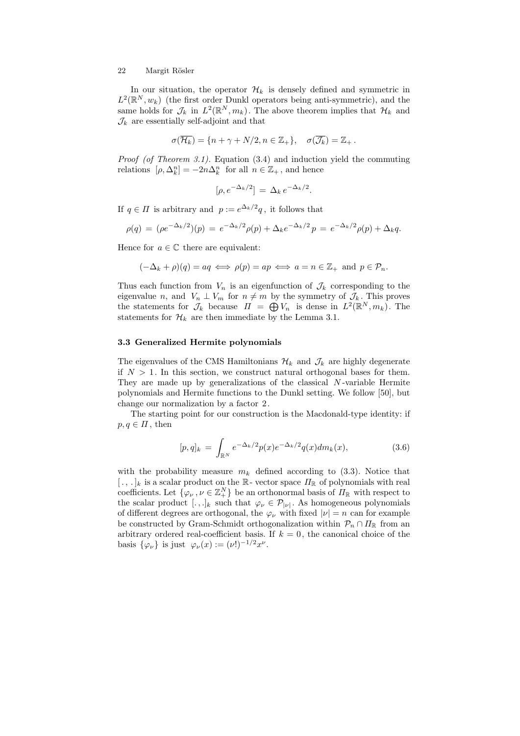In our situation, the operator $\mathcal{H}_k$ is densely defined and symmetric in $L^2(\mathbb{R}^N, w_k)$ (the first order Dunkl operators being anti-symmetric), and the same holds for $\mathcal{J}_k$ in $L^2(\mathbb{R}^N, m_k)$. The above theorem implies that $\mathcal{H}_k$ and $\mathcal{J}_k$ are essentially self-adjoint and that

$$\sigma(\overline{\mathcal{H}_k}) = \{n + \gamma + N/2, n \in \mathbb{Z}_+\}, \quad \sigma(\overline{\mathcal{J}_k}) = \mathbb{Z}_+ .$$

*Proof (of Theorem 3.1).* Equation (3.4) and induction yield the commuting relations $[\rho, \Delta_k^n] = -2n\Delta_k^n$ for all $n \in \mathbb{Z}_+$, and hence

$$[\rho, e^{-\Delta_k/2}] = \Delta_k \, e^{-\Delta_k/2}.$$

If $q \in \Pi$ is arbitrary and $p := e^{\Delta_k/2}q$, it follows that

$$\rho(q) = (\rho e^{-\Delta_k/2})(p) = e^{-\Delta_k/2}\rho(p) + \Delta_k e^{-\Delta_k/2}\, p = e^{-\Delta_k/2}\rho(p) + \Delta_k q.$$

Hence for $a \in \mathbb{C}$ there are equivalent:

$$(-\Delta_k + \rho)(q) = aq \iff \rho(p) = ap \iff a = n \in \mathbb{Z}_+ \text{ and } p \in \mathcal{P}_n.$$

Thus each function from $V_n$ is an eigenfunction of $\mathcal{J}_k$ corresponding to the eigenvalue $n$, and $V_n \perp V_m$ for $n \neq m$ by the symmetry of $\mathcal{J}_k$. This proves the statements for $\mathcal{J}_k$ because $\Pi = \bigoplus V_n$ is dense in $L^2(\mathbb{R}^N, m_k)$. The statements for $\mathcal{H}_k$ are then immediate by the Lemma 3.1.

### 3.3 Generalized Hermite polynomials

The eigenvalues of the CMS Hamiltonians $\mathcal{H}_k$ and $\mathcal{J}_k$ are highly degenerate if $N > 1$. In this section, we construct natural orthogonal bases for them. They are made up by generalizations of the classical $N$-variable Hermite polynomials and Hermite functions to the Dunkl setting. We follow [50], but change our normalization by a factor 2.

The starting point for our construction is the Macdonald-type identity: if $p, q \in \Pi$, then

$$[p, q]_k = \int_{\mathbb{R}^N} e^{-\Delta_k/2}p(x)e^{-\Delta_k/2}q(x)dm_k(x), \tag{3.6}$$

with the probability measure $m_k$ defined according to (3.3). Notice that $[\,.\,,\,.\,]_k$ is a scalar product on the $\mathbb{R}$- vector space $\Pi_{\mathbb{R}}$ of polynomials with real coefficients. Let $\{\varphi_\nu, \nu \in \mathbb{Z}_+^N\}$ be an orthonormal basis of $\Pi_{\mathbb{R}}$ with respect to the scalar product $[\,.\,,.]_k$ such that $\varphi_\nu \in \mathcal{P}_{|\nu|}$. As homogeneous polynomials of different degrees are orthogonal, the $\varphi_\nu$ with fixed $|\nu| = n$ can for example be constructed by Gram-Schmidt orthogonalization within $\mathcal{P}_n \cap \Pi_{\mathbb{R}}$ from an arbitrary ordered real-coefficient basis. If $k = 0$, the canonical choice of the basis $\{\varphi_\nu\}$ is just $\varphi_\nu(x) := (\nu!)^{-1/2}x^\nu$.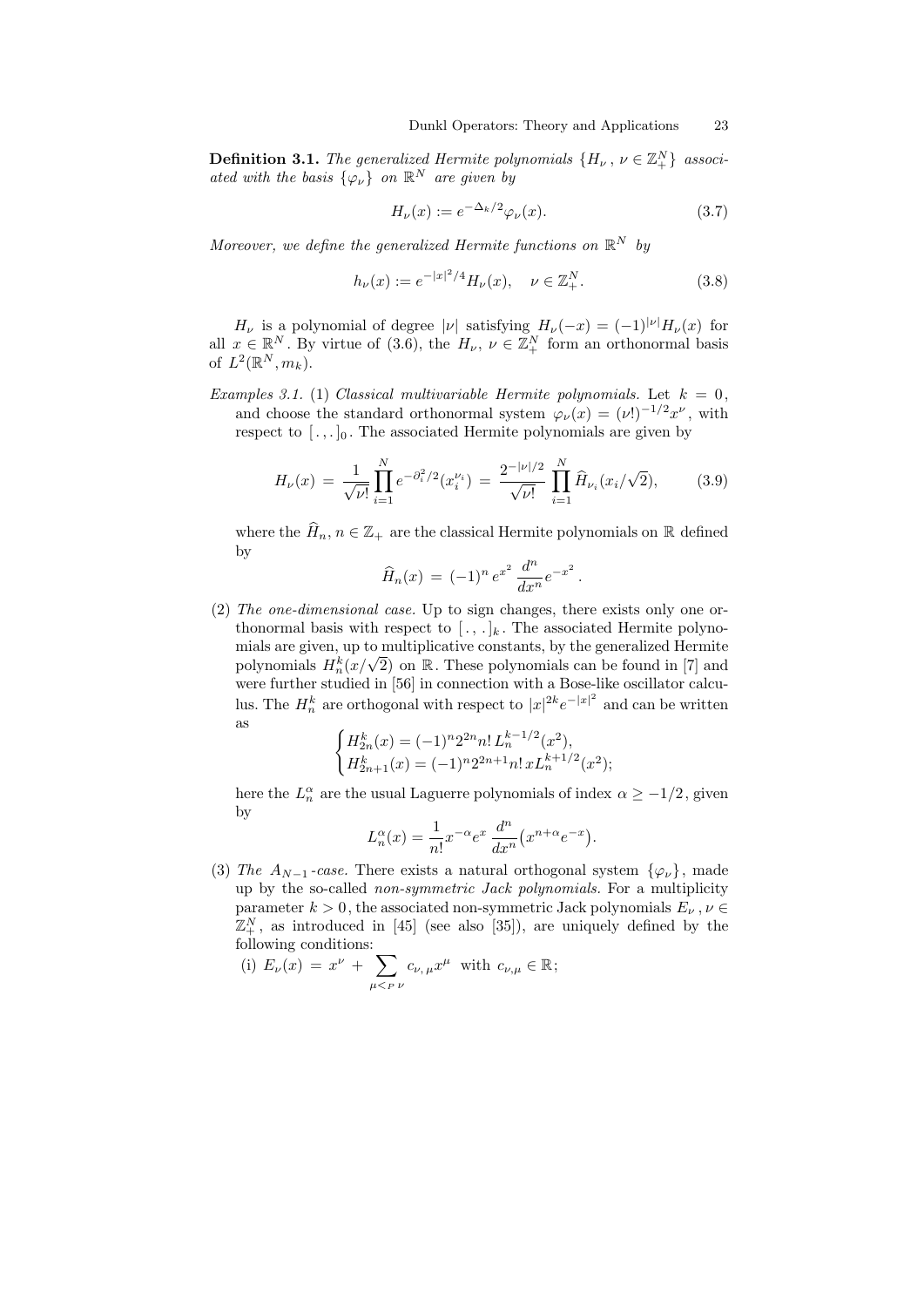**Definition 3.1.** *The generalized Hermite polynomials $\{H_\nu\,,\,\nu \in \mathbb{Z}_+^N\}$ associated with the basis $\{\varphi_\nu\}$ on $\mathbb{R}^N$ are given by*

$$H_\nu(x) := e^{-\Delta_k/2}\varphi_\nu(x). \tag{3.7}$$

*Moreover, we define the generalized Hermite functions on $\mathbb{R}^N$ by*

$$h_\nu(x) := e^{-|x|^2/4} H_\nu(x), \quad \nu \in \mathbb{Z}_+^N. \tag{3.8}$$

$H_\nu$ is a polynomial of degree $|\nu|$ satisfying $H_\nu(-x) = (-1)^{|\nu|}H_\nu(x)$ for all $x \in \mathbb{R}^N$. By virtue of (3.6), the $H_\nu$, $\nu \in \mathbb{Z}_+^N$ form an orthonormal basis of $L^2(\mathbb{R}^N, m_k)$.

*Examples 3.1.* (1) *Classical multivariable Hermite polynomials.* Let $k = 0$, and choose the standard orthonormal system $\varphi_\nu(x) = (\nu!)^{-1/2}x^\nu$, with respect to $[\,.\,,.\,]_0$. The associated Hermite polynomials are given by

$$H_\nu(x) \,=\, \frac{1}{\sqrt{\nu!}}\prod_{i=1}^N e^{-\partial_i^2/2}(x_i^{\nu_i}) \,=\, \frac{2^{-|\nu|/2}}{\sqrt{\nu!}}\prod_{i=1}^N \widehat{H}_{\nu_i}(x_i/\sqrt{2}), \tag{3.9}$$

where the $\widehat{H}_n$, $n \in \mathbb{Z}_+$ are the classical Hermite polynomials on $\mathbb{R}$ defined by

$$\widehat{H}_n(x) \,=\, (-1)^n e^{x^2}\,\frac{d^n}{dx^n}e^{-x^2}.$$

(2) *The one-dimensional case.* Up to sign changes, there exists only one orthonormal basis with respect to $[\,.\,,.\,]_k$. The associated Hermite polynomials are given, up to multiplicative constants, by the generalized Hermite polynomials $H_n^k(x/\sqrt{2})$ on $\mathbb{R}$. These polynomials can be found in [7] and were further studied in [56] in connection with a Bose-like oscillator calculus. The $H_n^k$ are orthogonal with respect to $|x|^{2k}e^{-|x|^2}$ and can be written as

$$\begin{cases} H_{2n}^k(x) = (-1)^n 2^{2n} n!\, L_n^{k-1/2}(x^2), \\ H_{2n+1}^k(x) = (-1)^n 2^{2n+1} n!\, x L_n^{k+1/2}(x^2); \end{cases}$$

here the $L_n^\alpha$ are the usual Laguerre polynomials of index $\alpha \geq -1/2$, given by

$$L_n^\alpha(x) = \frac{1}{n!}x^{-\alpha}e^x\,\frac{d^n}{dx^n}\big(x^{n+\alpha}e^{-x}\big).$$

(3) *The $A_{N-1}$-case.* There exists a natural orthogonal system $\{\varphi_\nu\}$, made up by the so-called *non-symmetric Jack polynomials.* For a multiplicity parameter $k > 0$, the associated non-symmetric Jack polynomials $E_\nu$, $\nu \in \mathbb{Z}_+^N$, as introduced in [45] (see also [35]), are uniquely defined by the following conditions:

(i) $E_\nu(x) \,=\, x^\nu \,+\, \displaystyle\sum_{\mu <_P \nu} c_{\nu,\,\mu}x^\mu$ with $c_{\nu,\mu} \in \mathbb{R}$;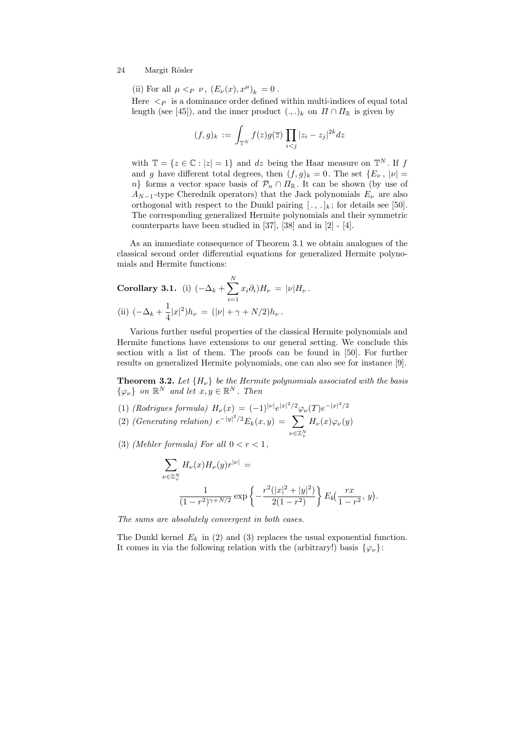(ii) For all $\mu <_P \nu$, $(E_\nu(x), x^\mu)_k = 0$.

Here $<_P$ is a dominance order defined within multi-indices of equal total length (see [45]), and the inner product $(.,.)_k$ on $\Pi \cap \Pi_{\mathbb{R}}$ is given by

$$(f,g)_k := \int_{\mathbb{T}^N} f(z) g(\overline{z}) \prod_{i<j} |z_i - z_j|^{2k} dz$$

with $\mathbb{T} = \{z \in \mathbb{C} : |z| = 1\}$ and $dz$ being the Haar measure on $\mathbb{T}^N$. If $f$ and $g$ have different total degrees, then $(f,g)_k = 0$. The set $\{E_\nu, |\nu| = n\}$ forms a vector space basis of $\mathcal{P}_n \cap \Pi_{\mathbb{R}}$. It can be shown (by use of $A_{N-1}$-type Cherednik operators) that the Jack polynomials $E_\nu$ are also orthogonal with respect to the Dunkl pairing $[\,.\,,\,.\,]_k$; for details see [50]. The corresponding generalized Hermite polynomials and their symmetric counterparts have been studied in [37], [38] and in [2] - [4].

As an immediate consequence of Theorem 3.1 we obtain analogues of the classical second order differential equations for generalized Hermite polynomials and Hermite functions:

**Corollary 3.1.** (i) $(-\Delta_k + \sum_{i=1}^N x_i \partial_i) H_\nu = |\nu| H_\nu$.

(ii) $(-\Delta_k + \frac{1}{4}|x|^2) h_\nu = (|\nu| + \gamma + N/2) h_\nu$.

Various further useful properties of the classical Hermite polynomials and Hermite functions have extensions to our general setting. We conclude this section with a list of them. The proofs can be found in [50]. For further results on generalized Hermite polynomials, one can also see for instance [9].

**Theorem 3.2.** *Let $\{H_\nu\}$ be the Hermite polynomials associated with the basis $\{\varphi_\nu\}$ on $\mathbb{R}^N$ and let $x, y \in \mathbb{R}^N$. Then*

(1) *(Rodrigues formula)* $H_\nu(x) = (-1)^{|\nu|} e^{|x|^2/2} \varphi_\nu(T) e^{-|x|^2/2}$

(2) *(Generating relation)* $e^{-|y|^2/2} E_k(x,y) = \sum_{\nu \in \mathbb{Z}_+^N} H_\nu(x) \varphi_\nu(y)$

(3) *(Mehler formula) For all $0 < r < 1$,*

$$\sum_{\nu \in \mathbb{Z}_+^N} H_\nu(x) H_\nu(y) r^{|\nu|} =$$

$$\frac{1}{(1-r^2)^{\gamma + N/2}} \exp\left\{ -\frac{r^2(|x|^2 + |y|^2)}{2(1-r^2)} \right\} E_k\Big(\frac{rx}{1-r^2},\, y\Big).$$

*The sums are absolutely convergent in both cases.*

The Dunkl kernel $E_k$ in (2) and (3) replaces the usual exponential function. It comes in via the following relation with the (arbitrary!) basis $\{\varphi_\nu\}$: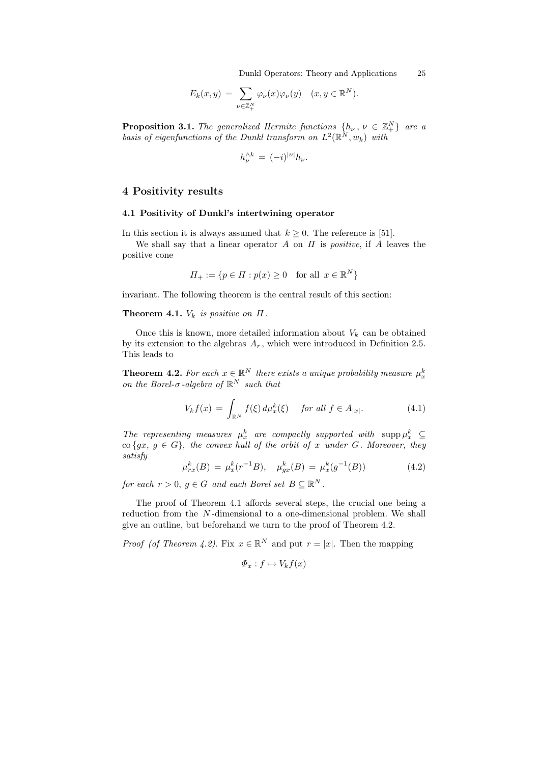$$E_k(x,y) \,=\, \sum_{\nu\in\mathbb{Z}_+^N} \varphi_\nu(x)\varphi_\nu(y) \quad (x,y\in\mathbb{R}^N).$$

**Proposition 3.1.** *The generalized Hermite functions* $\{h_\nu\,,\ \nu\in\mathbb{Z}_+^N\}$ *are a basis of eigenfunctions of the Dunkl transform on* $L^2(\mathbb{R}^N, w_k)$ *with*

$$h_\nu^{\wedge k} \,=\, (-i)^{|\nu|} h_\nu.$$

## 4 Positivity results

### 4.1 Positivity of Dunkl's intertwining operator

In this section it is always assumed that $k\geq 0$. The reference is [51].

We shall say that a linear operator $A$ on $\Pi$ is *positive*, if $A$ leaves the positive cone

$$\Pi_+ := \{p\in\Pi : p(x)\geq 0 \quad \text{for all } x\in\mathbb{R}^N\}$$

invariant. The following theorem is the central result of this section:

**Theorem 4.1.** $V_k$ *is positive on* $\Pi$.

Once this is known, more detailed information about $V_k$ can be obtained by its extension to the algebras $A_r$, which were introduced in Definition 2.5. This leads to

**Theorem 4.2.** *For each* $x\in\mathbb{R}^N$ *there exists a unique probability measure* $\mu_x^k$ *on the Borel-*$\sigma$*-algebra of* $\mathbb{R}^N$ *such that*

$$V_kf(x) \,=\, \int_{\mathbb{R}^N} f(\xi)\,d\mu_x^k(\xi) \quad \text{ for all } f\in A_{|x|}. \tag{4.1}$$

*The representing measures* $\mu_x^k$ *are compactly supported with* $\operatorname{supp}\mu_x^k \subseteq \operatorname{co}\{gx,\ g\in G\}$, *the convex hull of the orbit of* $x$ *under* $G$. *Moreover, they satisfy*

$$\mu_{rx}^k(B) \,=\, \mu_x^k(r^{-1}B), \quad \mu_{gx}^k(B) \,=\, \mu_x^k(g^{-1}(B)) \tag{4.2}$$

*for each* $r>0$, $g\in G$ *and each Borel set* $B\subseteq\mathbb{R}^N$.

The proof of Theorem 4.1 affords several steps, the crucial one being a reduction from the $N$-dimensional to a one-dimensional problem. We shall give an outline, but beforehand we turn to the proof of Theorem 4.2.

*Proof (of Theorem 4.2).* Fix $x\in\mathbb{R}^N$ and put $r=|x|$. Then the mapping

$$\Phi_x : f\mapsto V_kf(x)$$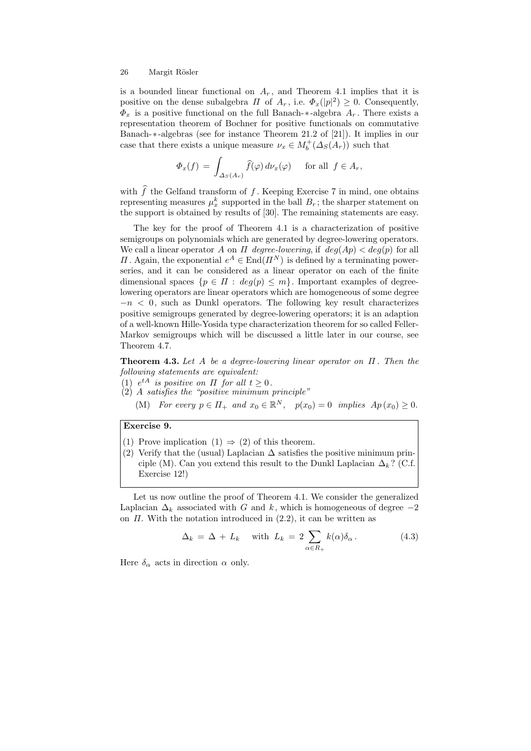is a bounded linear functional on $A_r$, and Theorem 4.1 implies that it is positive on the dense subalgebra $\Pi$ of $A_r$, i.e. $\Phi_x(|p|^2) \geq 0$. Consequently, $\Phi_x$ is a positive functional on the full Banach-$*$-algebra $A_r$. There exists a representation theorem of Bochner for positive functionals on commutative Banach-$*$-algebras (see for instance Theorem 21.2 of [21]). It implies in our case that there exists a unique measure $\nu_x \in M_b^+(\Delta_S(A_r))$ such that

$$\Phi_x(f) \,=\, \int_{\Delta_S(A_r)} \widehat{f}(\varphi)\, d\nu_x(\varphi) \qquad \text{for all } \; f \in A_r,$$

with $\widehat{f}$ the Gelfand transform of $f$. Keeping Exercise 7 in mind, one obtains representing measures $\mu_x^k$ supported in the ball $B_r$; the sharper statement on the support is obtained by results of [30]. The remaining statements are easy.

The key for the proof of Theorem 4.1 is a characterization of positive semigroups on polynomials which are generated by degree-lowering operators. We call a linear operator $A$ on $\Pi$ *degree-lowering*, if $deg(Ap) < deg(p)$ for all $\Pi$. Again, the exponential $e^A \in \text{End}(\Pi^N)$ is defined by a terminating power-series, and it can be considered as a linear operator on each of the finite dimensional spaces $\{p \in \Pi : deg(p) \leq m\}$. Important examples of degree-lowering operators are linear operators which are homogeneous of some degree $-n < 0$, such as Dunkl operators. The following key result characterizes positive semigroups generated by degree-lowering operators; it is an adaption of a well-known Hille-Yosida type characterization theorem for so called Feller-Markov semigroups which will be discussed a little later in our course, see Theorem 4.7.

**Theorem 4.3.** *Let $A$ be a degree-lowering linear operator on $\Pi$. Then the following statements are equivalent:*

(1) *$e^{tA}$ is positive on $\Pi$ for all $t \geq 0$.*

(2) *$A$ satisfies the "positive minimum principle"*

(M) *For every $p \in \Pi_+$ and $x_0 \in \mathbb{R}^N$, $\;\; p(x_0) = 0\;$ implies $\;Ap\,(x_0) \geq 0.$*

**Exercise 9.**

(1) Prove implication (1) $\Rightarrow$ (2) of this theorem.

(2) Verify that the (usual) Laplacian $\Delta$ satisfies the positive minimum principle (M). Can you extend this result to the Dunkl Laplacian $\Delta_k$? (C.f. Exercise 12!)

Let us now outline the proof of Theorem 4.1. We consider the generalized Laplacian $\Delta_k$ associated with $G$ and $k$, which is homogeneous of degree $-2$ on $\Pi$. With the notation introduced in (2.2), it can be written as

$$\Delta_k \,=\, \Delta \,+\, L_k \quad \text{ with } \; L_k \,=\, 2\sum_{\alpha \in R_+} k(\alpha)\delta_\alpha\,. \tag{4.3}$$

Here $\delta_\alpha$ acts in direction $\alpha$ only.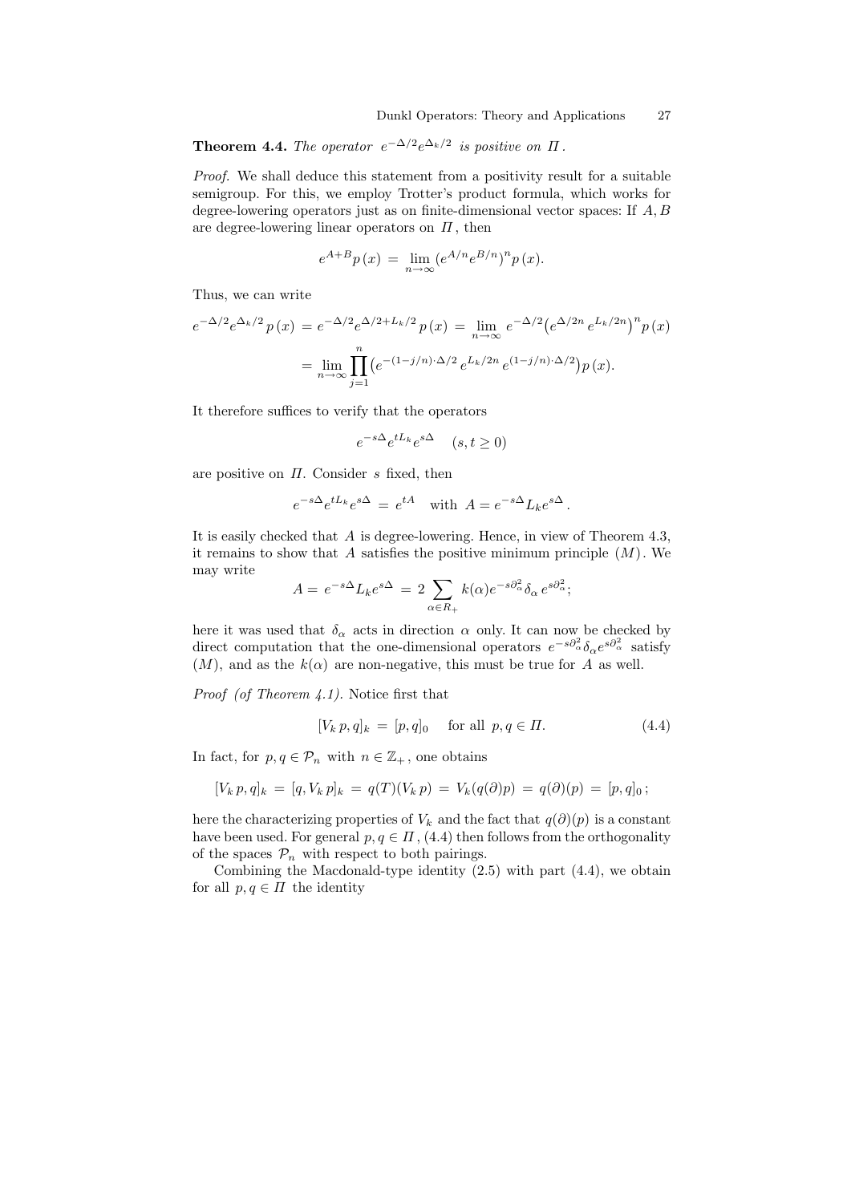**Theorem 4.4.** *The operator* $e^{-\Delta/2}e^{\Delta_k/2}$ *is positive on* $\Pi$.

*Proof.* We shall deduce this statement from a positivity result for a suitable semigroup. For this, we employ Trotter's product formula, which works for degree-lowering operators just as on finite-dimensional vector spaces: If $A, B$ are degree-lowering linear operators on $\Pi$, then

$$e^{A+B}p(x) = \lim_{n\to\infty}(e^{A/n}e^{B/n})^n p(x).$$

Thus, we can write

$$\begin{aligned} e^{-\Delta/2}e^{\Delta_k/2}p(x) &= e^{-\Delta/2}e^{\Delta/2+L_k/2}p(x) = \lim_{n\to\infty} e^{-\Delta/2}\big(e^{\Delta/2n}\,e^{L_k/2n}\big)^n p(x) \\ &= \lim_{n\to\infty}\prod_{j=1}^{n}\big(e^{-(1-j/n)\cdot\Delta/2}\,e^{L_k/2n}\,e^{(1-j/n)\cdot\Delta/2}\big)p(x). \end{aligned}$$

It therefore suffices to verify that the operators

$$e^{-s\Delta}e^{tL_k}e^{s\Delta} \quad (s,t\geq 0)$$

are positive on $\Pi$. Consider $s$ fixed, then

$$e^{-s\Delta}e^{tL_k}e^{s\Delta} = e^{tA} \quad \text{with } A = e^{-s\Delta}L_k e^{s\Delta}.$$

It is easily checked that $A$ is degree-lowering. Hence, in view of Theorem 4.3, it remains to show that $A$ satisfies the positive minimum principle $(M)$. We may write

$$A = e^{-s\Delta}L_k e^{s\Delta} = 2\sum_{\alpha\in R_+}k(\alpha)e^{-s\partial_\alpha^2}\delta_\alpha\, e^{s\partial_\alpha^2};$$

here it was used that $\delta_\alpha$ acts in direction $\alpha$ only. It can now be checked by direct computation that the one-dimensional operators $e^{-s\partial_\alpha^2}\delta_\alpha e^{s\partial_\alpha^2}$ satisfy $(M)$, and as the $k(\alpha)$ are non-negative, this must be true for $A$ as well.

*Proof (of Theorem 4.1).* Notice first that

$$[V_k\,p, q]_k = [p,q]_0 \quad \text{for all } p,q\in\Pi. \tag{4.4}$$

In fact, for $p,q\in\mathcal{P}_n$ with $n\in\mathbb{Z}_+$, one obtains

$$[V_k\,p,q]_k = [q,V_k\,p]_k = q(T)(V_k\,p) = V_k(q(\partial)p) = q(\partial)(p) = [p,q]_0\,;$$

here the characterizing properties of $V_k$ and the fact that $q(\partial)(p)$ is a constant have been used. For general $p,q\in\Pi$, (4.4) then follows from the orthogonality of the spaces $\mathcal{P}_n$ with respect to both pairings.

Combining the Macdonald-type identity (2.5) with part (4.4), we obtain for all $p,q\in\Pi$ the identity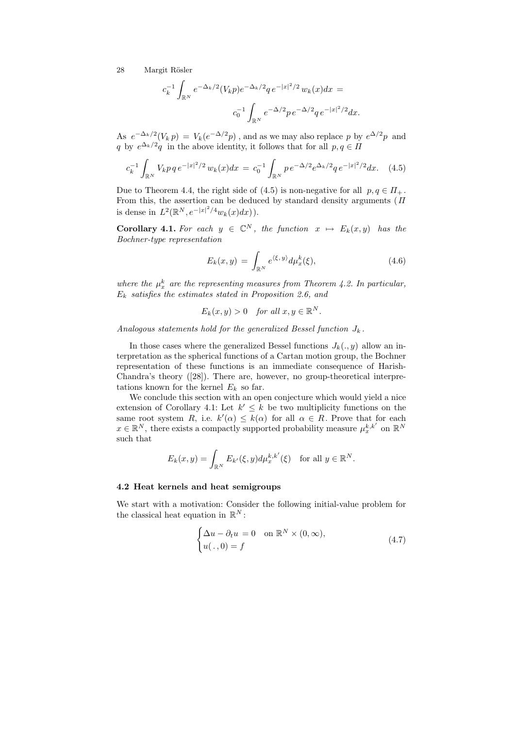$$c_k^{-1}\int_{\mathbb{R}^N} e^{-\Delta_k/2}(V_kp)e^{-\Delta_k/2}q\, e^{-|x|^2/2}\, w_k(x)dx \,=\, c_0^{-1}\int_{\mathbb{R}^N} e^{-\Delta/2}p\, e^{-\Delta/2}q\, e^{-|x|^2/2}dx.$$

As $e^{-\Delta_k/2}(V_k\, p) \,=\, V_k(e^{-\Delta/2}p)$ , and as we may also replace $p$ by $e^{\Delta/2}p$ and $q$ by $e^{\Delta_k/2}q$ in the above identity, it follows that for all $p, q \in \Pi$

$$c_k^{-1}\int_{\mathbb{R}^N} V_kp\, q\, e^{-|x|^2/2}\, w_k(x)dx \,=\, c_0^{-1}\int_{\mathbb{R}^N} p\, e^{-\Delta/2}e^{\Delta_k/2}q\, e^{-|x|^2/2}dx. \tag{4.5}$$

Due to Theorem 4.4, the right side of (4.5) is non-negative for all $p, q \in \Pi_+$. From this, the assertion can be deduced by standard density arguments ($\Pi$ is dense in $L^2(\mathbb{R}^N, e^{-|x|^2/4}w_k(x)dx)$).

**Corollary 4.1.** *For each $y \in \mathbb{C}^N$, the function $x \mapsto E_k(x,y)$ has the Bochner-type representation*

$$E_k(x,y) \,=\, \int_{\mathbb{R}^N} e^{\langle \xi,\, y\rangle} d\mu_x^k(\xi), \tag{4.6}$$

*where the $\mu_x^k$ are the representing measures from Theorem 4.2. In particular, $E_k$ satisfies the estimates stated in Proposition 2.6, and*

$$E_k(x,y) > 0 \quad \textit{for all } x, y \in \mathbb{R}^N.$$

*Analogous statements hold for the generalized Bessel function $J_k$.*

In those cases where the generalized Bessel functions $J_k(.,y)$ allow an interpretation as the spherical functions of a Cartan motion group, the Bochner representation of these functions is an immediate consequence of Harish-Chandra's theory ([28]). There are, however, no group-theoretical interpretations known for the kernel $E_k$ so far.

We conclude this section with an open conjecture which would yield a nice extension of Corollary 4.1: Let $k' \leq k$ be two multiplicity functions on the same root system $R$, i.e. $k'(\alpha) \leq k(\alpha)$ for all $\alpha \in R$. Prove that for each $x \in \mathbb{R}^N$, there exists a compactly supported probability measure $\mu_x^{k,k'}$ on $\mathbb{R}^N$ such that

$$E_k(x,y) = \int_{\mathbb{R}^N} E_{k'}(\xi, y) d\mu_x^{k,k'}(\xi) \quad \text{for all } y \in \mathbb{R}^N.$$

### 4.2 Heat kernels and heat semigroups

We start with a motivation: Consider the following initial-value problem for the classical heat equation in $\mathbb{R}^N$:

$$\begin{cases} \Delta u - \partial_t u \,=\, 0 \quad \text{on } \mathbb{R}^N \times (0,\infty), \\ u(\,.\,,0) = f \end{cases} \tag{4.7}$$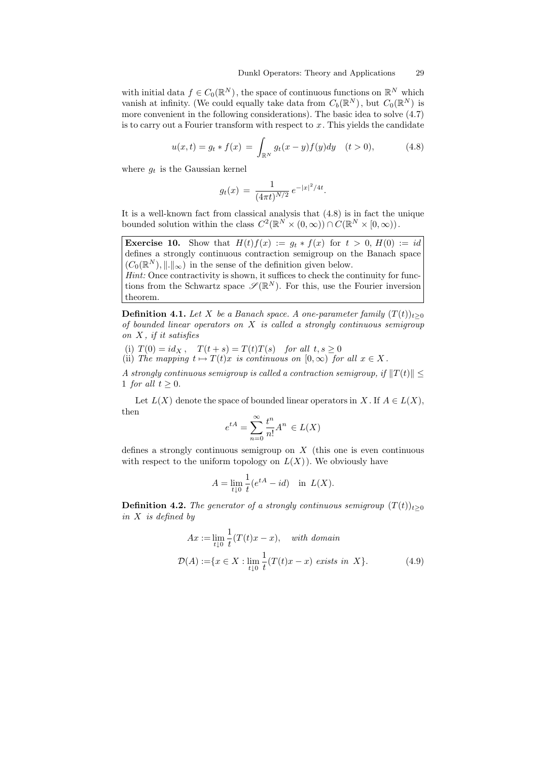with initial data $f \in C_0(\mathbb{R}^N)$, the space of continuous functions on $\mathbb{R}^N$ which vanish at infinity. (We could equally take data from $C_b(\mathbb{R}^N)$, but $C_0(\mathbb{R}^N)$ is more convenient in the following considerations). The basic idea to solve (4.7) is to carry out a Fourier transform with respect to $x$. This yields the candidate

$$u(x,t) = g_t * f(x) = \int_{\mathbb{R}^N} g_t(x-y)f(y)dy \quad (t>0), \tag{4.8}$$

where $g_t$ is the Gaussian kernel

$$g_t(x) = \frac{1}{(4\pi t)^{N/2}}\, e^{-|x|^2/4t}.$$

It is a well-known fact from classical analysis that (4.8) is in fact the unique bounded solution within the class $C^2(\mathbb{R}^N \times (0,\infty)) \cap C(\mathbb{R}^N \times [0,\infty))$.

**Exercise 10.** Show that $H(t)f(x) := g_t * f(x)$ for $t > 0$, $H(0) := id$ defines a strongly continuous contraction semigroup on the Banach space $(C_0(\mathbb{R}^N), \|.\|_\infty)$ in the sense of the definition given below.
*Hint:* Once contractivity is shown, it suffices to check the continuity for functions from the Schwartz space $\mathscr{S}(\mathbb{R}^N)$. For this, use the Fourier inversion theorem.

**Definition 4.1.** *Let $X$ be a Banach space. A one-parameter family $(T(t))_{t\geq 0}$ of bounded linear operators on $X$ is called a strongly continuous semigroup on $X$, if it satisfies*

(i) $T(0) = id_X$, $\quad T(t+s) = T(t)T(s)$ *for all* $t, s \geq 0$
(ii) *The mapping $t \mapsto T(t)x$ is continuous on $[0,\infty)$ for all $x \in X$.*

*A strongly continuous semigroup is called a contraction semigroup, if $\|T(t)\| \leq 1$ for all $t \geq 0$.*

Let $L(X)$ denote the space of bounded linear operators in $X$. If $A \in L(X)$, then

$$e^{tA} = \sum_{n=0}^{\infty} \frac{t^n}{n!} A^n \in L(X)$$

defines a strongly continuous semigroup on $X$ (this one is even continuous with respect to the uniform topology on $L(X)$). We obviously have

$$A = \lim_{t\downarrow 0} \frac{1}{t}(e^{tA} - id) \quad \text{in } L(X).$$

**Definition 4.2.** *The generator of a strongly continuous semigroup $(T(t))_{t\geq 0}$ in $X$ is defined by*

$$\begin{aligned} Ax &:= \lim_{t\downarrow 0} \frac{1}{t}(T(t)x - x), \quad \textit{with domain} \\ \mathcal{D}(A) &:= \{x \in X : \lim_{t\downarrow 0} \frac{1}{t}(T(t)x - x) \textit{ exists in } X\}. \end{aligned} \tag{4.9}$$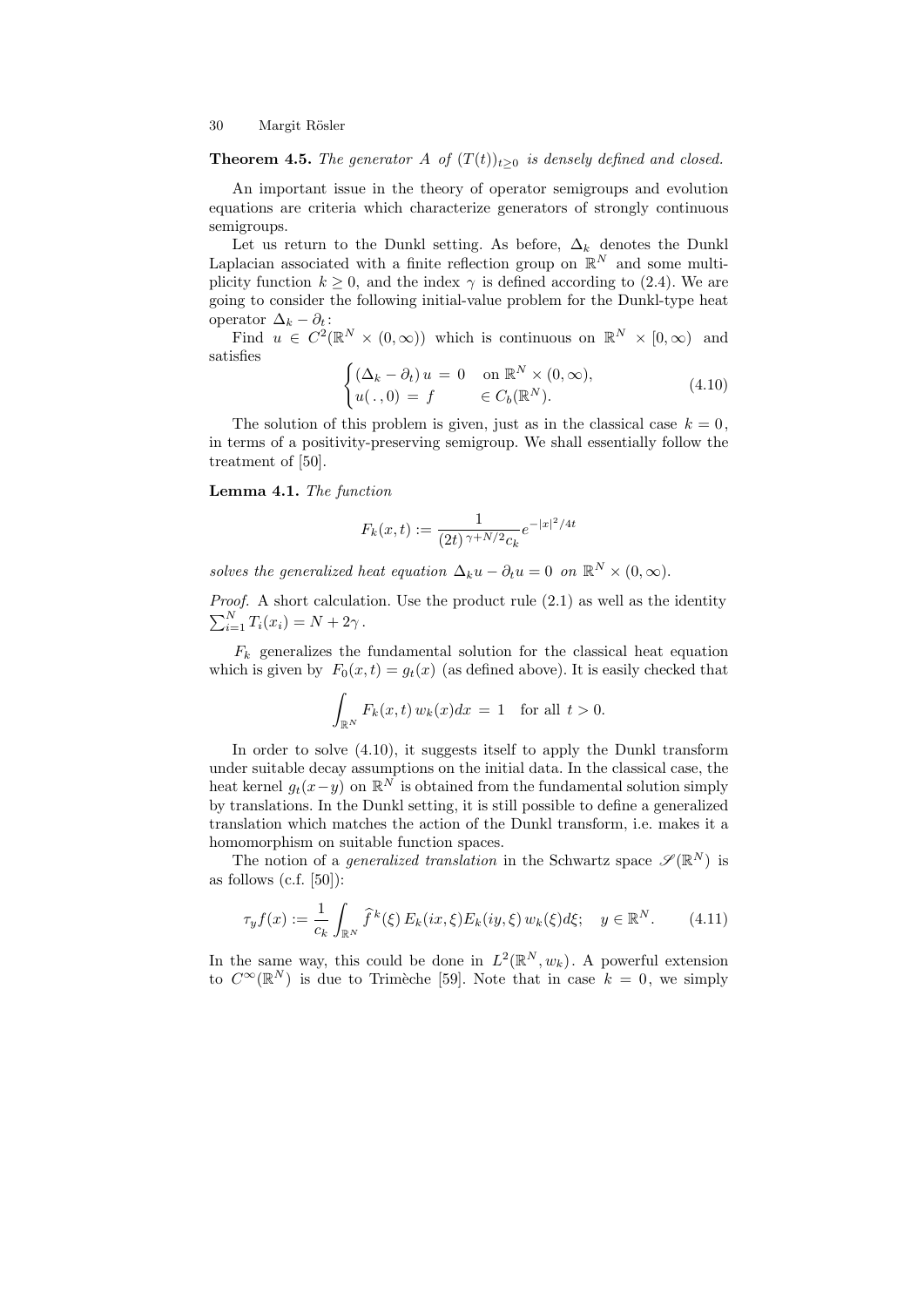**Theorem 4.5.** *The generator $A$ of $(T(t))_{t\geq 0}$ is densely defined and closed.*

An important issue in the theory of operator semigroups and evolution equations are criteria which characterize generators of strongly continuous semigroups.

Let us return to the Dunkl setting. As before, $\Delta_k$ denotes the Dunkl Laplacian associated with a finite reflection group on $\mathbb{R}^N$ and some multiplicity function $k \geq 0$, and the index $\gamma$ is defined according to (2.4). We are going to consider the following initial-value problem for the Dunkl-type heat operator $\Delta_k - \partial_t$:

Find $u \in C^2(\mathbb{R}^N \times (0,\infty))$ which is continuous on $\mathbb{R}^N \times [0,\infty)$ and satisfies

$$\begin{cases} (\Delta_k - \partial_t)\, u \,=\, 0 & \text{on } \mathbb{R}^N \times (0,\infty), \\ u(\,.\,,0) \,=\, f & \in C_b(\mathbb{R}^N). \end{cases} \tag{4.10}$$

The solution of this problem is given, just as in the classical case $k = 0$, in terms of a positivity-preserving semigroup. We shall essentially follow the treatment of [50].

**Lemma 4.1.** *The function*

$$F_k(x,t) := \frac{1}{(2t)^{\gamma+N/2} c_k} e^{-|x|^2/4t}$$

*solves the generalized heat equation $\Delta_k u - \partial_t u = 0$ on $\mathbb{R}^N \times (0,\infty)$.*

*Proof.* A short calculation. Use the product rule (2.1) as well as the identity $\sum_{i=1}^N T_i(x_i) = N + 2\gamma$.

$F_k$ generalizes the fundamental solution for the classical heat equation which is given by $F_0(x,t) = g_t(x)$ (as defined above). It is easily checked that

$$\int_{\mathbb{R}^N} F_k(x,t)\, w_k(x) dx \,=\, 1 \quad \text{for all } t > 0.$$

In order to solve (4.10), it suggests itself to apply the Dunkl transform under suitable decay assumptions on the initial data. In the classical case, the heat kernel $g_t(x-y)$ on $\mathbb{R}^N$ is obtained from the fundamental solution simply by translations. In the Dunkl setting, it is still possible to define a generalized translation which matches the action of the Dunkl transform, i.e. makes it a homomorphism on suitable function spaces.

The notion of a *generalized translation* in the Schwartz space $\mathscr{S}(\mathbb{R}^N)$ is as follows (c.f. [50]):

$$\tau_y f(x) := \frac{1}{c_k} \int_{\mathbb{R}^N} \widehat{f}^{\,k}(\xi)\, E_k(ix,\xi) E_k(iy,\xi)\, w_k(\xi) d\xi; \quad y \in \mathbb{R}^N. \tag{4.11}$$

In the same way, this could be done in $L^2(\mathbb{R}^N, w_k)$. A powerful extension to $C^\infty(\mathbb{R}^N)$ is due to Trimèche [59]. Note that in case $k = 0$, we simply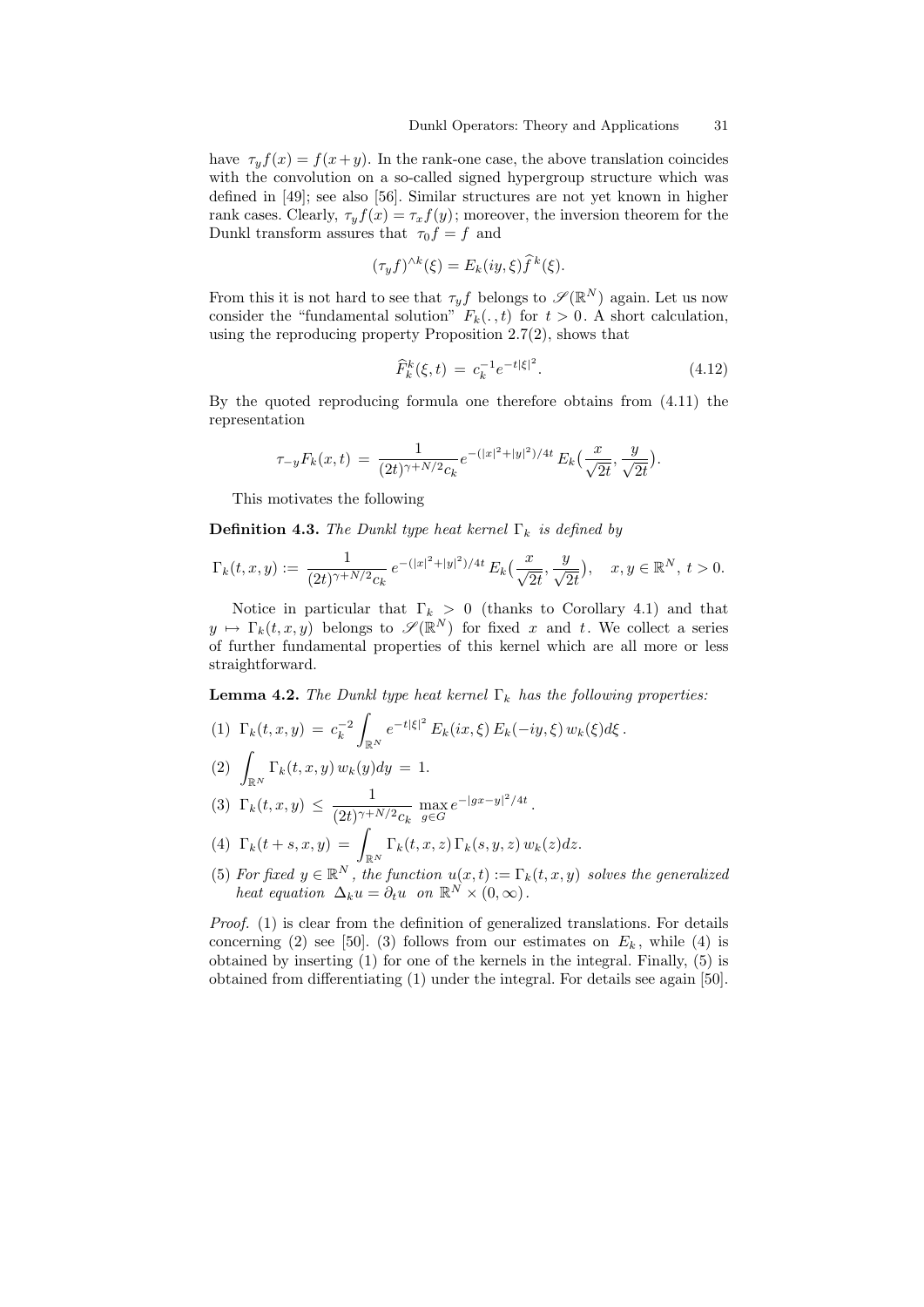have $\tau_y f(x) = f(x+y)$. In the rank-one case, the above translation coincides with the convolution on a so-called signed hypergroup structure which was defined in [49]; see also [56]. Similar structures are not yet known in higher rank cases. Clearly, $\tau_y f(x) = \tau_x f(y)$; moreover, the inversion theorem for the Dunkl transform assures that $\tau_0 f = f$ and

$$(\tau_y f)^{\wedge k}(\xi) = E_k(iy, \xi)\widehat{f}^{\,k}(\xi).$$

From this it is not hard to see that $\tau_y f$ belongs to $\mathscr{S}(\mathbb{R}^N)$ again. Let us now consider the "fundamental solution" $F_k(.\,,t)$ for $t > 0$. A short calculation, using the reproducing property Proposition 2.7(2), shows that

$$\widehat{F}_k^k(\xi, t) \,=\, c_k^{-1} e^{-t|\xi|^2}. \tag{4.12}$$

By the quoted reproducing formula one therefore obtains from (4.11) the representation

$$\tau_{-y} F_k(x,t) \,=\, \frac{1}{(2t)^{\gamma+N/2} c_k} e^{-(|x|^2+|y|^2)/4t}\, E_k\big(\frac{x}{\sqrt{2t}}, \frac{y}{\sqrt{2t}}\big).$$

This motivates the following

**Definition 4.3.** *The Dunkl type heat kernel $\Gamma_k$ is defined by*

$$\Gamma_k(t,x,y) := \,\frac{1}{(2t)^{\gamma+N/2} c_k}\, e^{-(|x|^2+|y|^2)/4t}\, E_k\big(\frac{x}{\sqrt{2t}}, \frac{y}{\sqrt{2t}}\big), \quad x, y \in \mathbb{R}^N,\ t > 0.$$

Notice in particular that $\Gamma_k > 0$ (thanks to Corollary 4.1) and that $y \mapsto \Gamma_k(t,x,y)$ belongs to $\mathscr{S}(\mathbb{R}^N)$ for fixed $x$ and $t$. We collect a series of further fundamental properties of this kernel which are all more or less straightforward.

**Lemma 4.2.** *The Dunkl type heat kernel $\Gamma_k$ has the following properties:*

(1) $\Gamma_k(t,x,y) \,=\, c_k^{-2} \displaystyle\int_{\mathbb{R}^N} e^{-t|\xi|^2}\, E_k(ix,\xi)\, E_k(-iy,\xi)\, w_k(\xi) d\xi\,.$

(2) $\displaystyle\int_{\mathbb{R}^N} \Gamma_k(t,x,y)\, w_k(y) dy \,=\, 1.$

(3) $\Gamma_k(t,x,y) \,\leq\, \dfrac{1}{(2t)^{\gamma+N/2} c_k}\, \max_{g\in G} e^{-|gx-y|^2/4t}\,.$

(4) $\Gamma_k(t+s,x,y) \,=\, \displaystyle\int_{\mathbb{R}^N} \Gamma_k(t,x,z)\, \Gamma_k(s,y,z)\, w_k(z) dz.$

(5) *For fixed $y \in \mathbb{R}^N$, the function $u(x,t) := \Gamma_k(t,x,y)$ solves the generalized heat equation $\Delta_k u = \partial_t u$ on $\mathbb{R}^N \times (0,\infty)$.*

*Proof.* (1) is clear from the definition of generalized translations. For details concerning (2) see [50]. (3) follows from our estimates on $E_k$, while (4) is obtained by inserting (1) for one of the kernels in the integral. Finally, (5) is obtained from differentiating (1) under the integral. For details see again [50].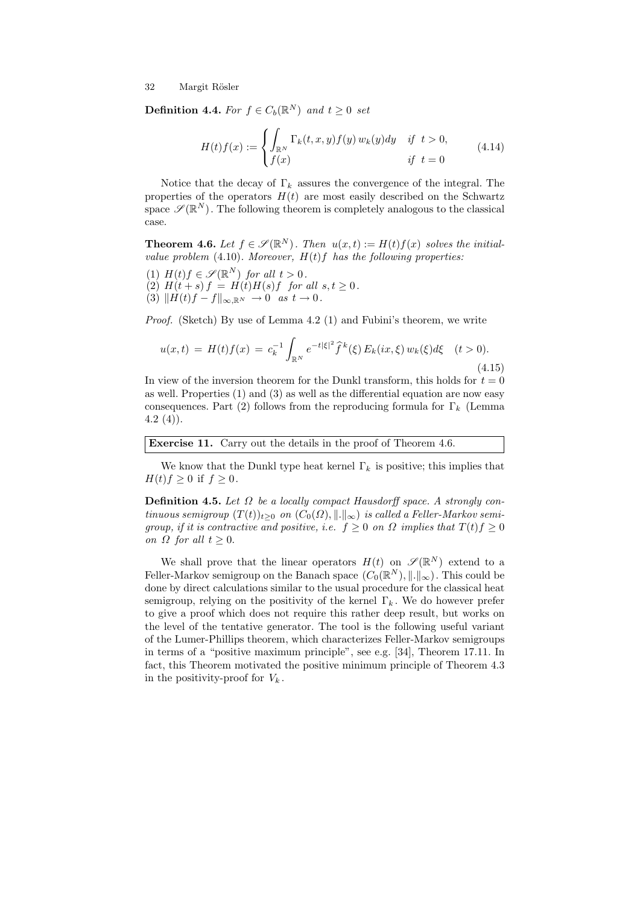**Definition 4.4.** *For $f \in C_b(\mathbb{R}^N)$ and $t \geq 0$ set*

$$H(t)f(x) := \begin{cases} \displaystyle\int_{\mathbb{R}^N} \Gamma_k(t,x,y) f(y)\, w_k(y) dy & \text{if } \ t > 0, \\ f(x) & \text{if } \ t = 0 \end{cases} \tag{4.14}$$

Notice that the decay of $\Gamma_k$ assures the convergence of the integral. The properties of the operators $H(t)$ are most easily described on the Schwartz space $\mathscr{S}(\mathbb{R}^N)$. The following theorem is completely analogous to the classical case.

**Theorem 4.6.** *Let $f \in \mathscr{S}(\mathbb{R}^N)$. Then $u(x,t) := H(t)f(x)$ solves the initial-value problem (4.10). Moreover, $H(t)f$ has the following properties:*

(1) $H(t)f \in \mathscr{S}(\mathbb{R}^N)$ *for all* $t > 0$.
(2) $H(t+s)\, f = H(t)H(s)f$ *for all* $s, t \geq 0$.
(3) $\|H(t)f - f\|_{\infty, \mathbb{R}^N} \to 0$ *as* $t \to 0$.

*Proof.* (Sketch) By use of Lemma 4.2 (1) and Fubini's theorem, we write

$$u(x,t) \,=\, H(t)f(x) \,=\, c_k^{-1} \int_{\mathbb{R}^N} e^{-t|\xi|^2} \widehat{f}^{\,k}(\xi)\, E_k(ix,\xi)\, w_k(\xi) d\xi \quad (t > 0). \tag{4.15}$$

In view of the inversion theorem for the Dunkl transform, this holds for $t = 0$ as well. Properties (1) and (3) as well as the differential equation are now easy consequences. Part (2) follows from the reproducing formula for $\Gamma_k$ (Lemma 4.2 (4)).

**Exercise 11.** Carry out the details in the proof of Theorem 4.6.

We know that the Dunkl type heat kernel $\Gamma_k$ is positive; this implies that $H(t)f \geq 0$ if $f \geq 0$.

**Definition 4.5.** *Let $\Omega$ be a locally compact Hausdorff space. A strongly continuous semigroup $(T(t))_{t \geq 0}$ on $(C_0(\Omega), \|.\|_\infty)$ is called a Feller-Markov semigroup, if it is contractive and positive, i.e. $f \geq 0$ on $\Omega$ implies that $T(t)f \geq 0$ on $\Omega$ for all $t \geq 0$.*

We shall prove that the linear operators $H(t)$ on $\mathscr{S}(\mathbb{R}^N)$ extend to a Feller-Markov semigroup on the Banach space $(C_0(\mathbb{R}^N), \|.\|_\infty)$. This could be done by direct calculations similar to the usual procedure for the classical heat semigroup, relying on the positivity of the kernel $\Gamma_k$. We do however prefer to give a proof which does not require this rather deep result, but works on the level of the tentative generator. The tool is the following useful variant of the Lumer-Phillips theorem, which characterizes Feller-Markov semigroups in terms of a "positive maximum principle", see e.g. [34], Theorem 17.11. In fact, this Theorem motivated the positive minimum principle of Theorem 4.3 in the positivity-proof for $V_k$.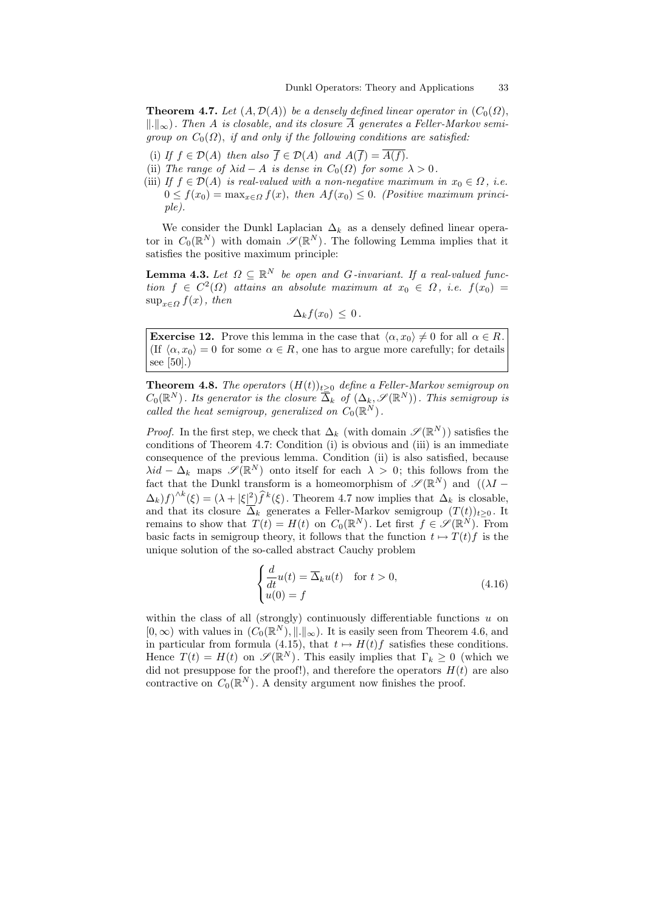**Theorem 4.7.** *Let $(A, \mathcal{D}(A))$ be a densely defined linear operator in $(C_0(\Omega), \|.\|_\infty)$. Then $A$ is closable, and its closure $\overline{A}$ generates a Feller-Markov semigroup on $C_0(\Omega)$, if and only if the following conditions are satisfied:*

(i) *If $f \in \mathcal{D}(A)$ then also $\overline{f} \in \mathcal{D}(A)$ and $A(\overline{f}) = \overline{A(f)}$.*
(ii) *The range of $\lambda id - A$ is dense in $C_0(\Omega)$ for some $\lambda > 0$.*
(iii) *If $f \in \mathcal{D}(A)$ is real-valued with a non-negative maximum in $x_0 \in \Omega$, i.e. $0 \leq f(x_0) = \max_{x \in \Omega} f(x)$, then $Af(x_0) \leq 0$. (Positive maximum principle).*

We consider the Dunkl Laplacian $\Delta_k$ as a densely defined linear operator in $C_0(\mathbb{R}^N)$ with domain $\mathscr{S}(\mathbb{R}^N)$. The following Lemma implies that it satisfies the positive maximum principle:

**Lemma 4.3.** *Let $\Omega \subseteq \mathbb{R}^N$ be open and $G$-invariant. If a real-valued function $f \in C^2(\Omega)$ attains an absolute maximum at $x_0 \in \Omega$, i.e. $f(x_0) = \sup_{x \in \Omega} f(x)$, then*

$$\Delta_k f(x_0) \leq 0 .$$

**Exercise 12.** Prove this lemma in the case that $\langle \alpha, x_0 \rangle \neq 0$ for all $\alpha \in R$. (If $\langle \alpha, x_0 \rangle = 0$ for some $\alpha \in R$, one has to argue more carefully; for details see [50].)

**Theorem 4.8.** *The operators $(H(t))_{t \geq 0}$ define a Feller-Markov semigroup on $C_0(\mathbb{R}^N)$. Its generator is the closure $\overline{\Delta}_k$ of $(\Delta_k, \mathscr{S}(\mathbb{R}^N))$. This semigroup is called the heat semigroup, generalized on $C_0(\mathbb{R}^N)$.*

*Proof.* In the first step, we check that $\Delta_k$ (with domain $\mathscr{S}(\mathbb{R}^N)$) satisfies the conditions of Theorem 4.7: Condition (i) is obvious and (iii) is an immediate consequence of the previous lemma. Condition (ii) is also satisfied, because $\lambda id - \Delta_k$ maps $\mathscr{S}(\mathbb{R}^N)$ onto itself for each $\lambda > 0$; this follows from the fact that the Dunkl transform is a homeomorphism of $\mathscr{S}(\mathbb{R}^N)$ and $\big((\lambda I - \Delta_k)f\big)^{\wedge k}(\xi) = (\lambda + |\xi|^2)\widehat{f}^k(\xi)$. Theorem 4.7 now implies that $\Delta_k$ is closable, and that its closure $\overline{\Delta}_k$ generates a Feller-Markov semigroup $(T(t))_{t \geq 0}$. It remains to show that $T(t) = H(t)$ on $C_0(\mathbb{R}^N)$. Let first $f \in \mathscr{S}(\mathbb{R}^N)$. From basic facts in semigroup theory, it follows that the function $t \mapsto T(t)f$ is the unique solution of the so-called abstract Cauchy problem

$$\begin{cases} \dfrac{d}{dt}u(t) = \overline{\Delta}_k u(t) & \text{for } t > 0, \\ u(0) = f \end{cases} \tag{4.16}$$

within the class of all (strongly) continuously differentiable functions $u$ on $[0, \infty)$ with values in $(C_0(\mathbb{R}^N), \|.\|_\infty)$. It is easily seen from Theorem 4.6, and in particular from formula (4.15), that $t \mapsto H(t)f$ satisfies these conditions. Hence $T(t) = H(t)$ on $\mathscr{S}(\mathbb{R}^N)$. This easily implies that $\Gamma_k \geq 0$ (which we did not presuppose for the proof!), and therefore the operators $H(t)$ are also contractive on $C_0(\mathbb{R}^N)$. A density argument now finishes the proof.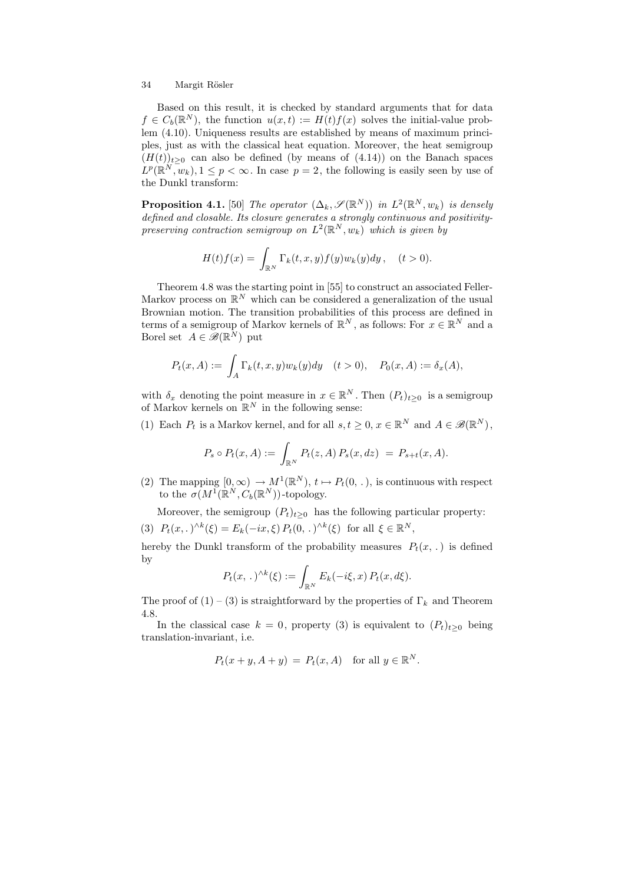Based on this result, it is checked by standard arguments that for data $f \in C_b(\mathbb{R}^N)$, the function $u(x,t) := H(t)f(x)$ solves the initial-value problem (4.10). Uniqueness results are established by means of maximum principles, just as with the classical heat equation. Moreover, the heat semigroup $(H(t))_{t\geq 0}$ can also be defined (by means of (4.14)) on the Banach spaces $L^p(\mathbb{R}^N, w_k), 1 \leq p < \infty$. In case $p = 2$, the following is easily seen by use of the Dunkl transform:

**Proposition 4.1.** [50] *The operator $(\Delta_k, \mathscr{S}(\mathbb{R}^N))$ in $L^2(\mathbb{R}^N, w_k)$ is densely defined and closable. Its closure generates a strongly continuous and positivity-preserving contraction semigroup on $L^2(\mathbb{R}^N, w_k)$ which is given by*

$$H(t)f(x) = \int_{\mathbb{R}^N} \Gamma_k(t,x,y)f(y)w_k(y)dy\,, \quad (t>0).$$

Theorem 4.8 was the starting point in [55] to construct an associated Feller-Markov process on $\mathbb{R}^N$ which can be considered a generalization of the usual Brownian motion. The transition probabilities of this process are defined in terms of a semigroup of Markov kernels of $\mathbb{R}^N$, as follows: For $x \in \mathbb{R}^N$ and a Borel set $A \in \mathscr{B}(\mathbb{R}^N)$ put

$$P_t(x,A) := \int_A \Gamma_k(t,x,y)w_k(y)dy \quad (t>0), \quad P_0(x,A) := \delta_x(A),$$

with $\delta_x$ denoting the point measure in $x \in \mathbb{R}^N$. Then $(P_t)_{t\geq 0}$ is a semigroup of Markov kernels on $\mathbb{R}^N$ in the following sense:

(1) Each $P_t$ is a Markov kernel, and for all $s,t \geq 0$, $x \in \mathbb{R}^N$ and $A \in \mathscr{B}(\mathbb{R}^N)$,

$$P_s \circ P_t(x,A) := \int_{\mathbb{R}^N} P_t(z,A)\, P_s(x,dz) \;=\; P_{s+t}(x,A).$$

(2) The mapping $[0,\infty) \to M^1(\mathbb{R}^N)$, $t \mapsto P_t(0,\,.\,)$, is continuous with respect to the $\sigma(M^1(\mathbb{R}^N), C_b(\mathbb{R}^N))$-topology.

Moreover, the semigroup $(P_t)_{t\geq 0}$ has the following particular property:

(3) $P_t(x,\,.\,)^{\wedge k}(\xi) = E_k(-ix,\xi)\, P_t(0,\,.\,)^{\wedge k}(\xi)$ for all $\xi \in \mathbb{R}^N$,

hereby the Dunkl transform of the probability measures $P_t(x,\,.\,)$ is defined by

$$P_t(x,\,.\,)^{\wedge k}(\xi) := \int_{\mathbb{R}^N} E_k(-i\xi,x)\, P_t(x,d\xi).$$

The proof of (1) – (3) is straightforward by the properties of $\Gamma_k$ and Theorem 4.8.

In the classical case $k = 0$, property (3) is equivalent to $(P_t)_{t\geq 0}$ being translation-invariant, i.e.

$$P_t(x+y, A+y) \;=\; P_t(x,A) \quad \text{for all } y \in \mathbb{R}^N.$$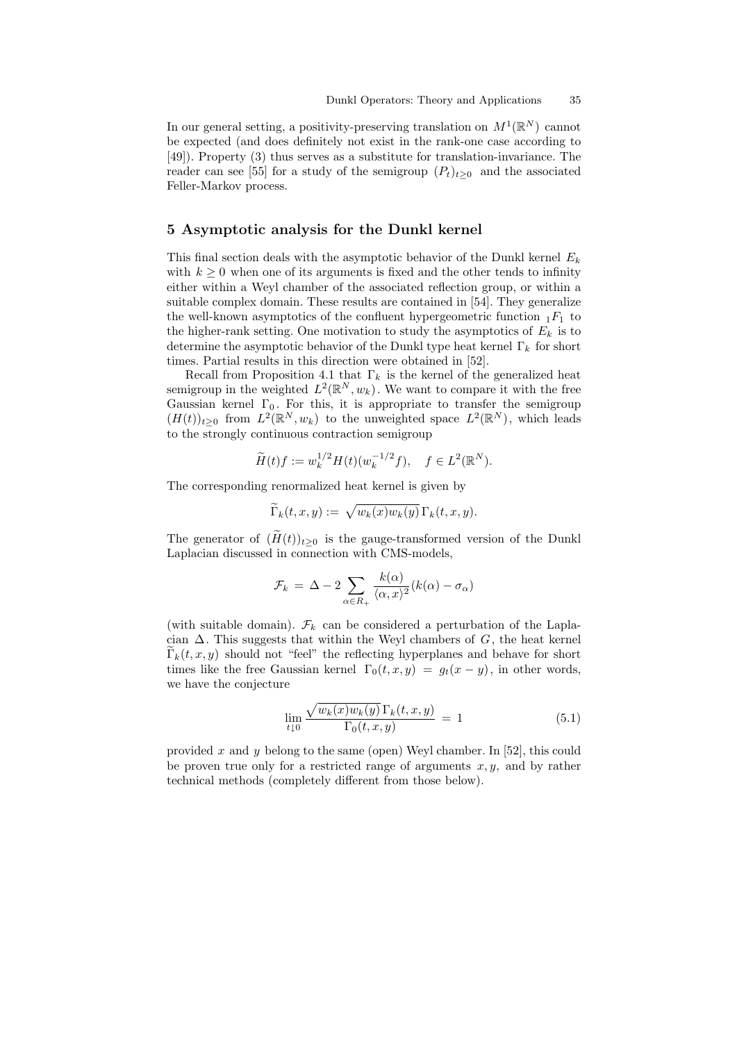In our general setting, a positivity-preserving translation on $M^1(\mathbb{R}^N)$ cannot be expected (and does definitely not exist in the rank-one case according to [49]). Property (3) thus serves as a substitute for translation-invariance. The reader can see [55] for a study of the semigroup $(P_t)_{t\geq 0}$ and the associated Feller-Markov process.

## 5 Asymptotic analysis for the Dunkl kernel

This final section deals with the asymptotic behavior of the Dunkl kernel $E_k$ with $k \geq 0$ when one of its arguments is fixed and the other tends to infinity either within a Weyl chamber of the associated reflection group, or within a suitable complex domain. These results are contained in [54]. They generalize the well-known asymptotics of the confluent hypergeometric function ${}_1F_1$ to the higher-rank setting. One motivation to study the asymptotics of $E_k$ is to determine the asymptotic behavior of the Dunkl type heat kernel $\Gamma_k$ for short times. Partial results in this direction were obtained in [52].

Recall from Proposition 4.1 that $\Gamma_k$ is the kernel of the generalized heat semigroup in the weighted $L^2(\mathbb{R}^N, w_k)$. We want to compare it with the free Gaussian kernel $\Gamma_0$. For this, it is appropriate to transfer the semigroup $(H(t))_{t\geq 0}$ from $L^2(\mathbb{R}^N, w_k)$ to the unweighted space $L^2(\mathbb{R}^N)$, which leads to the strongly continuous contraction semigroup

$$\widetilde{H}(t)f := w_k^{1/2} H(t)(w_k^{-1/2} f), \quad f \in L^2(\mathbb{R}^N).$$

The corresponding renormalized heat kernel is given by

$$\widetilde{\Gamma}_k(t,x,y) := \sqrt{w_k(x)w_k(y)}\,\Gamma_k(t,x,y).$$

The generator of $(\widetilde{H}(t))_{t\geq 0}$ is the gauge-transformed version of the Dunkl Laplacian discussed in connection with CMS-models,

$$\mathcal{F}_k = \Delta - 2\sum_{\alpha\in R_+} \frac{k(\alpha)}{\langle \alpha, x\rangle^2}(k(\alpha) - \sigma_\alpha)$$

(with suitable domain). $\mathcal{F}_k$ can be considered a perturbation of the Laplacian $\Delta$. This suggests that within the Weyl chambers of $G$, the heat kernel $\widetilde{\Gamma}_k(t,x,y)$ should not "feel" the reflecting hyperplanes and behave for short times like the free Gaussian kernel $\Gamma_0(t,x,y) = g_t(x-y)$, in other words, we have the conjecture

$$\lim_{t\downarrow 0} \frac{\sqrt{w_k(x)w_k(y)}\,\Gamma_k(t,x,y)}{\Gamma_0(t,x,y)} = 1 \tag{5.1}$$

provided $x$ and $y$ belong to the same (open) Weyl chamber. In [52], this could be proven true only for a restricted range of arguments $x, y$, and by rather technical methods (completely different from those below).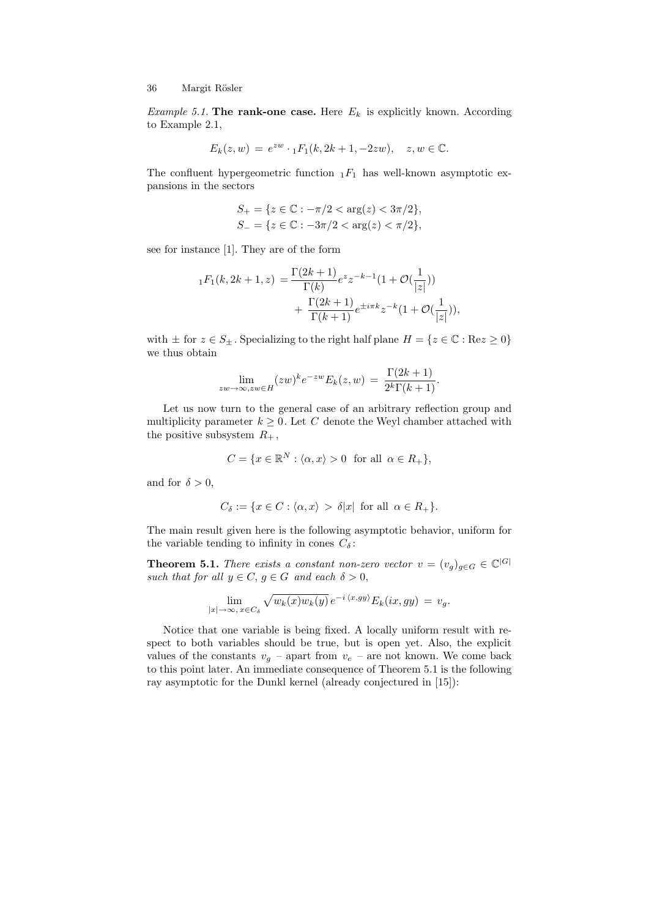*Example 5.1.* **The rank-one case.** Here $E_k$ is explicitly known. According to Example 2.1,

$$E_k(z,w) \,=\, e^{zw}\cdot {}_1F_1(k, 2k+1, -2zw), \quad z, w \in \mathbb{C}.$$

The confluent hypergeometric function ${}_1F_1$ has well-known asymptotic expansions in the sectors

$$S_+ = \{z \in \mathbb{C} : -\pi/2 < \arg(z) < 3\pi/2\},$$
$$S_- = \{z \in \mathbb{C} : -3\pi/2 < \arg(z) < \pi/2\},$$

see for instance [1]. They are of the form

$$\begin{aligned} {}_1F_1(k, 2k+1, z) \,=&\, \frac{\Gamma(2k+1)}{\Gamma(k)} e^z z^{-k-1}(1 + \mathcal{O}(\frac{1}{|z|})) \\ &+\, \frac{\Gamma(2k+1)}{\Gamma(k+1)} e^{\pm i\pi k} z^{-k}(1 + \mathcal{O}(\frac{1}{|z|})), \end{aligned}$$

with $\pm$ for $z \in S_\pm$. Specializing to the right half plane $H = \{z \in \mathbb{C} : \text{Re} z \geq 0\}$ we thus obtain

$$\lim_{zw\to\infty, zw\in H} (zw)^k e^{-zw} E_k(z,w) \,=\, \frac{\Gamma(2k+1)}{2^k\Gamma(k+1)}.$$

Let us now turn to the general case of an arbitrary reflection group and multiplicity parameter $k \geq 0$. Let $C$ denote the Weyl chamber attached with the positive subsystem $R_+$,

$$C = \{x \in \mathbb{R}^N : \langle \alpha, x\rangle > 0 \;\text{ for all }\; \alpha \in R_+\},$$

and for $\delta > 0$,

$$C_\delta := \{x \in C : \langle \alpha, x\rangle \,>\, \delta|x| \;\text{ for all }\; \alpha \in R_+\}.$$

The main result given here is the following asymptotic behavior, uniform for the variable tending to infinity in cones $C_\delta$:

**Theorem 5.1.** *There exists a constant non-zero vector $v = (v_g)_{g\in G} \in \mathbb{C}^{|G|}$ such that for all $y \in C$, $g \in G$ and each $\delta > 0$,*

$$\lim_{|x|\to\infty,\, x\in C_\delta} \sqrt{w_k(x)w_k(y)}\, e^{-i\,\langle x, gy\rangle} E_k(ix, gy) \,=\, v_g.$$

Notice that one variable is being fixed. A locally uniform result with respect to both variables should be true, but is open yet. Also, the explicit values of the constants $v_g$ – apart from $v_e$ – are not known. We come back to this point later. An immediate consequence of Theorem 5.1 is the following ray asymptotic for the Dunkl kernel (already conjectured in [15]):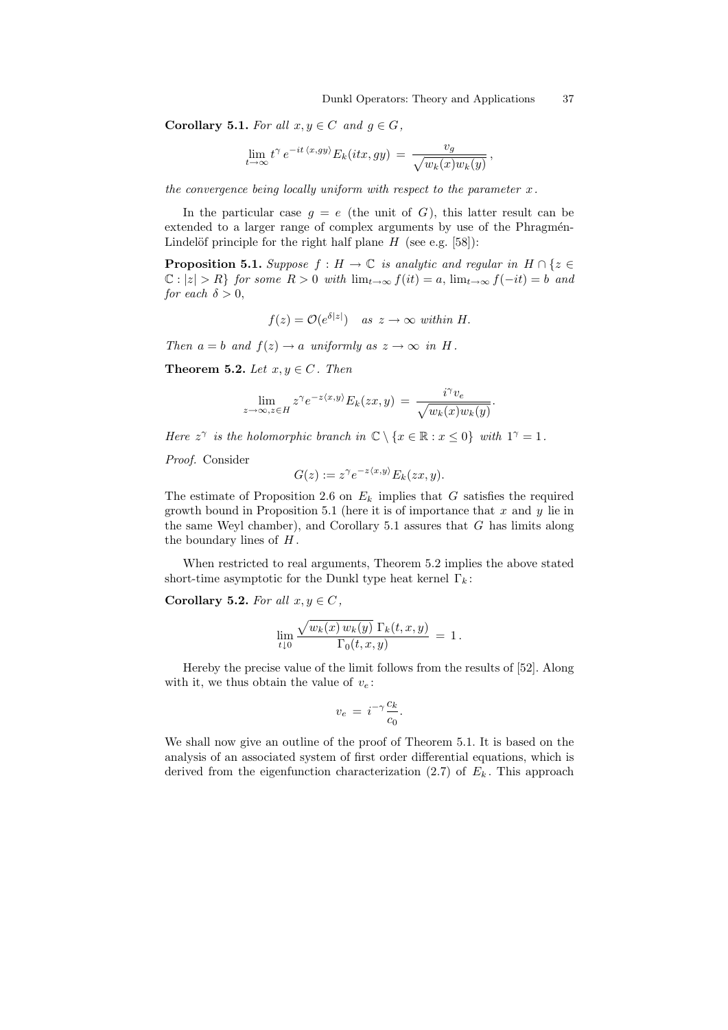**Corollary 5.1.** *For all $x, y \in C$ and $g \in G$,*

$$\lim_{t\to\infty} t^{\gamma}\, e^{-it\,\langle x, gy\rangle} E_k(itx, gy) \,=\, \frac{v_g}{\sqrt{w_k(x)w_k(y)}}\,,$$

*the convergence being locally uniform with respect to the parameter $x$.*

In the particular case $g = e$ (the unit of $G$), this latter result can be extended to a larger range of complex arguments by use of the Phragmén-Lindelöf principle for the right half plane $H$ (see e.g. [58]):

**Proposition 5.1.** *Suppose $f : H \to \mathbb{C}$ is analytic and regular in $H \cap \{z \in \mathbb{C} : |z| > R\}$ for some $R > 0$ with $\lim_{t\to\infty} f(it) = a$, $\lim_{t\to\infty} f(-it) = b$ and for each $\delta > 0$,*

$$f(z) = \mathcal{O}(e^{\delta|z|}) \quad \text{as } z \to \infty \text{ within } H.$$

*Then $a = b$ and $f(z) \to a$ uniformly as $z \to \infty$ in $H$.*

**Theorem 5.2.** *Let $x, y \in C$. Then*

$$\lim_{z\to\infty, z\in H} z^{\gamma} e^{-z\langle x,y\rangle} E_k(zx, y) \,=\, \frac{i^{\gamma} v_e}{\sqrt{w_k(x)w_k(y)}}.$$

*Here $z^{\gamma}$ is the holomorphic branch in $\mathbb{C} \setminus \{x \in \mathbb{R} : x \leq 0\}$ with $1^{\gamma} = 1$.*

*Proof.* Consider

$$G(z) := z^{\gamma} e^{-z\langle x,y\rangle} E_k(zx, y).$$

The estimate of Proposition 2.6 on $E_k$ implies that $G$ satisfies the required growth bound in Proposition 5.1 (here it is of importance that $x$ and $y$ lie in the same Weyl chamber), and Corollary 5.1 assures that $G$ has limits along the boundary lines of $H$.

When restricted to real arguments, Theorem 5.2 implies the above stated short-time asymptotic for the Dunkl type heat kernel $\Gamma_k$:

**Corollary 5.2.** *For all $x, y \in C$,*

$$\lim_{t\downarrow 0} \frac{\sqrt{w_k(x)\, w_k(y)}\;\Gamma_k(t, x, y)}{\Gamma_0(t, x, y)} \,=\, 1\,.$$

Hereby the precise value of the limit follows from the results of [52]. Along with it, we thus obtain the value of $v_e$:

$$v_e \,=\, i^{-\gamma}\frac{c_k}{c_0}.$$

We shall now give an outline of the proof of Theorem 5.1. It is based on the analysis of an associated system of first order differential equations, which is derived from the eigenfunction characterization (2.7) of $E_k$. This approach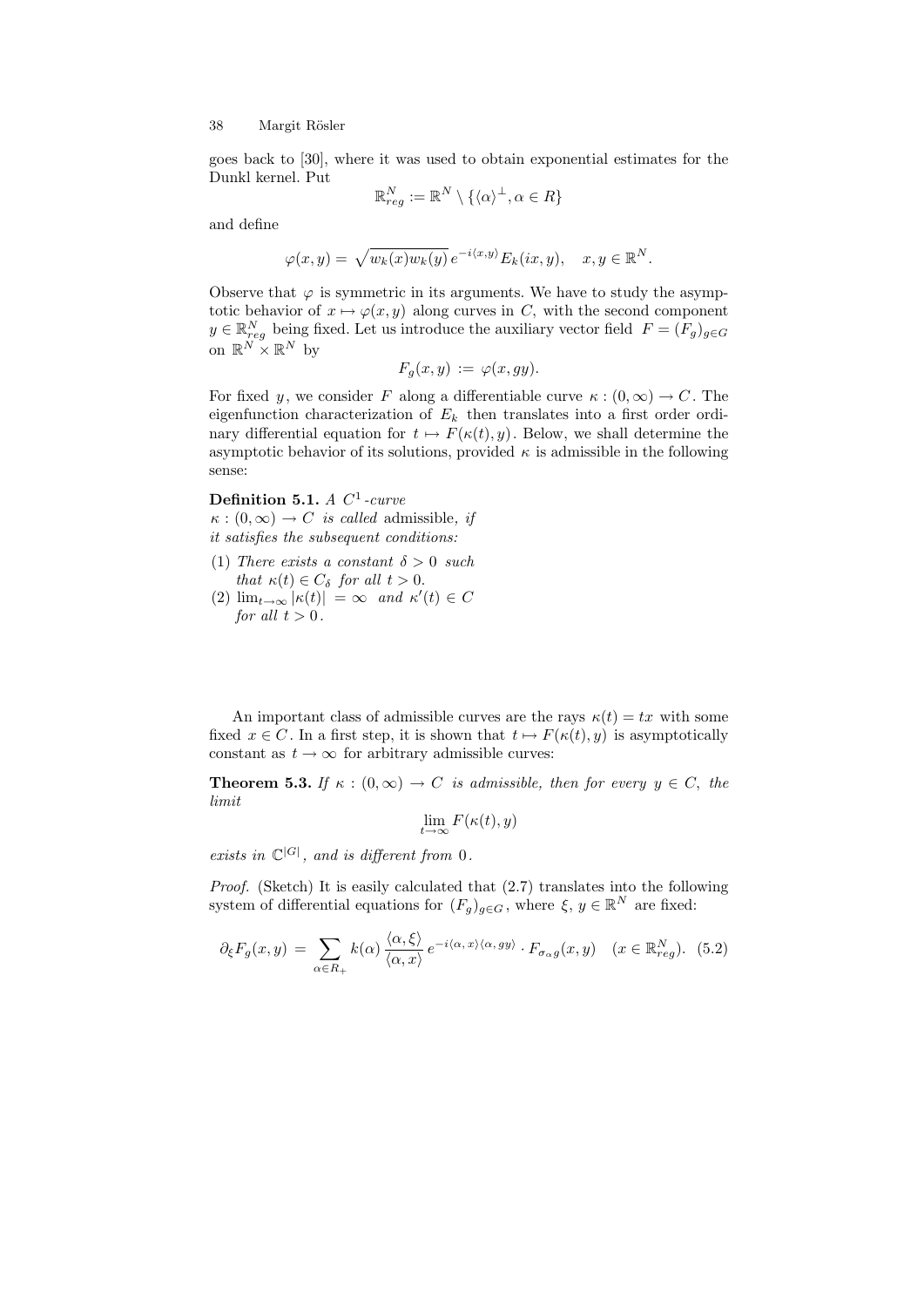goes back to [30], where it was used to obtain exponential estimates for the Dunkl kernel. Put

$$\mathbb{R}^N_{reg} := \mathbb{R}^N \setminus \{\langle\alpha\rangle^\perp, \alpha \in R\}$$

and define

$$\varphi(x,y) = \sqrt{w_k(x)w_k(y)}\, e^{-i\langle x,y\rangle} E_k(ix,y), \quad x,y \in \mathbb{R}^N.$$

Observe that $\varphi$ is symmetric in its arguments. We have to study the asymptotic behavior of $x \mapsto \varphi(x,y)$ along curves in $C$, with the second component $y \in \mathbb{R}^N_{reg}$ being fixed. Let us introduce the auxiliary vector field $F = (F_g)_{g\in G}$ on $\mathbb{R}^N \times \mathbb{R}^N$ by

$$F_g(x,y) := \varphi(x, gy).$$

For fixed $y$, we consider $F$ along a differentiable curve $\kappa : (0,\infty) \to C$. The eigenfunction characterization of $E_k$ then translates into a first order ordinary differential equation for $t \mapsto F(\kappa(t), y)$. Below, we shall determine the asymptotic behavior of its solutions, provided $\kappa$ is admissible in the following sense:

**Definition 5.1.** *A $C^1$-curve $\kappa : (0,\infty) \to C$ is called* admissible, *if it satisfies the subsequent conditions:*

1. *There exists a constant $\delta > 0$ such that $\kappa(t) \in C_\delta$ for all $t > 0$.*
2. *$\lim_{t\to\infty} |\kappa(t)| = \infty$ and $\kappa'(t) \in C$ for all $t > 0$.*

An important class of admissible curves are the rays $\kappa(t) = tx$ with some fixed $x \in C$. In a first step, it is shown that $t \mapsto F(\kappa(t), y)$ is asymptotically constant as $t \to \infty$ for arbitrary admissible curves:

**Theorem 5.3.** *If $\kappa : (0,\infty) \to C$ is admissible, then for every $y \in C$, the limit*

$$\lim_{t\to\infty} F(\kappa(t), y)$$

*exists in $\mathbb{C}^{|G|}$, and is different from $0$.*

*Proof.* (Sketch) It is easily calculated that (2.7) translates into the following system of differential equations for $(F_g)_{g\in G}$, where $\xi$, $y \in \mathbb{R}^N$ are fixed:

$$\partial_\xi F_g(x,y) = \sum_{\alpha\in R_+} k(\alpha)\, \frac{\langle\alpha,\xi\rangle}{\langle\alpha,x\rangle}\, e^{-i\langle\alpha,\, x\rangle\langle\alpha,\, gy\rangle} \cdot F_{\sigma_\alpha g}(x,y) \quad (x \in \mathbb{R}^N_{reg}). \quad (5.2)$$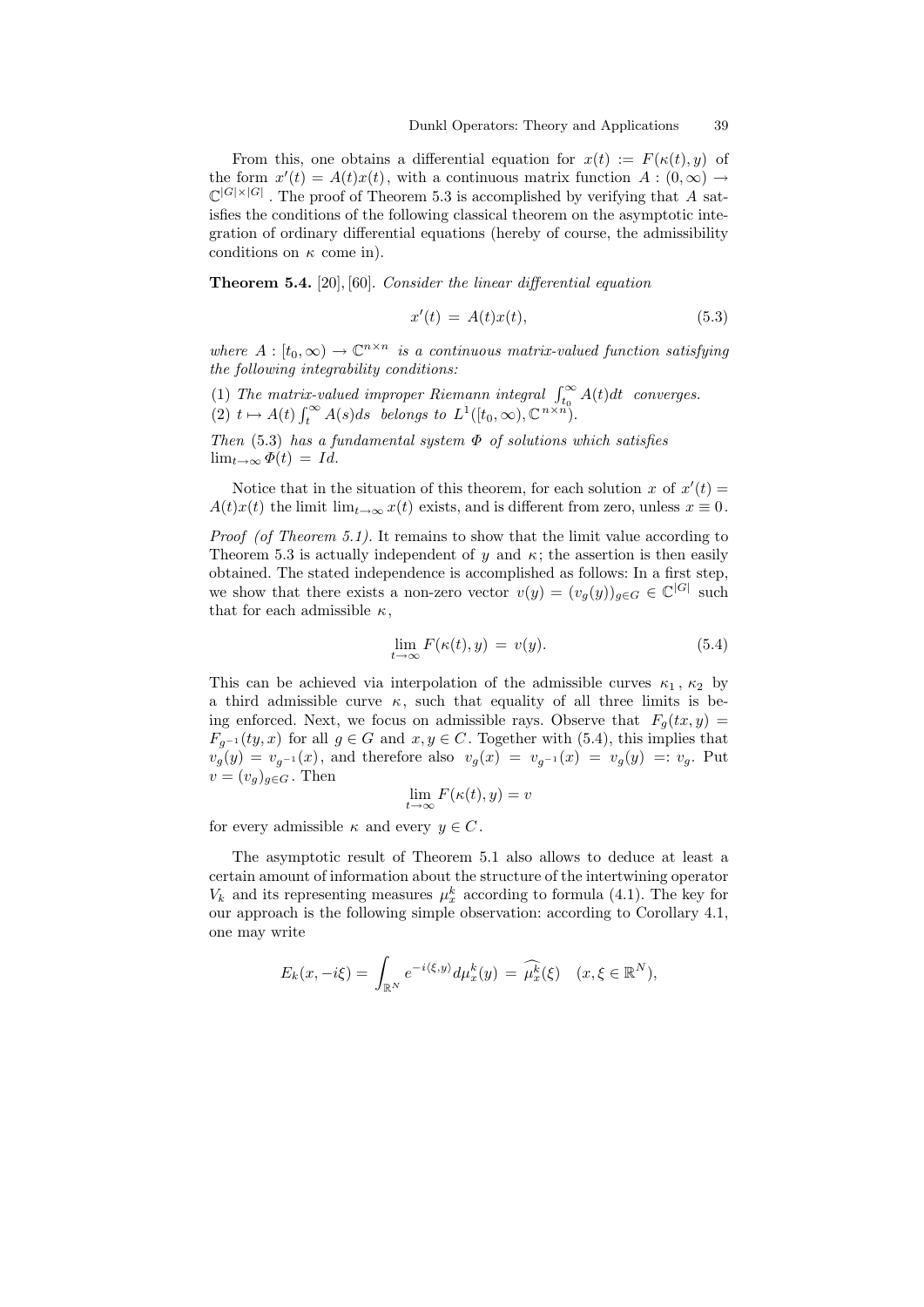From this, one obtains a differential equation for $x(t) := F(\kappa(t), y)$ of the form $x'(t) = A(t)x(t)$, with a continuous matrix function $A : (0,\infty) \to \mathbb{C}^{|G|\times|G|}$. The proof of Theorem 5.3 is accomplished by verifying that $A$ satisfies the conditions of the following classical theorem on the asymptotic integration of ordinary differential equations (hereby of course, the admissibility conditions on $\kappa$ come in).

**Theorem 5.4.** [20], [60]. *Consider the linear differential equation*

$$x'(t) = A(t)x(t), \tag{5.3}$$

*where $A : [t_0, \infty) \to \mathbb{C}^{n\times n}$ is a continuous matrix-valued function satisfying the following integrability conditions:*

(1) *The matrix-valued improper Riemann integral $\int_{t_0}^{\infty} A(t)dt$ converges.*
(2) *$t \mapsto A(t)\int_t^{\infty} A(s)ds$ belongs to $L^1([t_0,\infty), \mathbb{C}^{n\times n})$.*

*Then* (5.3) *has a fundamental system $\Phi$ of solutions which satisfies $\lim_{t\to\infty} \Phi(t) = Id$.*

Notice that in the situation of this theorem, for each solution $x$ of $x'(t) = A(t)x(t)$ the limit $\lim_{t\to\infty} x(t)$ exists, and is different from zero, unless $x \equiv 0$.

*Proof (of Theorem 5.1).* It remains to show that the limit value according to Theorem 5.3 is actually independent of $y$ and $\kappa$; the assertion is then easily obtained. The stated independence is accomplished as follows: In a first step, we show that there exists a non-zero vector $v(y) = (v_g(y))_{g\in G} \in \mathbb{C}^{|G|}$ such that for each admissible $\kappa$,

$$\lim_{t\to\infty} F(\kappa(t), y) = v(y). \tag{5.4}$$

This can be achieved via interpolation of the admissible curves $\kappa_1$, $\kappa_2$ by a third admissible curve $\kappa$, such that equality of all three limits is being enforced. Next, we focus on admissible rays. Observe that $F_g(tx, y) = F_{g^{-1}}(ty, x)$ for all $g \in G$ and $x, y \in C$. Together with (5.4), this implies that $v_g(y) = v_{g^{-1}}(x)$, and therefore also $v_g(x) = v_{g^{-1}}(x) = v_g(y) =: v_g$. Put $v = (v_g)_{g\in G}$. Then

$$\lim_{t\to\infty} F(\kappa(t), y) = v$$

for every admissible $\kappa$ and every $y \in C$.

The asymptotic result of Theorem 5.1 also allows to deduce at least a certain amount of information about the structure of the intertwining operator $V_k$ and its representing measures $\mu_x^k$ according to formula (4.1). The key for our approach is the following simple observation: according to Corollary 4.1, one may write

$$E_k(x, -i\xi) = \int_{\mathbb{R}^N} e^{-i\langle \xi, y\rangle} d\mu_x^k(y) = \widehat{\mu_x^k}(\xi) \quad (x, \xi \in \mathbb{R}^N),$$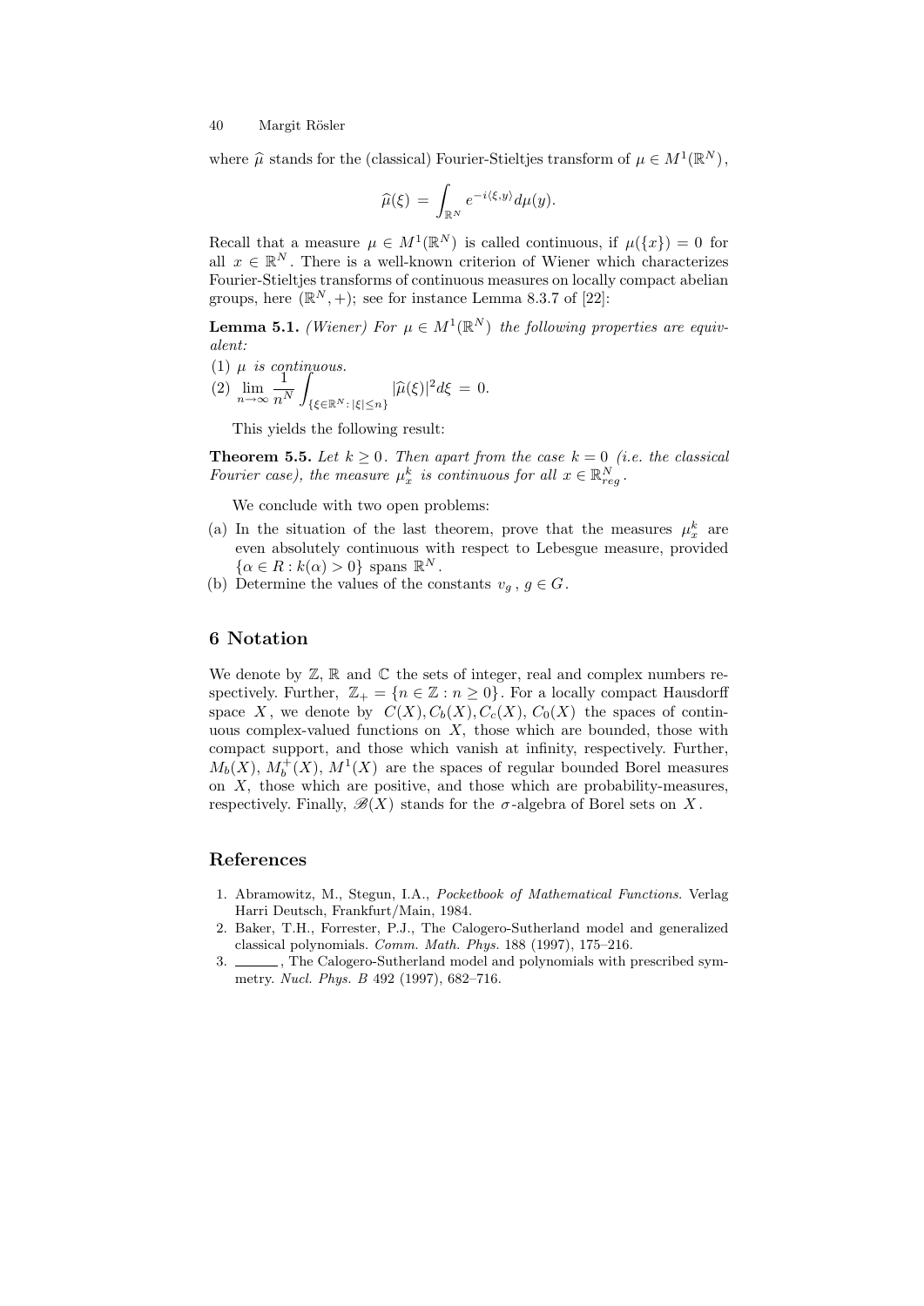where $\widehat{\mu}$ stands for the (classical) Fourier-Stieltjes transform of $\mu \in M^1(\mathbb{R}^N)$,

$$\widehat{\mu}(\xi) = \int_{\mathbb{R}^N} e^{-i\langle \xi, y\rangle} d\mu(y).$$

Recall that a measure $\mu \in M^1(\mathbb{R}^N)$ is called continuous, if $\mu(\{x\}) = 0$ for all $x \in \mathbb{R}^N$. There is a well-known criterion of Wiener which characterizes Fourier-Stieltjes transforms of continuous measures on locally compact abelian groups, here $(\mathbb{R}^N, +)$; see for instance Lemma 8.3.7 of [22]:

**Lemma 5.1.** *(Wiener) For $\mu \in M^1(\mathbb{R}^N)$ the following properties are equivalent:*

(1) *$\mu$ is continuous.*
(2) $\displaystyle \lim_{n\to\infty} \frac{1}{n^N} \int_{\{\xi \in \mathbb{R}^N : |\xi| \leq n\}} |\widehat{\mu}(\xi)|^2 d\xi = 0.$

This yields the following result:

**Theorem 5.5.** *Let $k \geq 0$. Then apart from the case $k = 0$ (i.e. the classical Fourier case), the measure $\mu_x^k$ is continuous for all $x \in \mathbb{R}^N_{reg}$.*

We conclude with two open problems:

(a) In the situation of the last theorem, prove that the measures $\mu_x^k$ are even absolutely continuous with respect to Lebesgue measure, provided $\{\alpha \in R : k(\alpha) > 0\}$ spans $\mathbb{R}^N$.
(b) Determine the values of the constants $v_g$, $g \in G$.

## 6 Notation

We denote by $\mathbb{Z}$, $\mathbb{R}$ and $\mathbb{C}$ the sets of integer, real and complex numbers respectively. Further, $\mathbb{Z}_+ = \{n \in \mathbb{Z} : n \geq 0\}$. For a locally compact Hausdorff space $X$, we denote by $C(X), C_b(X), C_c(X), C_0(X)$ the spaces of continuous complex-valued functions on $X$, those which are bounded, those with compact support, and those which vanish at infinity, respectively. Further, $M_b(X)$, $M_b^+(X)$, $M^1(X)$ are the spaces of regular bounded Borel measures on $X$, those which are positive, and those which are probability-measures, respectively. Finally, $\mathscr{B}(X)$ stands for the $\sigma$-algebra of Borel sets on $X$.

## References

1. Abramowitz, M., Stegun, I.A., *Pocketbook of Mathematical Functions.* Verlag Harri Deutsch, Frankfurt/Main, 1984.
2. Baker, T.H., Forrester, P.J., The Calogero-Sutherland model and generalized classical polynomials. *Comm. Math. Phys.* 188 (1997), 175–216.
3. ______, The Calogero-Sutherland model and polynomials with prescribed symmetry. *Nucl. Phys. B* 492 (1997), 682–716.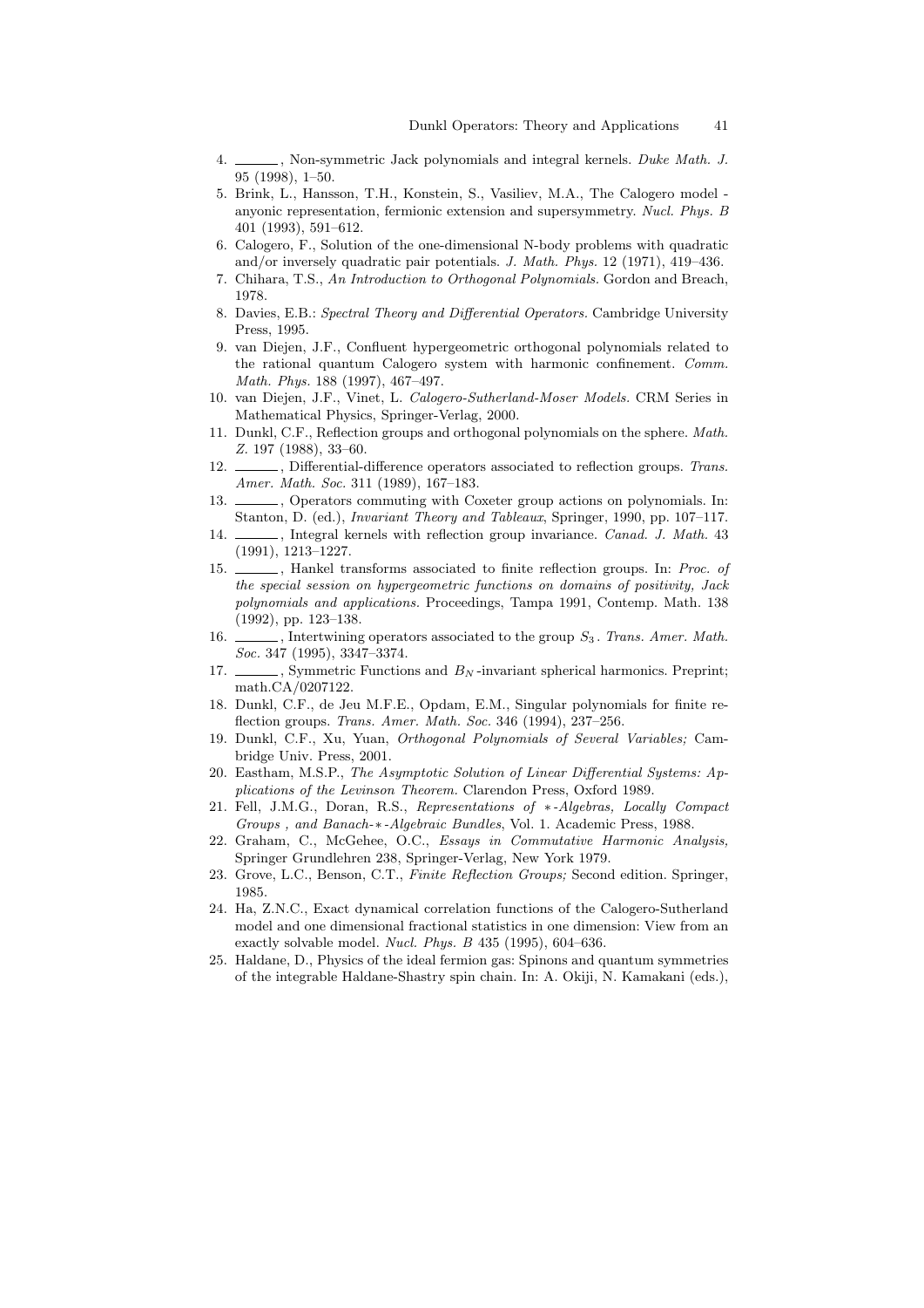4. ______, Non-symmetric Jack polynomials and integral kernels. *Duke Math. J.* 95 (1998), 1–50.
5. Brink, L., Hansson, T.H., Konstein, S., Vasiliev, M.A., The Calogero model - anyonic representation, fermionic extension and supersymmetry. *Nucl. Phys. B* 401 (1993), 591–612.
6. Calogero, F., Solution of the one-dimensional N-body problems with quadratic and/or inversely quadratic pair potentials. *J. Math. Phys.* 12 (1971), 419–436.
7. Chihara, T.S., *An Introduction to Orthogonal Polynomials.* Gordon and Breach, 1978.
8. Davies, E.B.: *Spectral Theory and Differential Operators.* Cambridge University Press, 1995.
9. van Diejen, J.F., Confluent hypergeometric orthogonal polynomials related to the rational quantum Calogero system with harmonic confinement. *Comm. Math. Phys.* 188 (1997), 467–497.
10. van Diejen, J.F., Vinet, L. *Calogero-Sutherland-Moser Models.* CRM Series in Mathematical Physics, Springer-Verlag, 2000.
11. Dunkl, C.F., Reflection groups and orthogonal polynomials on the sphere. *Math. Z.* 197 (1988), 33–60.
12. ______, Differential-difference operators associated to reflection groups. *Trans. Amer. Math. Soc.* 311 (1989), 167–183.
13. ______, Operators commuting with Coxeter group actions on polynomials. In: Stanton, D. (ed.), *Invariant Theory and Tableaux*, Springer, 1990, pp. 107–117.
14. ______, Integral kernels with reflection group invariance. *Canad. J. Math.* 43 (1991), 1213–1227.
15. ______, Hankel transforms associated to finite reflection groups. In: *Proc. of the special session on hypergeometric functions on domains of positivity, Jack polynomials and applications.* Proceedings, Tampa 1991, Contemp. Math. 138 (1992), pp. 123–138.
16. ______, Intertwining operators associated to the group $S_3$. *Trans. Amer. Math. Soc.* 347 (1995), 3347–3374.
17. ______, Symmetric Functions and $B_N$-invariant spherical harmonics. Preprint; math.CA/0207122.
18. Dunkl, C.F., de Jeu M.F.E., Opdam, E.M., Singular polynomials for finite reflection groups. *Trans. Amer. Math. Soc.* 346 (1994), 237–256.
19. Dunkl, C.F., Xu, Yuan, *Orthogonal Polynomials of Several Variables;* Cambridge Univ. Press, 2001.
20. Eastham, M.S.P., *The Asymptotic Solution of Linear Differential Systems: Applications of the Levinson Theorem.* Clarendon Press, Oxford 1989.
21. Fell, J.M.G., Doran, R.S., *Representations of ∗-Algebras, Locally Compact Groups , and Banach-∗-Algebraic Bundles*, Vol. 1. Academic Press, 1988.
22. Graham, C., McGehee, O.C., *Essays in Commutative Harmonic Analysis,* Springer Grundlehren 238, Springer-Verlag, New York 1979.
23. Grove, L.C., Benson, C.T., *Finite Reflection Groups;* Second edition. Springer, 1985.
24. Ha, Z.N.C., Exact dynamical correlation functions of the Calogero-Sutherland model and one dimensional fractional statistics in one dimension: View from an exactly solvable model. *Nucl. Phys. B* 435 (1995), 604–636.
25. Haldane, D., Physics of the ideal fermion gas: Spinons and quantum symmetries of the integrable Haldane-Shastry spin chain. In: A. Okiji, N. Kamakani (eds.),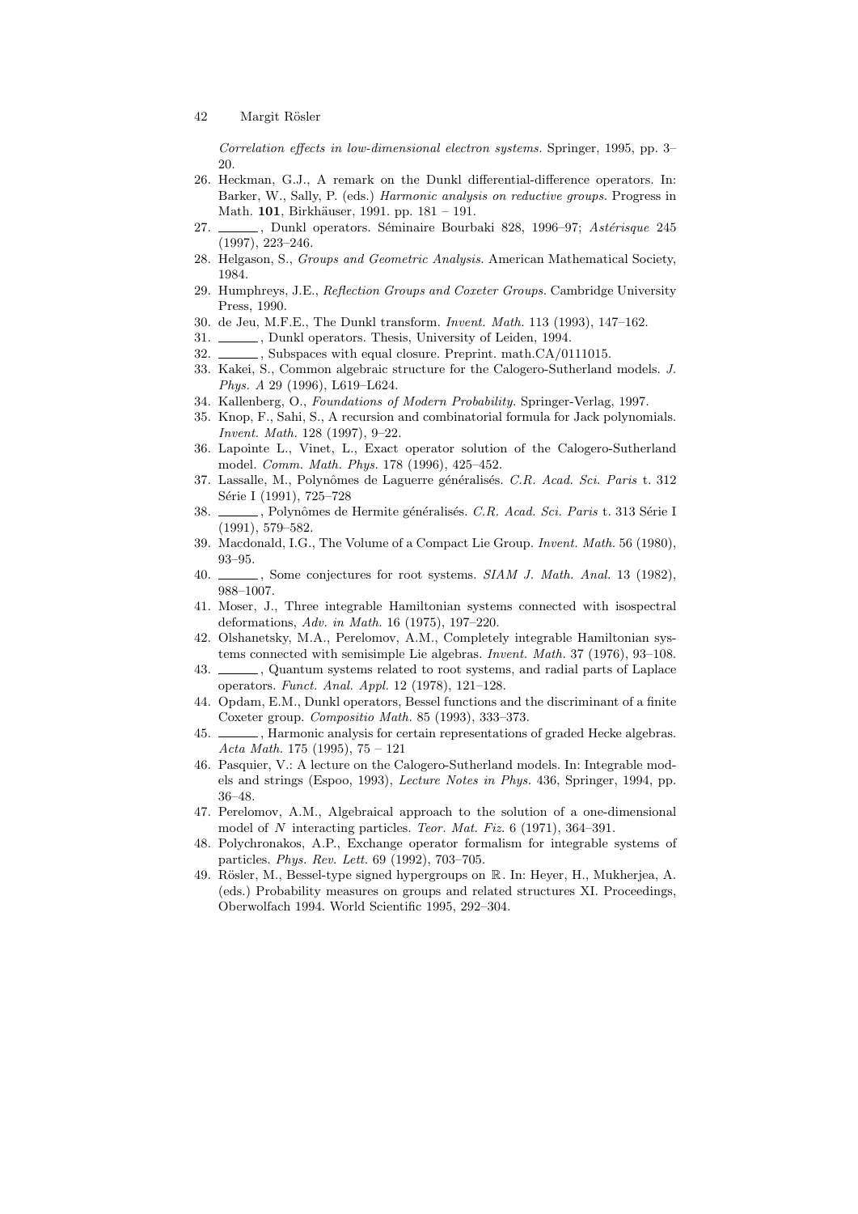*Correlation effects in low-dimensional electron systems.* Springer, 1995, pp. 3–20.

26. Heckman, G.J., A remark on the Dunkl differential-difference operators. In: Barker, W., Sally, P. (eds.) *Harmonic analysis on reductive groups.* Progress in Math. **101**, Birkhäuser, 1991. pp. 181 – 191.
27. ______, Dunkl operators. Séminaire Bourbaki 828, 1996–97; *Astérisque* 245 (1997), 223–246.
28. Helgason, S., *Groups and Geometric Analysis.* American Mathematical Society, 1984.
29. Humphreys, J.E., *Reflection Groups and Coxeter Groups.* Cambridge University Press, 1990.
30. de Jeu, M.F.E., The Dunkl transform. *Invent. Math.* 113 (1993), 147–162.
31. ______, Dunkl operators. Thesis, University of Leiden, 1994.
32. ______, Subspaces with equal closure. Preprint. math.CA/0111015.
33. Kakei, S., Common algebraic structure for the Calogero-Sutherland models. *J. Phys. A* 29 (1996), L619–L624.
34. Kallenberg, O., *Foundations of Modern Probability.* Springer-Verlag, 1997.
35. Knop, F., Sahi, S., A recursion and combinatorial formula for Jack polynomials. *Invent. Math.* 128 (1997), 9–22.
36. Lapointe L., Vinet, L., Exact operator solution of the Calogero-Sutherland model. *Comm. Math. Phys.* 178 (1996), 425–452.
37. Lassalle, M., Polynômes de Laguerre généralisés. *C.R. Acad. Sci. Paris* t. 312 Série I (1991), 725–728
38. ______, Polynômes de Hermite généralisés. *C.R. Acad. Sci. Paris* t. 313 Série I (1991), 579–582.
39. Macdonald, I.G., The Volume of a Compact Lie Group. *Invent. Math.* 56 (1980), 93–95.
40. ______, Some conjectures for root systems. *SIAM J. Math. Anal.* 13 (1982), 988–1007.
41. Moser, J., Three integrable Hamiltonian systems connected with isospectral deformations, *Adv. in Math.* 16 (1975), 197–220.
42. Olshanetsky, M.A., Perelomov, A.M., Completely integrable Hamiltonian systems connected with semisimple Lie algebras. *Invent. Math.* 37 (1976), 93–108.
43. ______, Quantum systems related to root systems, and radial parts of Laplace operators. *Funct. Anal. Appl.* 12 (1978), 121–128.
44. Opdam, E.M., Dunkl operators, Bessel functions and the discriminant of a finite Coxeter group. *Compositio Math.* 85 (1993), 333–373.
45. ______, Harmonic analysis for certain representations of graded Hecke algebras. *Acta Math.* 175 (1995), 75 – 121
46. Pasquier, V.: A lecture on the Calogero-Sutherland models. In: Integrable models and strings (Espoo, 1993), *Lecture Notes in Phys.* 436, Springer, 1994, pp. 36–48.
47. Perelomov, A.M., Algebraical approach to the solution of a one-dimensional model of $N$ interacting particles. *Teor. Mat. Fiz.* 6 (1971), 364–391.
48. Polychronakos, A.P., Exchange operator formalism for integrable systems of particles. *Phys. Rev. Lett.* 69 (1992), 703–705.
49. Rösler, M., Bessel-type signed hypergroups on $\mathbb{R}$. In: Heyer, H., Mukherjea, A. (eds.) Probability measures on groups and related structures XI. Proceedings, Oberwolfach 1994. World Scientific 1995, 292–304.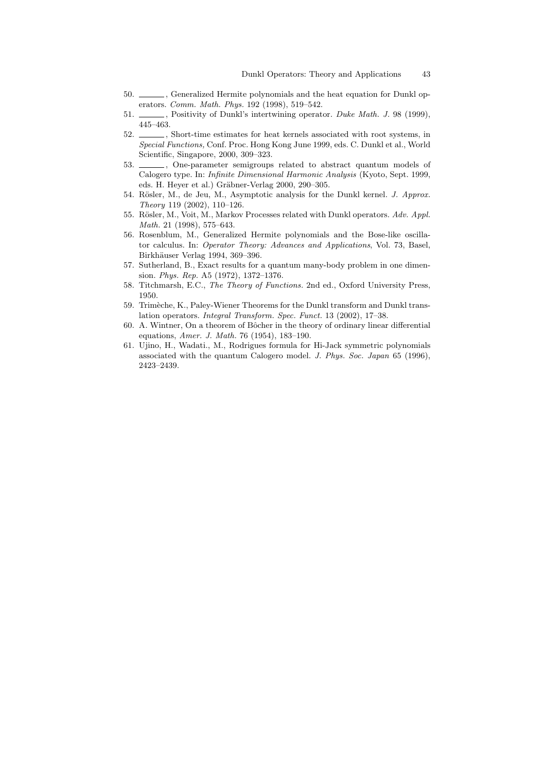50. ______, Generalized Hermite polynomials and the heat equation for Dunkl operators. *Comm. Math. Phys.* 192 (1998), 519–542.
51. ______, Positivity of Dunkl's intertwining operator. *Duke Math. J.* 98 (1999), 445–463.
52. ______, Short-time estimates for heat kernels associated with root systems, in *Special Functions,* Conf. Proc. Hong Kong June 1999, eds. C. Dunkl et al., World Scientific, Singapore, 2000, 309–323.
53. ______, One-parameter semigroups related to abstract quantum models of Calogero type. In: *Infinite Dimensional Harmonic Analysis* (Kyoto, Sept. 1999, eds. H. Heyer et al.) Gräbner-Verlag 2000, 290–305.
54. Rösler, M., de Jeu, M., Asymptotic analysis for the Dunkl kernel. *J. Approx. Theory* 119 (2002), 110–126.
55. Rösler, M., Voit, M., Markov Processes related with Dunkl operators. *Adv. Appl. Math.* 21 (1998), 575–643.
56. Rosenblum, M., Generalized Hermite polynomials and the Bose-like oscillator calculus. In: *Operator Theory: Advances and Applications*, Vol. 73, Basel, Birkhäuser Verlag 1994, 369–396.
57. Sutherland, B., Exact results for a quantum many-body problem in one dimension. *Phys. Rep.* A5 (1972), 1372–1376.
58. Titchmarsh, E.C., *The Theory of Functions.* 2nd ed., Oxford University Press, 1950.
59. Trimèche, K., Paley-Wiener Theorems for the Dunkl transform and Dunkl translation operators. *Integral Transform. Spec. Funct.* 13 (2002), 17–38.
60. A. Wintner, On a theorem of Bôcher in the theory of ordinary linear differential equations, *Amer. J. Math.* 76 (1954), 183–190.
61. Ujino, H., Wadati., M., Rodrigues formula for Hi-Jack symmetric polynomials associated with the quantum Calogero model. *J. Phys. Soc. Japan* 65 (1996), 2423–2439.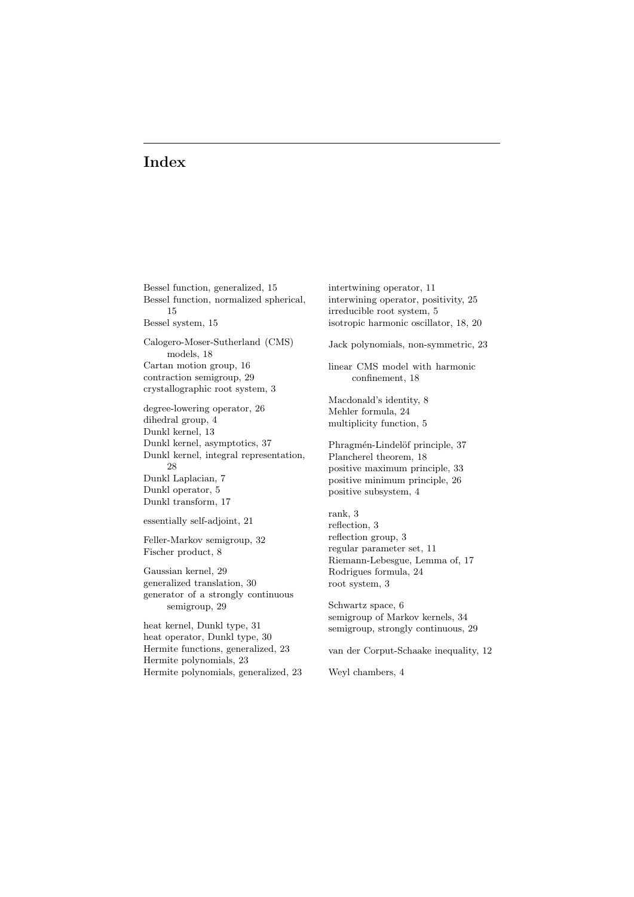# Index

Bessel function, generalized, 15
Bessel function, normalized spherical, 15
Bessel system, 15

Calogero-Moser-Sutherland (CMS) models, 18
Cartan motion group, 16
contraction semigroup, 29
crystallographic root system, 3

degree-lowering operator, 26
dihedral group, 4
Dunkl kernel, 13
Dunkl kernel, asymptotics, 37
Dunkl kernel, integral representation, 28
Dunkl Laplacian, 7
Dunkl operator, 5
Dunkl transform, 17

essentially self-adjoint, 21

Feller-Markov semigroup, 32
Fischer product, 8

Gaussian kernel, 29
generalized translation, 30
generator of a strongly continuous semigroup, 29

heat kernel, Dunkl type, 31
heat operator, Dunkl type, 30
Hermite functions, generalized, 23
Hermite polynomials, 23
Hermite polynomials, generalized, 23

intertwining operator, 11
interwining operator, positivity, 25
irreducible root system, 5
isotropic harmonic oscillator, 18, 20

Jack polynomials, non-symmetric, 23

linear CMS model with harmonic confinement, 18

Macdonald's identity, 8
Mehler formula, 24
multiplicity function, 5

Phragmén-Lindelöf principle, 37
Plancherel theorem, 18
positive maximum principle, 33
positive minimum principle, 26
positive subsystem, 4

rank, 3
reflection, 3
reflection group, 3
regular parameter set, 11
Riemann-Lebesgue, Lemma of, 17
Rodrigues formula, 24
root system, 3

Schwartz space, 6
semigroup of Markov kernels, 34
semigroup, strongly continuous, 29

van der Corput-Schaake inequality, 12

Weyl chambers, 4